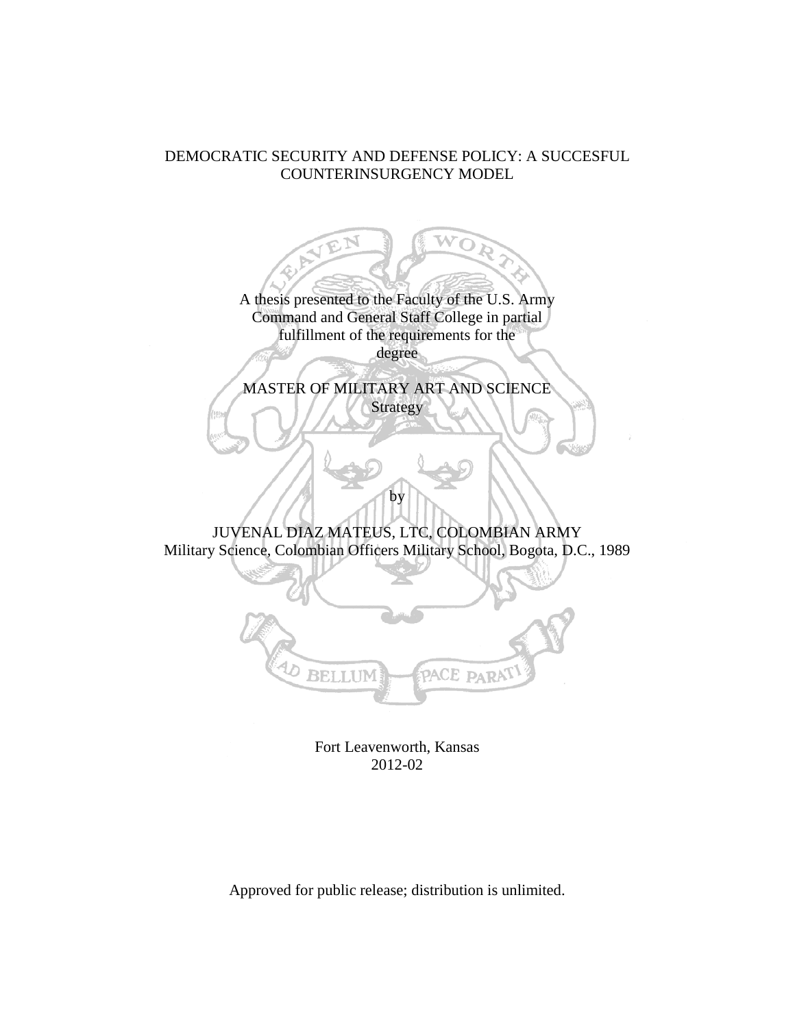# DEMOCRATIC SECURITY AND DEFENSE POLICY: A SUCCESFUL COUNTERINSURGENCY MODEL

A thesis presented to the Faculty of the U.S. Army Command and General Staff College in partial fulfillment of the requirements for the degree

MASTER OF MILITARY ART AND SCIENCE
Strategy

by

JUVENAL DIAZ MATEUS, LTC, COLOMBIAN ARMY
Military Science, Colombian Officers Military School, Bogota, D.C., 1989

Fort Leavenworth, Kansas
2012-02

Approved for public release; distribution is unlimited.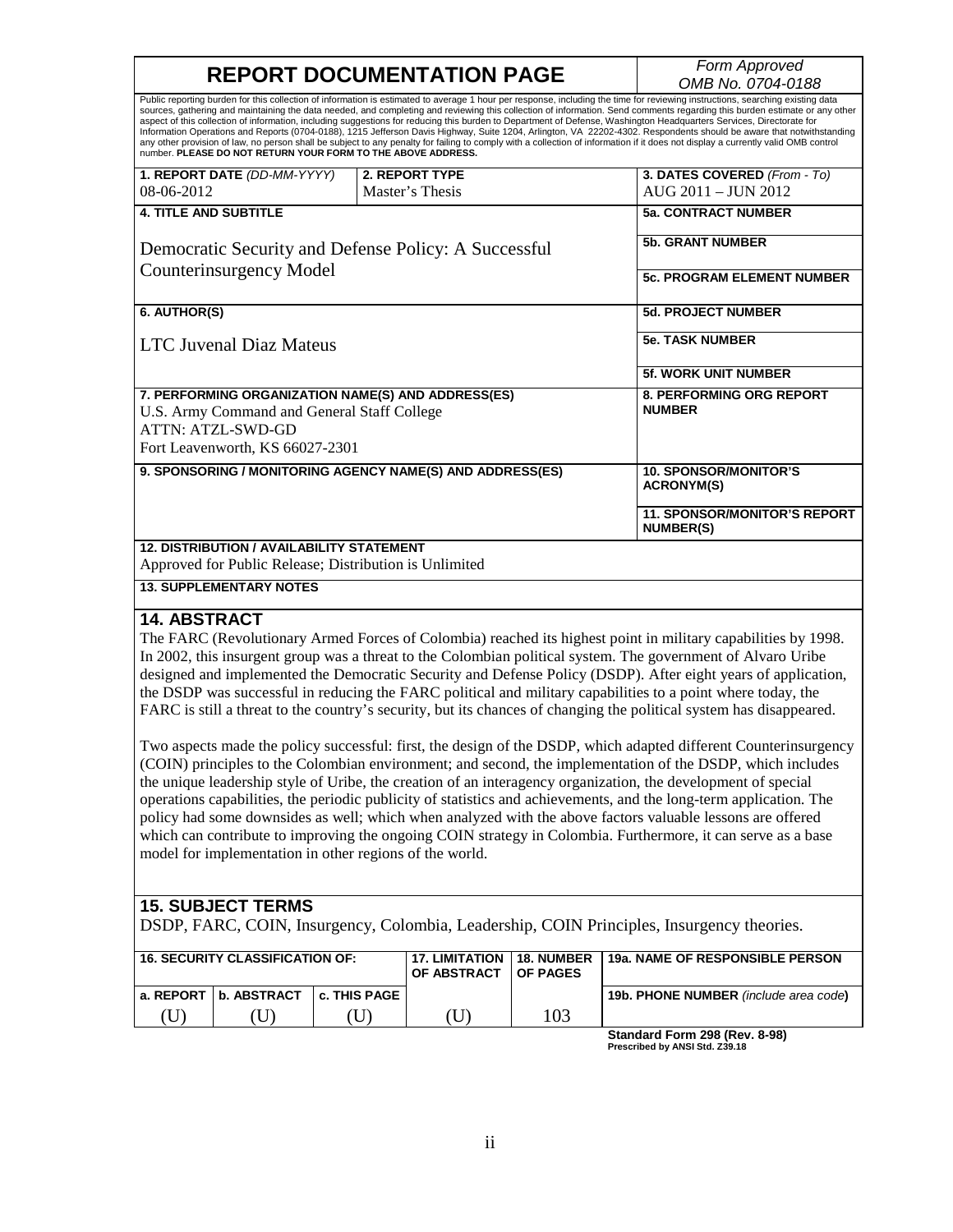# REPORT DOCUMENTATION PAGE

*Form Approved*
*OMB No. 0704-0188*

Public reporting burden for this collection of information is estimated to average 1 hour per response, including the time for reviewing instructions, searching existing data sources, gathering and maintaining the data needed, and completing and reviewing this collection of information. Send comments regarding this burden estimate or any other aspect of this collection of information, including suggestions for reducing this burden to Department of Defense, Washington Headquarters Services, Directorate for Information Operations and Reports (0704-0188), 1215 Jefferson Davis Highway, Suite 1204, Arlington, VA 22202-4302. Respondents should be aware that notwithstanding any other provision of law, no person shall be subject to any penalty for failing to comply with a collection of information if it does not display a currently valid OMB control number. **PLEASE DO NOT RETURN YOUR FORM TO THE ABOVE ADDRESS.**

| **1. REPORT DATE** *(DD-MM-YYYY)* | **2. REPORT TYPE** | **3. DATES COVERED** *(From - To)* |
|---|---|---|
| 08-06-2012 | Master's Thesis | AUG 2011 – JUN 2012 |

**4. TITLE AND SUBTITLE**

Democratic Security and Defense Policy: A Successful Counterinsurgency Model

**5a. CONTRACT NUMBER**

**5b. GRANT NUMBER**

**5c. PROGRAM ELEMENT NUMBER**

**6. AUTHOR(S)**

LTC Juvenal Diaz Mateus

**5d. PROJECT NUMBER**

**5e. TASK NUMBER**

**5f. WORK UNIT NUMBER**

**7. PERFORMING ORGANIZATION NAME(S) AND ADDRESS(ES)**

U.S. Army Command and General Staff College
ATTN: ATZL-SWD-GD
Fort Leavenworth, KS 66027-2301

**8. PERFORMING ORG REPORT NUMBER**

**9. SPONSORING / MONITORING AGENCY NAME(S) AND ADDRESS(ES)**

**10. SPONSOR/MONITOR'S ACRONYM(S)**

**11. SPONSOR/MONITOR'S REPORT NUMBER(S)**

**12. DISTRIBUTION / AVAILABILITY STATEMENT**

Approved for Public Release; Distribution is Unlimited

**13. SUPPLEMENTARY NOTES**

## 14. ABSTRACT

The FARC (Revolutionary Armed Forces of Colombia) reached its highest point in military capabilities by 1998. In 2002, this insurgent group was a threat to the Colombian political system. The government of Alvaro Uribe designed and implemented the Democratic Security and Defense Policy (DSDP). After eight years of application, the DSDP was successful in reducing the FARC political and military capabilities to a point where today, the FARC is still a threat to the country's security, but its chances of changing the political system has disappeared.

Two aspects made the policy successful: first, the design of the DSDP, which adapted different Counterinsurgency (COIN) principles to the Colombian environment; and second, the implementation of the DSDP, which includes the unique leadership style of Uribe, the creation of an interagency organization, the development of special operations capabilities, the periodic publicity of statistics and achievements, and the long-term application. The policy had some downsides as well; which when analyzed with the above factors valuable lessons are offered which can contribute to improving the ongoing COIN strategy in Colombia. Furthermore, it can serve as a base model for implementation in other regions of the world.

## 15. SUBJECT TERMS

DSDP, FARC, COIN, Insurgency, Colombia, Leadership, COIN Principles, Insurgency theories.

| **16. SECURITY CLASSIFICATION OF:** | | | **17. LIMITATION OF ABSTRACT** | **18. NUMBER OF PAGES** | **19a. NAME OF RESPONSIBLE PERSON** |
|---|---|---|---|---|---|
| **a. REPORT** | **b. ABSTRACT** | **c. THIS PAGE** | | | **19b. PHONE NUMBER** *(include area code)* |
| (U) | (U) | (U) | (U) | 103 | |

**Standard Form 298 (Rev. 8-98)**
**Prescribed by ANSI Std. Z39.18**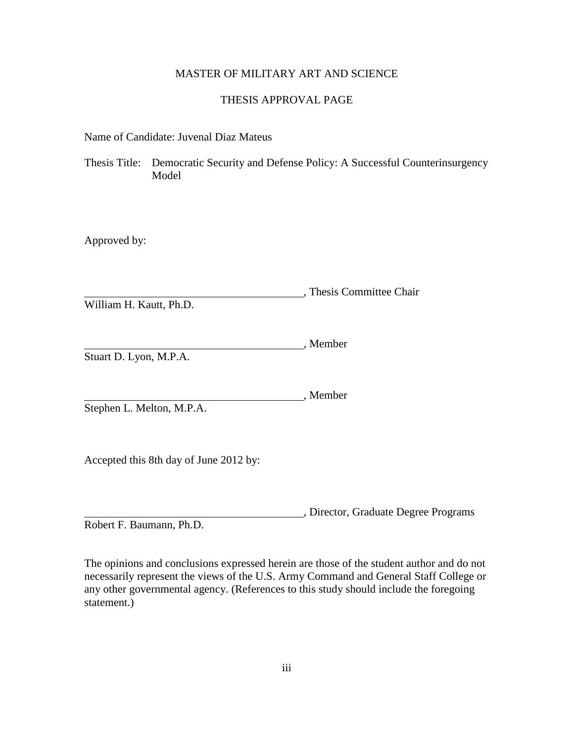MASTER OF MILITARY ART AND SCIENCE

THESIS APPROVAL PAGE

Name of Candidate: Juvenal Diaz Mateus

Thesis Title: Democratic Security and Defense Policy: A Successful Counterinsurgency Model

Approved by:

\_\_\_\_\_\_\_\_\_\_\_\_\_\_\_\_\_\_\_\_\_\_\_\_\_\_\_\_\_\_\_\_\_\_\_\_\_\_\_\_, Thesis Committee Chair
William H. Kautt, Ph.D.

\_\_\_\_\_\_\_\_\_\_\_\_\_\_\_\_\_\_\_\_\_\_\_\_\_\_\_\_\_\_\_\_\_\_\_\_\_\_\_\_, Member
Stuart D. Lyon, M.P.A.

\_\_\_\_\_\_\_\_\_\_\_\_\_\_\_\_\_\_\_\_\_\_\_\_\_\_\_\_\_\_\_\_\_\_\_\_\_\_\_\_, Member
Stephen L. Melton, M.P.A.

Accepted this 8th day of June 2012 by:

\_\_\_\_\_\_\_\_\_\_\_\_\_\_\_\_\_\_\_\_\_\_\_\_\_\_\_\_\_\_\_\_\_\_\_\_\_\_\_\_, Director, Graduate Degree Programs
Robert F. Baumann, Ph.D.

The opinions and conclusions expressed herein are those of the student author and do not necessarily represent the views of the U.S. Army Command and General Staff College or any other governmental agency. (References to this study should include the foregoing statement.)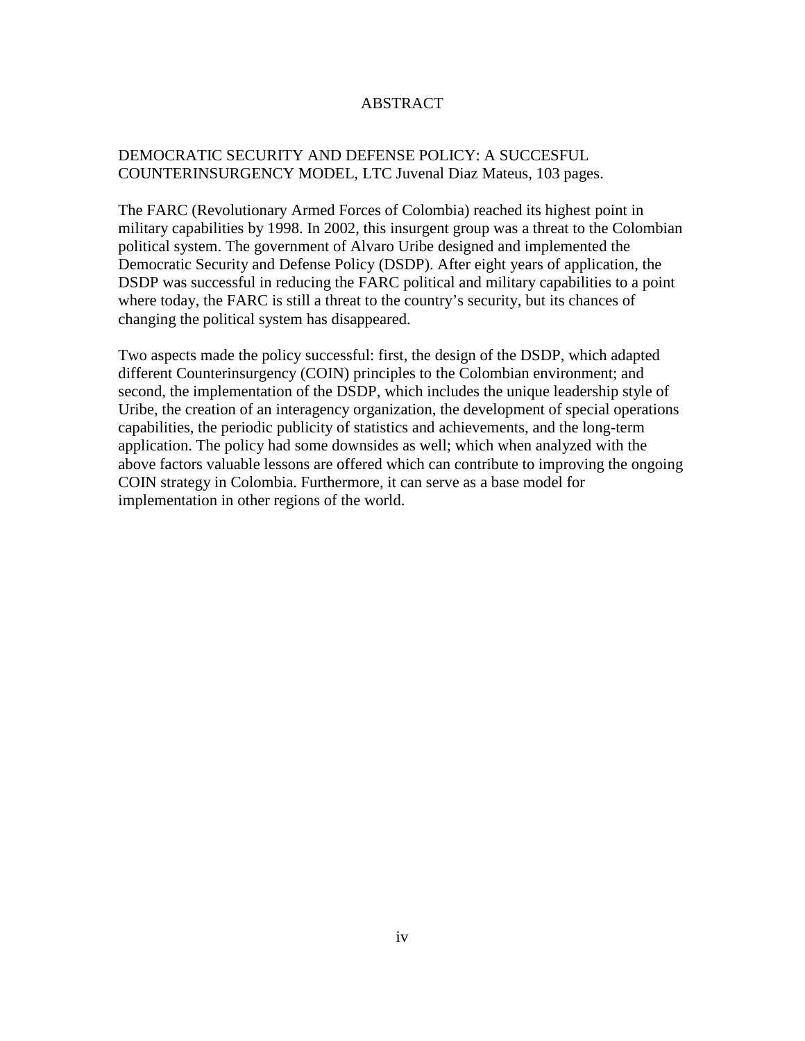# ABSTRACT

DEMOCRATIC SECURITY AND DEFENSE POLICY: A SUCCESFUL COUNTERINSURGENCY MODEL, LTC Juvenal Diaz Mateus, 103 pages.

The FARC (Revolutionary Armed Forces of Colombia) reached its highest point in military capabilities by 1998. In 2002, this insurgent group was a threat to the Colombian political system. The government of Alvaro Uribe designed and implemented the Democratic Security and Defense Policy (DSDP). After eight years of application, the DSDP was successful in reducing the FARC political and military capabilities to a point where today, the FARC is still a threat to the country's security, but its chances of changing the political system has disappeared.

Two aspects made the policy successful: first, the design of the DSDP, which adapted different Counterinsurgency (COIN) principles to the Colombian environment; and second, the implementation of the DSDP, which includes the unique leadership style of Uribe, the creation of an interagency organization, the development of special operations capabilities, the periodic publicity of statistics and achievements, and the long-term application. The policy had some downsides as well; which when analyzed with the above factors valuable lessons are offered which can contribute to improving the ongoing COIN strategy in Colombia. Furthermore, it can serve as a base model for implementation in other regions of the world.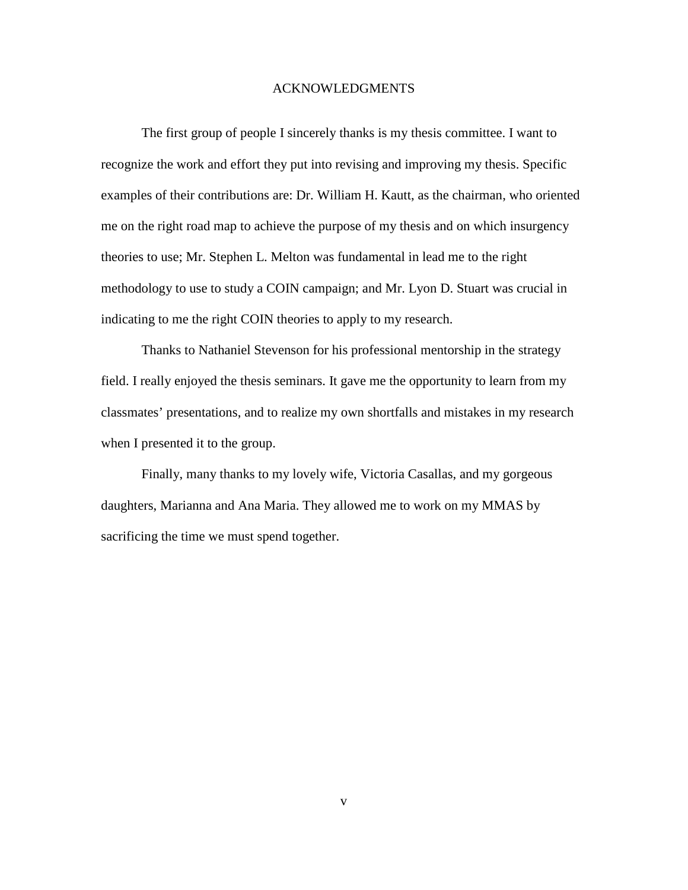# ACKNOWLEDGMENTS

The first group of people I sincerely thanks is my thesis committee. I want to recognize the work and effort they put into revising and improving my thesis. Specific examples of their contributions are: Dr. William H. Kautt, as the chairman, who oriented me on the right road map to achieve the purpose of my thesis and on which insurgency theories to use; Mr. Stephen L. Melton was fundamental in lead me to the right methodology to use to study a COIN campaign; and Mr. Lyon D. Stuart was crucial in indicating to me the right COIN theories to apply to my research.

Thanks to Nathaniel Stevenson for his professional mentorship in the strategy field. I really enjoyed the thesis seminars. It gave me the opportunity to learn from my classmates' presentations, and to realize my own shortfalls and mistakes in my research when I presented it to the group.

Finally, many thanks to my lovely wife, Victoria Casallas, and my gorgeous daughters, Marianna and Ana Maria. They allowed me to work on my MMAS by sacrificing the time we must spend together.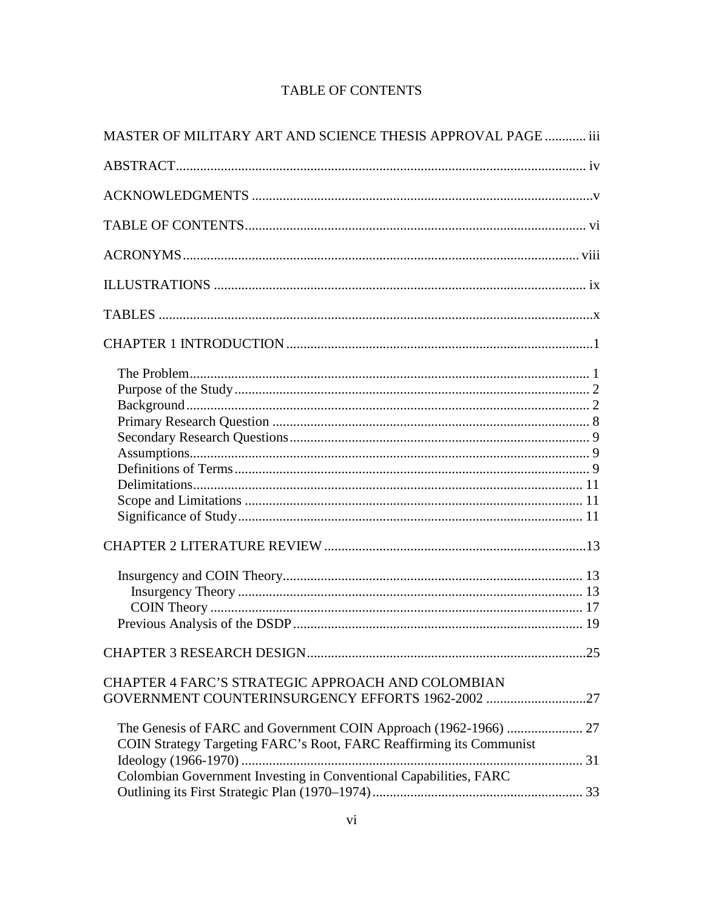# TABLE OF CONTENTS

MASTER OF MILITARY ART AND SCIENCE THESIS APPROVAL PAGE ............ iii

ABSTRACT ........................................................................................................... iv

ACKNOWLEDGMENTS ..........................................................................................v

TABLE OF CONTENTS ........................................................................................ vi

ACRONYMS ........................................................................................................ viii

ILLUSTRATIONS ................................................................................................... ix

TABLES ....................................................................................................................x

CHAPTER 1 INTRODUCTION ..................................................................................1

- The Problem ......................................................................................................... 1
- Purpose of the Study ............................................................................................ 2
- Background .......................................................................................................... 2
- Primary Research Question .................................................................................. 8
- Secondary Research Questions ............................................................................ 9
- Assumptions ......................................................................................................... 9
- Definitions of Terms ............................................................................................ 9
- Delimitations ...................................................................................................... 11
- Scope and Limitations ....................................................................................... 11
- Significance of Study ......................................................................................... 11

CHAPTER 2 LITERATURE REVIEW ......................................................................13

- Insurgency and COIN Theory ............................................................................. 13
  - Insurgency Theory ......................................................................................... 13
  - COIN Theory ................................................................................................. 17
- Previous Analysis of the DSDP .......................................................................... 19

CHAPTER 3 RESEARCH DESIGN ..........................................................................25

CHAPTER 4 FARC'S STRATEGIC APPROACH AND COLOMBIAN GOVERNMENT COUNTERINSURGENCY EFFORTS 1962-2002 ..............................27

- The Genesis of FARC and Government COIN Approach (1962-1966) ............... 27
- COIN Strategy Targeting FARC's Root, FARC Reaffirming its Communist Ideology (1966-1970) ........................................................................................... 31
- Colombian Government Investing in Conventional Capabilities, FARC Outlining its First Strategic Plan (1970–1974) ..................................................... 33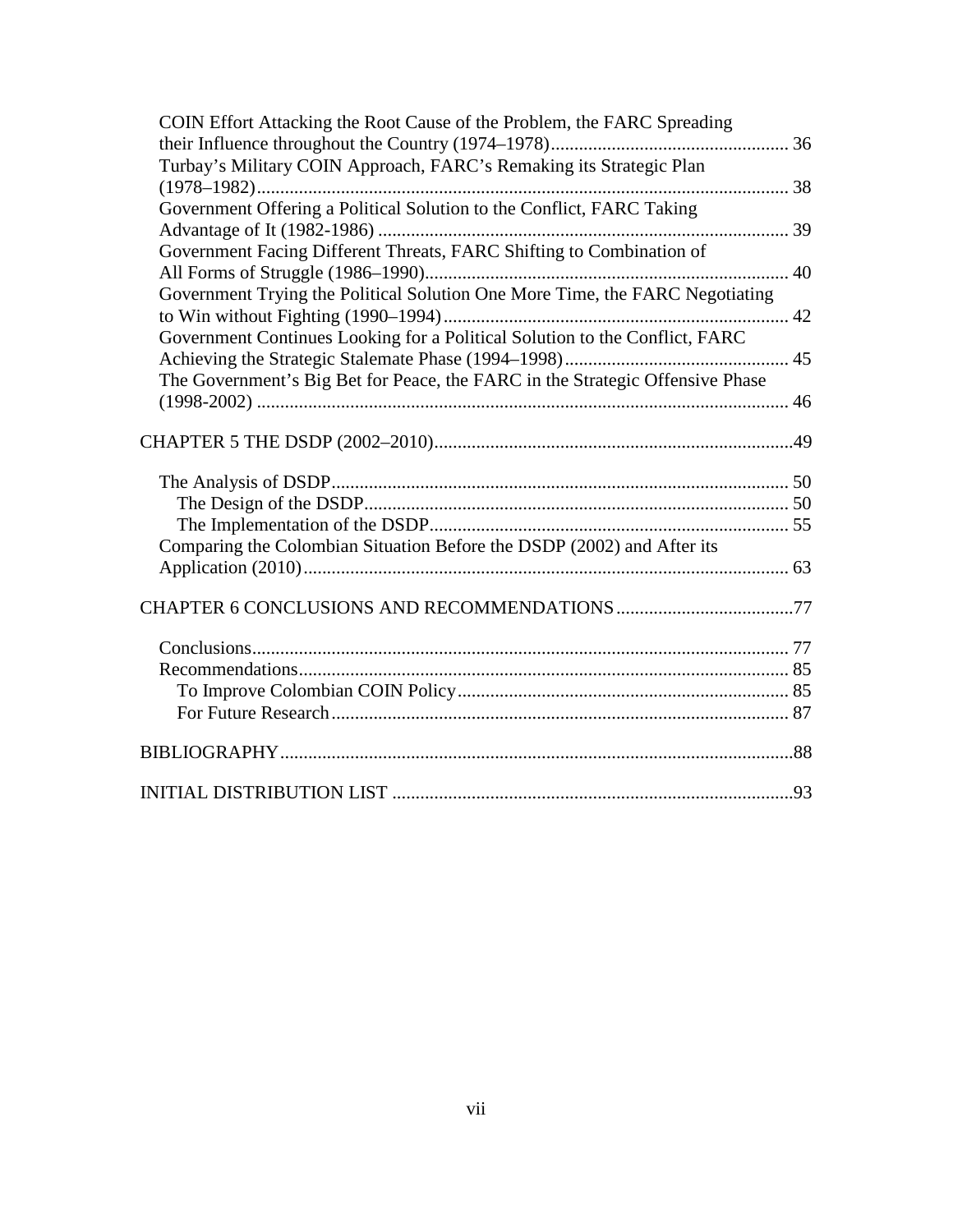COIN Effort Attacking the Root Cause of the Problem, the FARC Spreading their Influence throughout the Country (1974–1978) ... 36

Turbay's Military COIN Approach, FARC's Remaking its Strategic Plan (1978–1982) ... 38

Government Offering a Political Solution to the Conflict, FARC Taking Advantage of It (1982-1986) ... 39

Government Facing Different Threats, FARC Shifting to Combination of All Forms of Struggle (1986–1990) ... 40

Government Trying the Political Solution One More Time, the FARC Negotiating to Win without Fighting (1990–1994) ... 42

Government Continues Looking for a Political Solution to the Conflict, FARC Achieving the Strategic Stalemate Phase (1994–1998) ... 45

The Government's Big Bet for Peace, the FARC in the Strategic Offensive Phase (1998-2002) ... 46

CHAPTER 5 THE DSDP (2002–2010) ... 49

- The Analysis of DSDP ... 50
  - The Design of the DSDP ... 50
  - The Implementation of the DSDP ... 55
- Comparing the Colombian Situation Before the DSDP (2002) and After its Application (2010) ... 63

CHAPTER 6 CONCLUSIONS AND RECOMMENDATIONS ... 77

- Conclusions ... 77
- Recommendations ... 85
  - To Improve Colombian COIN Policy ... 85
  - For Future Research ... 87

BIBLIOGRAPHY ... 88

INITIAL DISTRIBUTION LIST ... 93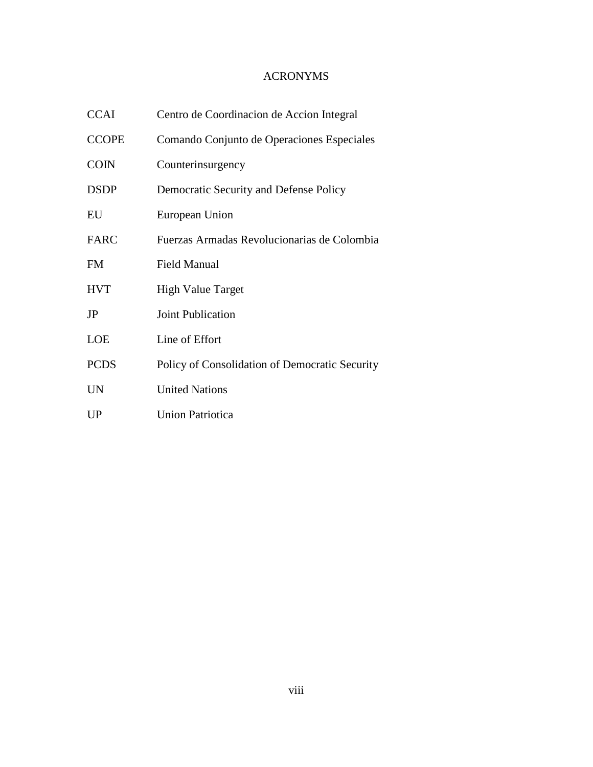# ACRONYMS

| | |
|---|---|
| CCAI | Centro de Coordinacion de Accion Integral |
| CCOPE | Comando Conjunto de Operaciones Especiales |
| COIN | Counterinsurgency |
| DSDP | Democratic Security and Defense Policy |
| EU | European Union |
| FARC | Fuerzas Armadas Revolucionarias de Colombia |
| FM | Field Manual |
| HVT | High Value Target |
| JP | Joint Publication |
| LOE | Line of Effort |
| PCDS | Policy of Consolidation of Democratic Security |
| UN | United Nations |
| UP | Union Patriotica |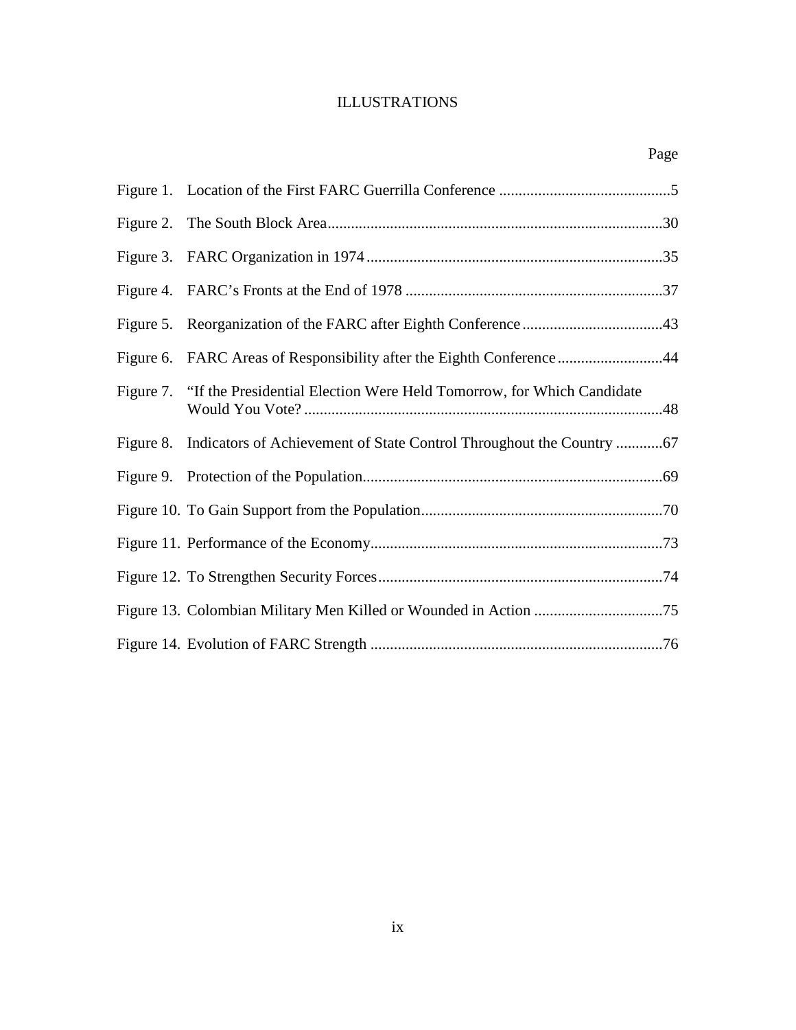# ILLUSTRATIONS

| | | Page |
|---|---|---|
| Figure 1. | Location of the First FARC Guerrilla Conference | 5 |
| Figure 2. | The South Block Area | 30 |
| Figure 3. | FARC Organization in 1974 | 35 |
| Figure 4. | FARC's Fronts at the End of 1978 | 37 |
| Figure 5. | Reorganization of the FARC after Eighth Conference | 43 |
| Figure 6. | FARC Areas of Responsibility after the Eighth Conference | 44 |
| Figure 7. | "If the Presidential Election Were Held Tomorrow, for Which Candidate Would You Vote? | 48 |
| Figure 8. | Indicators of Achievement of State Control Throughout the Country | 67 |
| Figure 9. | Protection of the Population | 69 |
| Figure 10. | To Gain Support from the Population | 70 |
| Figure 11. | Performance of the Economy | 73 |
| Figure 12. | To Strengthen Security Forces | 74 |
| Figure 13. | Colombian Military Men Killed or Wounded in Action | 75 |
| Figure 14. | Evolution of FARC Strength | 76 |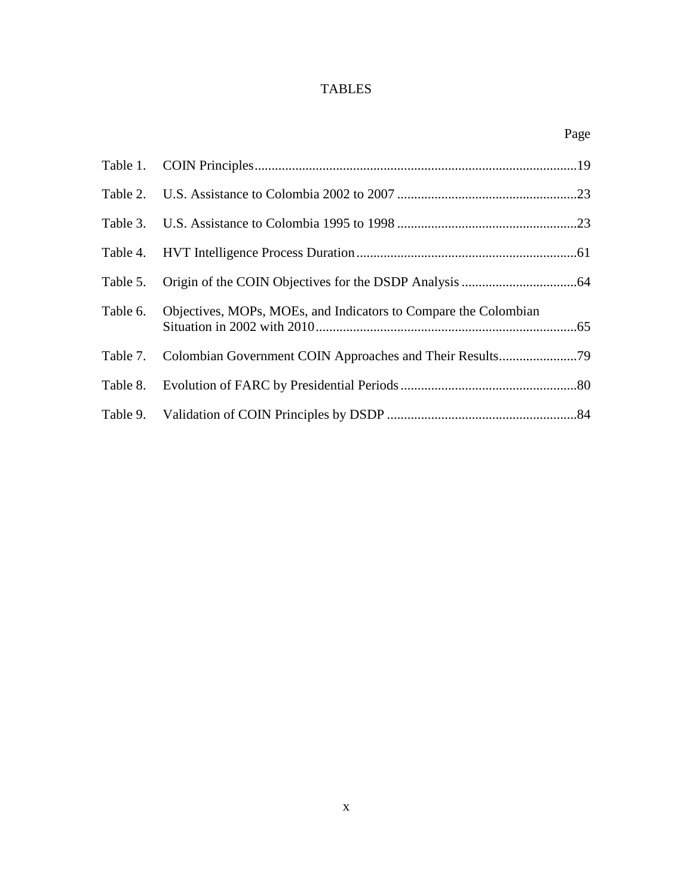# TABLES

| | | Page |
|---|---|---|
| Table 1. | COIN Principles | 19 |
| Table 2. | U.S. Assistance to Colombia 2002 to 2007 | 23 |
| Table 3. | U.S. Assistance to Colombia 1995 to 1998 | 23 |
| Table 4. | HVT Intelligence Process Duration | 61 |
| Table 5. | Origin of the COIN Objectives for the DSDP Analysis | 64 |
| Table 6. | Objectives, MOPs, MOEs, and Indicators to Compare the Colombian Situation in 2002 with 2010 | 65 |
| Table 7. | Colombian Government COIN Approaches and Their Results | 79 |
| Table 8. | Evolution of FARC by Presidential Periods | 80 |
| Table 9. | Validation of COIN Principles by DSDP | 84 |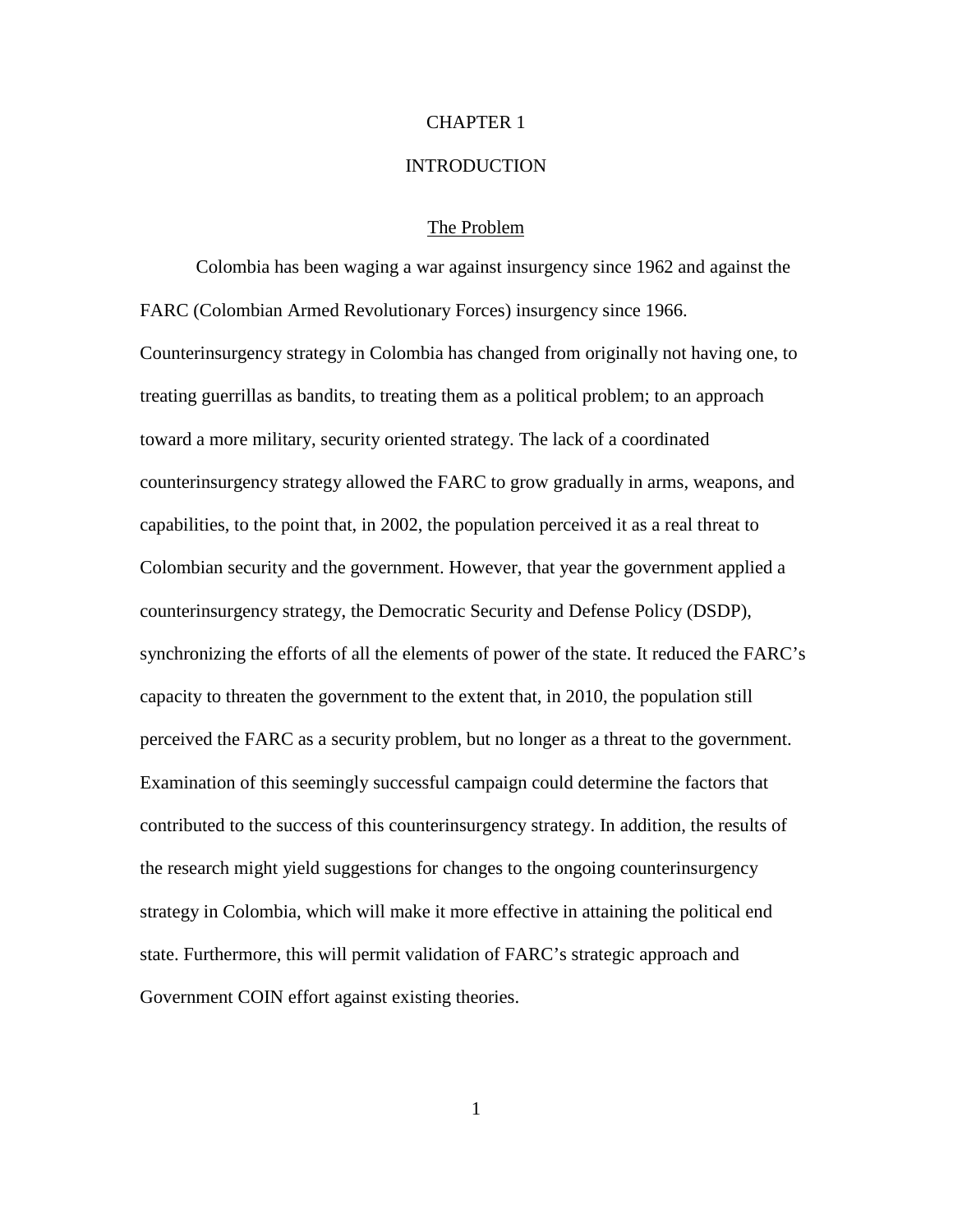# CHAPTER 1

# INTRODUCTION

## The Problem

Colombia has been waging a war against insurgency since 1962 and against the FARC (Colombian Armed Revolutionary Forces) insurgency since 1966. Counterinsurgency strategy in Colombia has changed from originally not having one, to treating guerrillas as bandits, to treating them as a political problem; to an approach toward a more military, security oriented strategy. The lack of a coordinated counterinsurgency strategy allowed the FARC to grow gradually in arms, weapons, and capabilities, to the point that, in 2002, the population perceived it as a real threat to Colombian security and the government. However, that year the government applied a counterinsurgency strategy, the Democratic Security and Defense Policy (DSDP), synchronizing the efforts of all the elements of power of the state. It reduced the FARC's capacity to threaten the government to the extent that, in 2010, the population still perceived the FARC as a security problem, but no longer as a threat to the government. Examination of this seemingly successful campaign could determine the factors that contributed to the success of this counterinsurgency strategy. In addition, the results of the research might yield suggestions for changes to the ongoing counterinsurgency strategy in Colombia, which will make it more effective in attaining the political end state. Furthermore, this will permit validation of FARC's strategic approach and Government COIN effort against existing theories.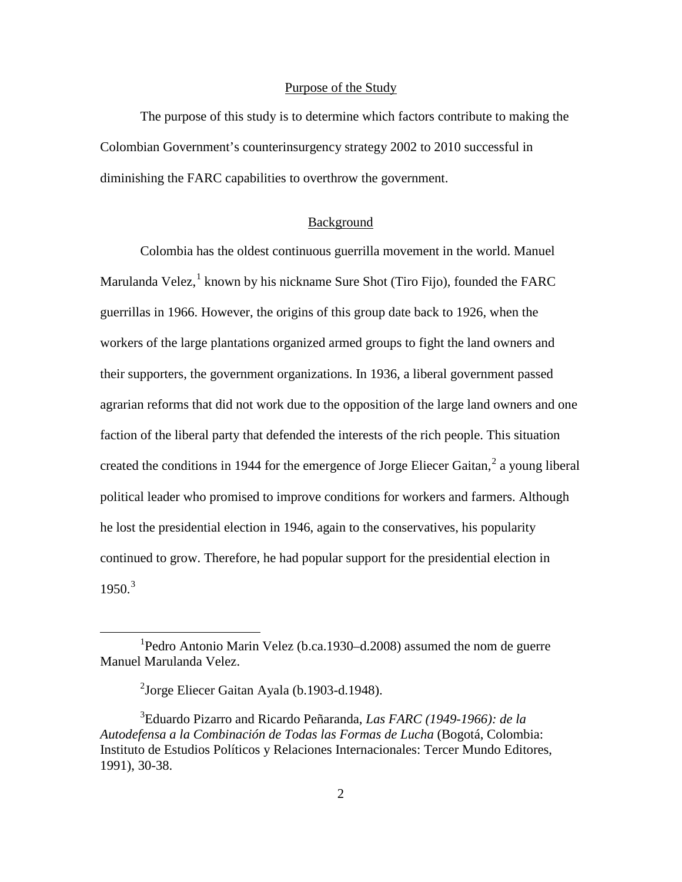## Purpose of the Study

The purpose of this study is to determine which factors contribute to making the Colombian Government's counterinsurgency strategy 2002 to 2010 successful in diminishing the FARC capabilities to overthrow the government.

## Background

Colombia has the oldest continuous guerrilla movement in the world. Manuel Marulanda Velez,[1] known by his nickname Sure Shot (Tiro Fijo), founded the FARC guerrillas in 1966. However, the origins of this group date back to 1926, when the workers of the large plantations organized armed groups to fight the land owners and their supporters, the government organizations. In 1936, a liberal government passed agrarian reforms that did not work due to the opposition of the large land owners and one faction of the liberal party that defended the interests of the rich people. This situation created the conditions in 1944 for the emergence of Jorge Eliecer Gaitan,[2] a young liberal political leader who promised to improve conditions for workers and farmers. Although he lost the presidential election in 1946, again to the conservatives, his popularity continued to grow. Therefore, he had popular support for the presidential election in 1950.[3]

---

[1]Pedro Antonio Marin Velez (b.ca.1930–d.2008) assumed the nom de guerre Manuel Marulanda Velez.

[2]Jorge Eliecer Gaitan Ayala (b.1903-d.1948).

[3]Eduardo Pizarro and Ricardo Peñaranda, *Las FARC (1949-1966): de la Autodefensa a la Combinación de Todas las Formas de Lucha* (Bogotá, Colombia: Instituto de Estudios Políticos y Relaciones Internacionales: Tercer Mundo Editores, 1991), 30-38.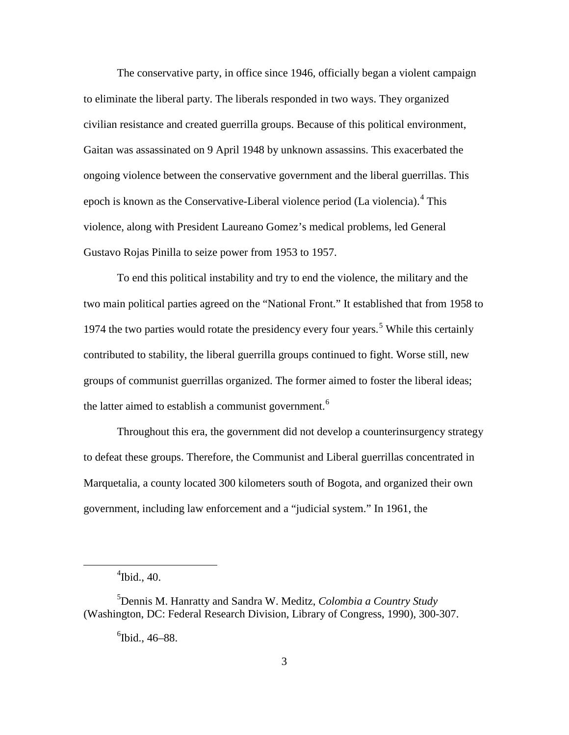The conservative party, in office since 1946, officially began a violent campaign to eliminate the liberal party. The liberals responded in two ways. They organized civilian resistance and created guerrilla groups. Because of this political environment, Gaitan was assassinated on 9 April 1948 by unknown assassins. This exacerbated the ongoing violence between the conservative government and the liberal guerrillas. This epoch is known as the Conservative-Liberal violence period (La violencia).[4] This violence, along with President Laureano Gomez's medical problems, led General Gustavo Rojas Pinilla to seize power from 1953 to 1957.

To end this political instability and try to end the violence, the military and the two main political parties agreed on the "National Front." It established that from 1958 to 1974 the two parties would rotate the presidency every four years.[5] While this certainly contributed to stability, the liberal guerrilla groups continued to fight. Worse still, new groups of communist guerrillas organized. The former aimed to foster the liberal ideas; the latter aimed to establish a communist government.[6]

Throughout this era, the government did not develop a counterinsurgency strategy to defeat these groups. Therefore, the Communist and Liberal guerrillas concentrated in Marquetalia, a county located 300 kilometers south of Bogota, and organized their own government, including law enforcement and a "judicial system." In 1961, the

---

[4]Ibid., 40.

[5]Dennis M. Hanratty and Sandra W. Meditz, *Colombia a Country Study* (Washington, DC: Federal Research Division, Library of Congress, 1990), 300-307.

[6]Ibid., 46–88.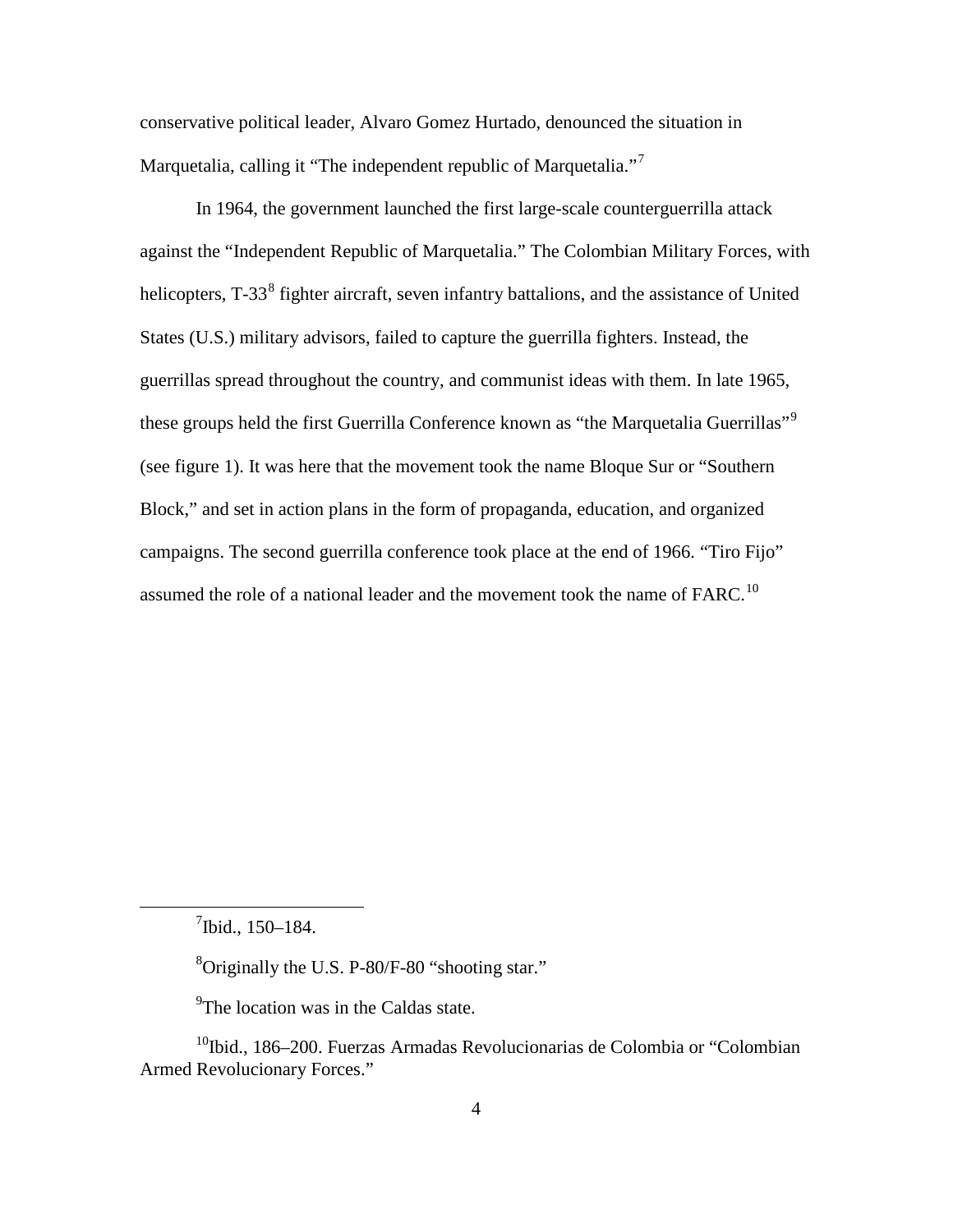conservative political leader, Alvaro Gomez Hurtado, denounced the situation in Marquetalia, calling it "The independent republic of Marquetalia."[7]

In 1964, the government launched the first large-scale counterguerrilla attack against the "Independent Republic of Marquetalia." The Colombian Military Forces, with helicopters, T-33[8] fighter aircraft, seven infantry battalions, and the assistance of United States (U.S.) military advisors, failed to capture the guerrilla fighters. Instead, the guerrillas spread throughout the country, and communist ideas with them. In late 1965, these groups held the first Guerrilla Conference known as "the Marquetalia Guerrillas"[9] (see figure 1). It was here that the movement took the name Bloque Sur or "Southern Block," and set in action plans in the form of propaganda, education, and organized campaigns. The second guerrilla conference took place at the end of 1966. "Tiro Fijo" assumed the role of a national leader and the movement took the name of FARC.[10]

---

[7]Ibid., 150–184.

[8]Originally the U.S. P-80/F-80 "shooting star."

[9]The location was in the Caldas state.

[10]Ibid., 186–200. Fuerzas Armadas Revolucionarias de Colombia or "Colombian Armed Revolucionary Forces."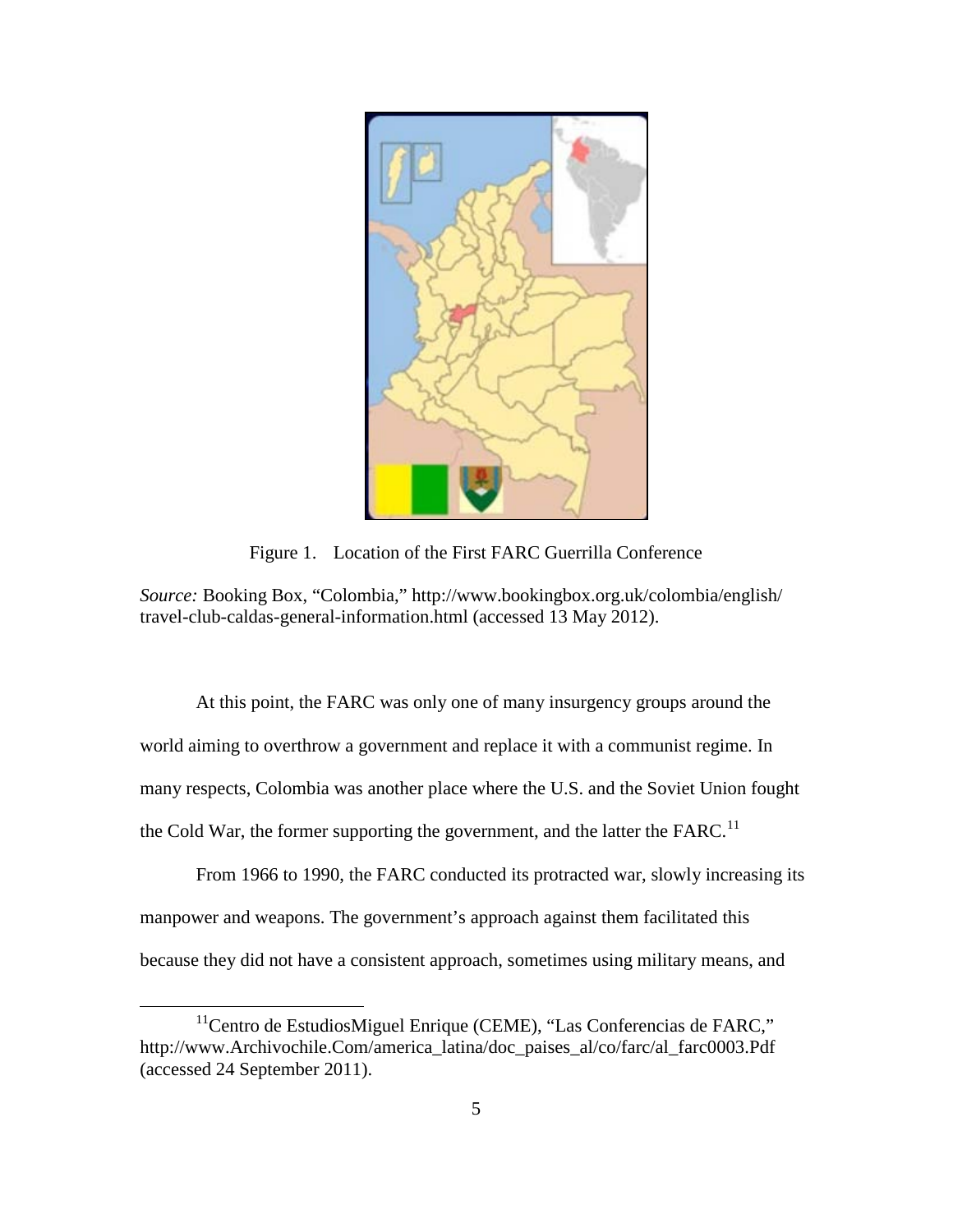Figure 1. Location of the First FARC Guerrilla Conference

*Source:* Booking Box, "Colombia," http://www.bookingbox.org.uk/colombia/english/travel-club-caldas-general-information.html (accessed 13 May 2012).

At this point, the FARC was only one of many insurgency groups around the world aiming to overthrow a government and replace it with a communist regime. In many respects, Colombia was another place where the U.S. and the Soviet Union fought the Cold War, the former supporting the government, and the latter the FARC.[11]

From 1966 to 1990, the FARC conducted its protracted war, slowly increasing its manpower and weapons. The government's approach against them facilitated this because they did not have a consistent approach, sometimes using military means, and

[11]Centro de EstudiosMiguel Enrique (CEME), "Las Conferencias de FARC," http://www.Archivochile.Com/america_latina/doc_paises_al/co/farc/al_farc0003.Pdf (accessed 24 September 2011).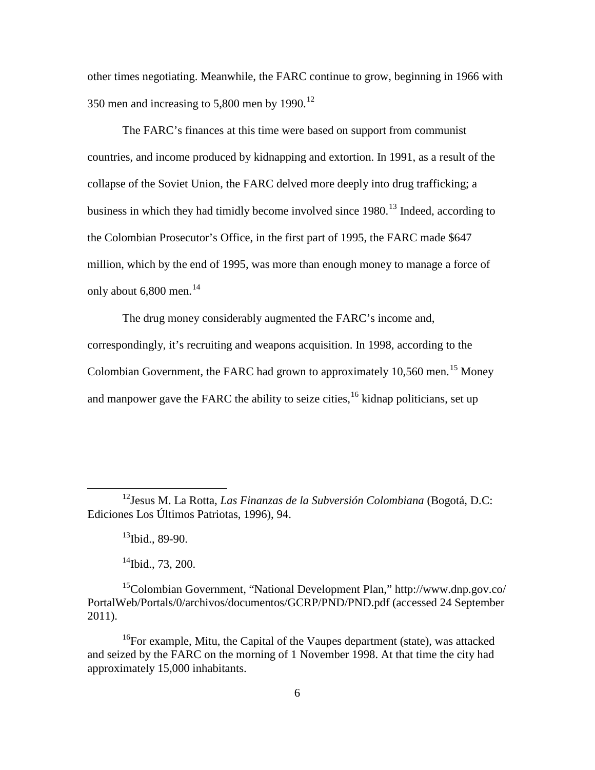other times negotiating. Meanwhile, the FARC continue to grow, beginning in 1966 with 350 men and increasing to 5,800 men by 1990.[12]

The FARC's finances at this time were based on support from communist countries, and income produced by kidnapping and extortion. In 1991, as a result of the collapse of the Soviet Union, the FARC delved more deeply into drug trafficking; a business in which they had timidly become involved since 1980.[13] Indeed, according to the Colombian Prosecutor's Office, in the first part of 1995, the FARC made $647 million, which by the end of 1995, was more than enough money to manage a force of only about 6,800 men.[14]

The drug money considerably augmented the FARC's income and, correspondingly, it's recruiting and weapons acquisition. In 1998, according to the Colombian Government, the FARC had grown to approximately 10,560 men.[15] Money and manpower gave the FARC the ability to seize cities,[16] kidnap politicians, set up

---

[12] Jesus M. La Rotta, *Las Finanzas de la Subversión Colombiana* (Bogotá, D.C: Ediciones Los Últimos Patriotas, 1996), 94.

[13] Ibid., 89-90.

[14] Ibid., 73, 200.

[15] Colombian Government, "National Development Plan," http://www.dnp.gov.co/PortalWeb/Portals/0/archivos/documentos/GCRP/PND/PND.pdf (accessed 24 September 2011).

[16] For example, Mitu, the Capital of the Vaupes department (state), was attacked and seized by the FARC on the morning of 1 November 1998. At that time the city had approximately 15,000 inhabitants.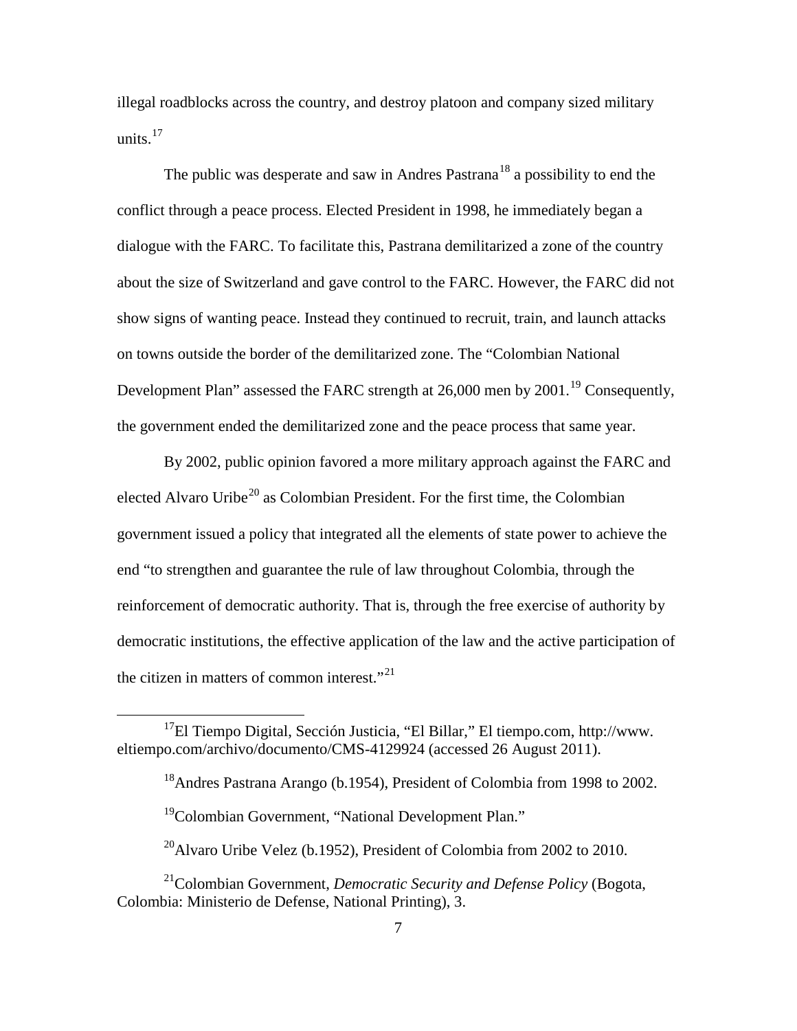illegal roadblocks across the country, and destroy platoon and company sized military units.[17]

The public was desperate and saw in Andres Pastrana[18] a possibility to end the conflict through a peace process. Elected President in 1998, he immediately began a dialogue with the FARC. To facilitate this, Pastrana demilitarized a zone of the country about the size of Switzerland and gave control to the FARC. However, the FARC did not show signs of wanting peace. Instead they continued to recruit, train, and launch attacks on towns outside the border of the demilitarized zone. The "Colombian National Development Plan" assessed the FARC strength at 26,000 men by 2001.[19] Consequently, the government ended the demilitarized zone and the peace process that same year.

By 2002, public opinion favored a more military approach against the FARC and elected Alvaro Uribe[20] as Colombian President. For the first time, the Colombian government issued a policy that integrated all the elements of state power to achieve the end "to strengthen and guarantee the rule of law throughout Colombia, through the reinforcement of democratic authority. That is, through the free exercise of authority by democratic institutions, the effective application of the law and the active participation of the citizen in matters of common interest."[21]

---

[17] El Tiempo Digital, Sección Justicia, "El Billar," El tiempo.com, http://www.eltiempo.com/archivo/documento/CMS-4129924 (accessed 26 August 2011).

[18] Andres Pastrana Arango (b.1954), President of Colombia from 1998 to 2002.

[19] Colombian Government, "National Development Plan."

[20] Alvaro Uribe Velez (b.1952), President of Colombia from 2002 to 2010.

[21] Colombian Government, *Democratic Security and Defense Policy* (Bogota, Colombia: Ministerio de Defense, National Printing), 3.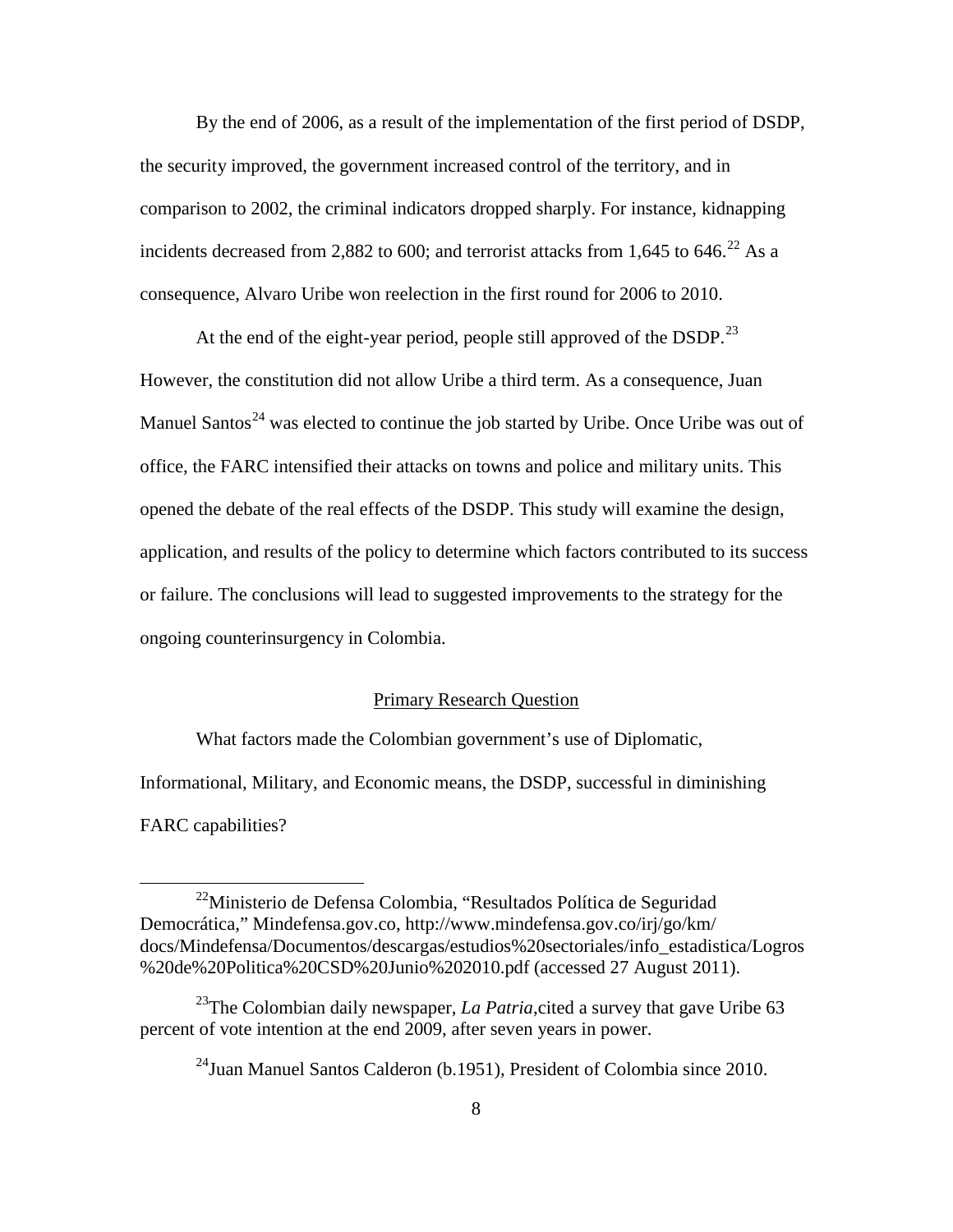By the end of 2006, as a result of the implementation of the first period of DSDP, the security improved, the government increased control of the territory, and in comparison to 2002, the criminal indicators dropped sharply. For instance, kidnapping incidents decreased from 2,882 to 600; and terrorist attacks from 1,645 to 646.[22] As a consequence, Alvaro Uribe won reelection in the first round for 2006 to 2010.

At the end of the eight-year period, people still approved of the DSDP.[23] However, the constitution did not allow Uribe a third term. As a consequence, Juan Manuel Santos[24] was elected to continue the job started by Uribe. Once Uribe was out of office, the FARC intensified their attacks on towns and police and military units. This opened the debate of the real effects of the DSDP. This study will examine the design, application, and results of the policy to determine which factors contributed to its success or failure. The conclusions will lead to suggested improvements to the strategy for the ongoing counterinsurgency in Colombia.

## Primary Research Question

What factors made the Colombian government's use of Diplomatic, Informational, Military, and Economic means, the DSDP, successful in diminishing FARC capabilities?

---

[22]Ministerio de Defensa Colombia, "Resultados Política de Seguridad Democrática," Mindefensa.gov.co, http://www.mindefensa.gov.co/irj/go/km/docs/Mindefensa/Documentos/descargas/estudios%20sectoriales/info_estadistica/Logros%20de%20Politica%20CSD%20Junio%202010.pdf (accessed 27 August 2011).

[23]The Colombian daily newspaper, *La Patria*,cited a survey that gave Uribe 63 percent of vote intention at the end 2009, after seven years in power.

[24]Juan Manuel Santos Calderon (b.1951), President of Colombia since 2010.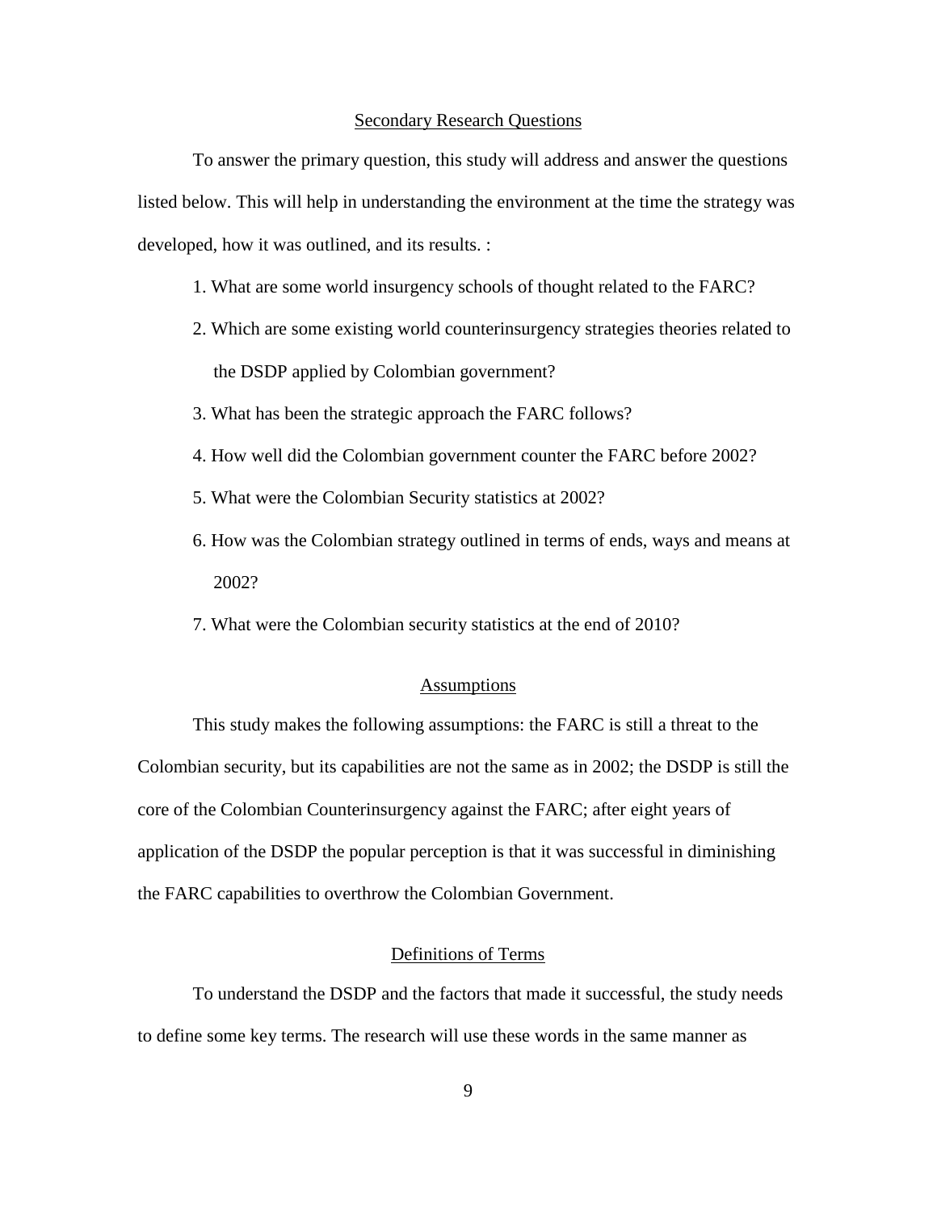## Secondary Research Questions

To answer the primary question, this study will address and answer the questions listed below. This will help in understanding the environment at the time the strategy was developed, how it was outlined, and its results. :

1. What are some world insurgency schools of thought related to the FARC?
2. Which are some existing world counterinsurgency strategies theories related to the DSDP applied by Colombian government?
3. What has been the strategic approach the FARC follows?
4. How well did the Colombian government counter the FARC before 2002?
5. What were the Colombian Security statistics at 2002?
6. How was the Colombian strategy outlined in terms of ends, ways and means at 2002?
7. What were the Colombian security statistics at the end of 2010?

## Assumptions

This study makes the following assumptions: the FARC is still a threat to the Colombian security, but its capabilities are not the same as in 2002; the DSDP is still the core of the Colombian Counterinsurgency against the FARC; after eight years of application of the DSDP the popular perception is that it was successful in diminishing the FARC capabilities to overthrow the Colombian Government.

## Definitions of Terms

To understand the DSDP and the factors that made it successful, the study needs to define some key terms. The research will use these words in the same manner as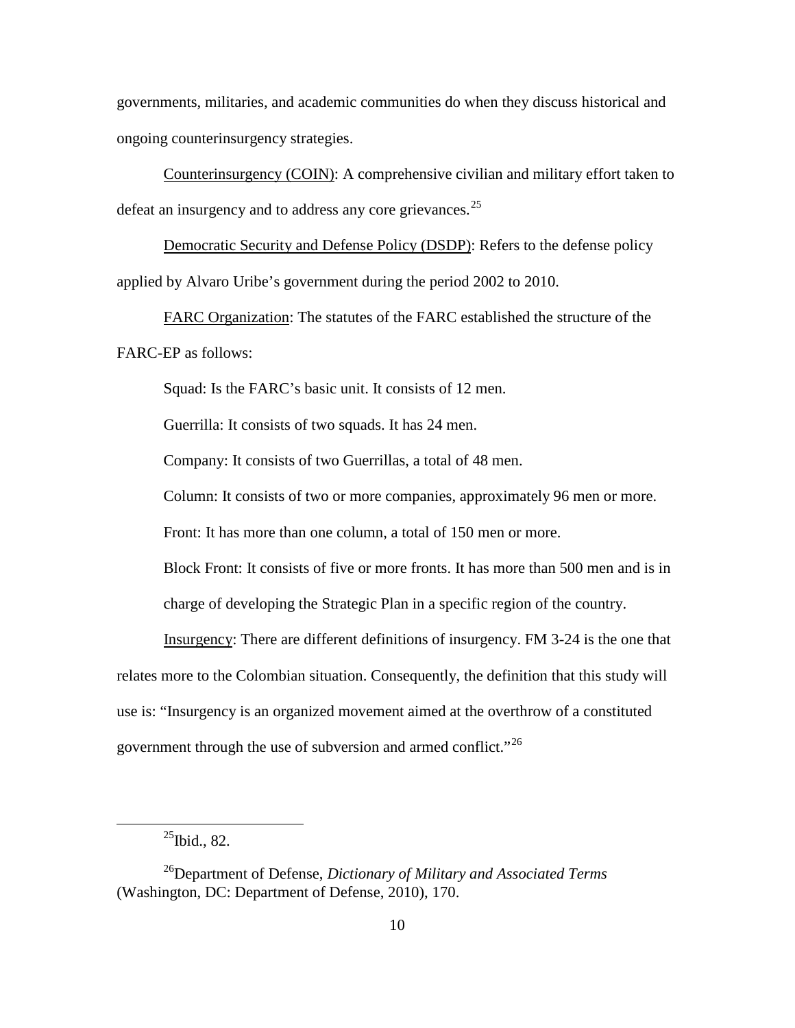governments, militaries, and academic communities do when they discuss historical and ongoing counterinsurgency strategies.

Counterinsurgency (COIN): A comprehensive civilian and military effort taken to defeat an insurgency and to address any core grievances.[25]

Democratic Security and Defense Policy (DSDP): Refers to the defense policy applied by Alvaro Uribe's government during the period 2002 to 2010.

FARC Organization: The statutes of the FARC established the structure of the FARC-EP as follows:

Squad: Is the FARC's basic unit. It consists of 12 men.

Guerrilla: It consists of two squads. It has 24 men.

Company: It consists of two Guerrillas, a total of 48 men.

Column: It consists of two or more companies, approximately 96 men or more.

Front: It has more than one column, a total of 150 men or more.

Block Front: It consists of five or more fronts. It has more than 500 men and is in charge of developing the Strategic Plan in a specific region of the country.

Insurgency: There are different definitions of insurgency. FM 3-24 is the one that relates more to the Colombian situation. Consequently, the definition that this study will use is: "Insurgency is an organized movement aimed at the overthrow of a constituted government through the use of subversion and armed conflict."[26]

---

[25]Ibid., 82.

[26]Department of Defense, *Dictionary of Military and Associated Terms* (Washington, DC: Department of Defense, 2010), 170.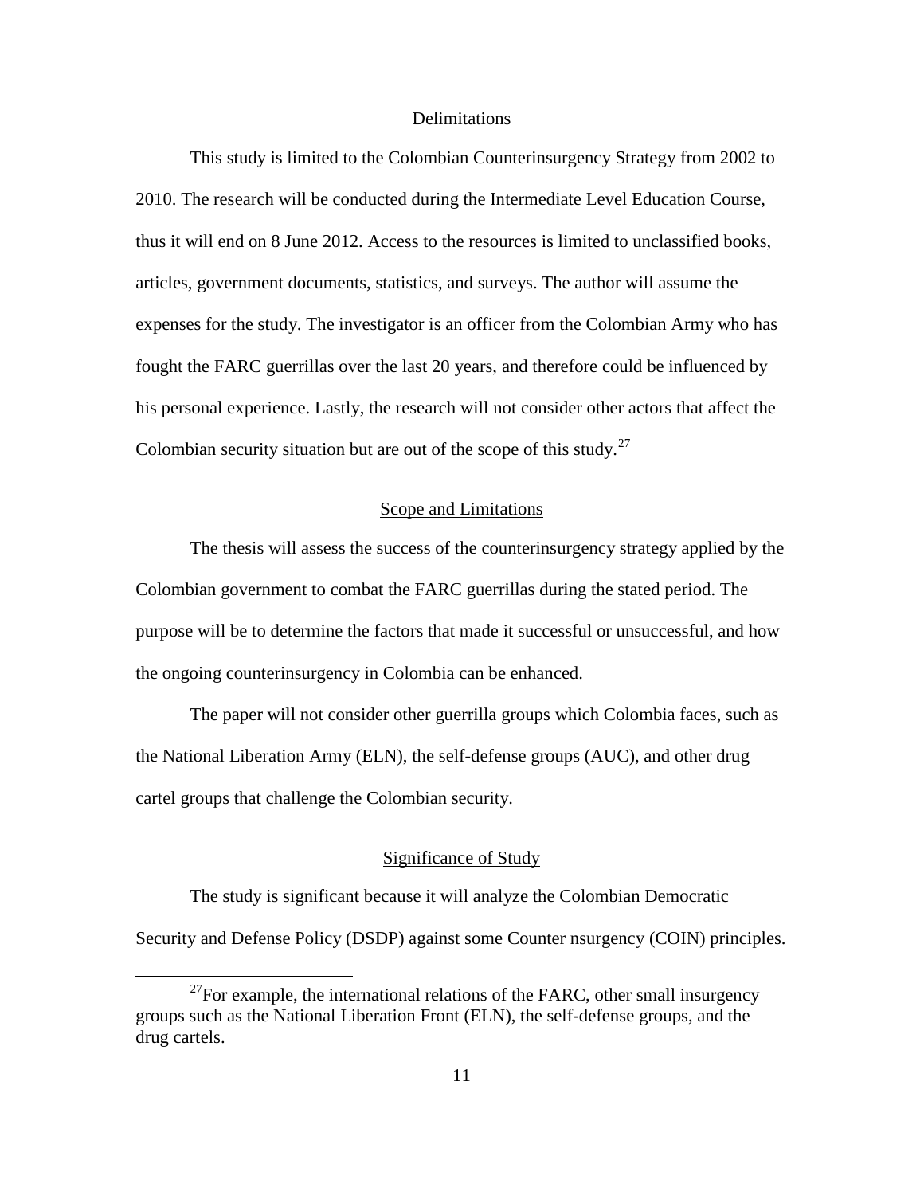## Delimitations

This study is limited to the Colombian Counterinsurgency Strategy from 2002 to 2010. The research will be conducted during the Intermediate Level Education Course, thus it will end on 8 June 2012. Access to the resources is limited to unclassified books, articles, government documents, statistics, and surveys. The author will assume the expenses for the study. The investigator is an officer from the Colombian Army who has fought the FARC guerrillas over the last 20 years, and therefore could be influenced by his personal experience. Lastly, the research will not consider other actors that affect the Colombian security situation but are out of the scope of this study.[27]

## Scope and Limitations

The thesis will assess the success of the counterinsurgency strategy applied by the Colombian government to combat the FARC guerrillas during the stated period. The purpose will be to determine the factors that made it successful or unsuccessful, and how the ongoing counterinsurgency in Colombia can be enhanced.

The paper will not consider other guerrilla groups which Colombia faces, such as the National Liberation Army (ELN), the self-defense groups (AUC), and other drug cartel groups that challenge the Colombian security.

## Significance of Study

The study is significant because it will analyze the Colombian Democratic Security and Defense Policy (DSDP) against some Counter nsurgency (COIN) principles.

---

[27] For example, the international relations of the FARC, other small insurgency groups such as the National Liberation Front (ELN), the self-defense groups, and the drug cartels.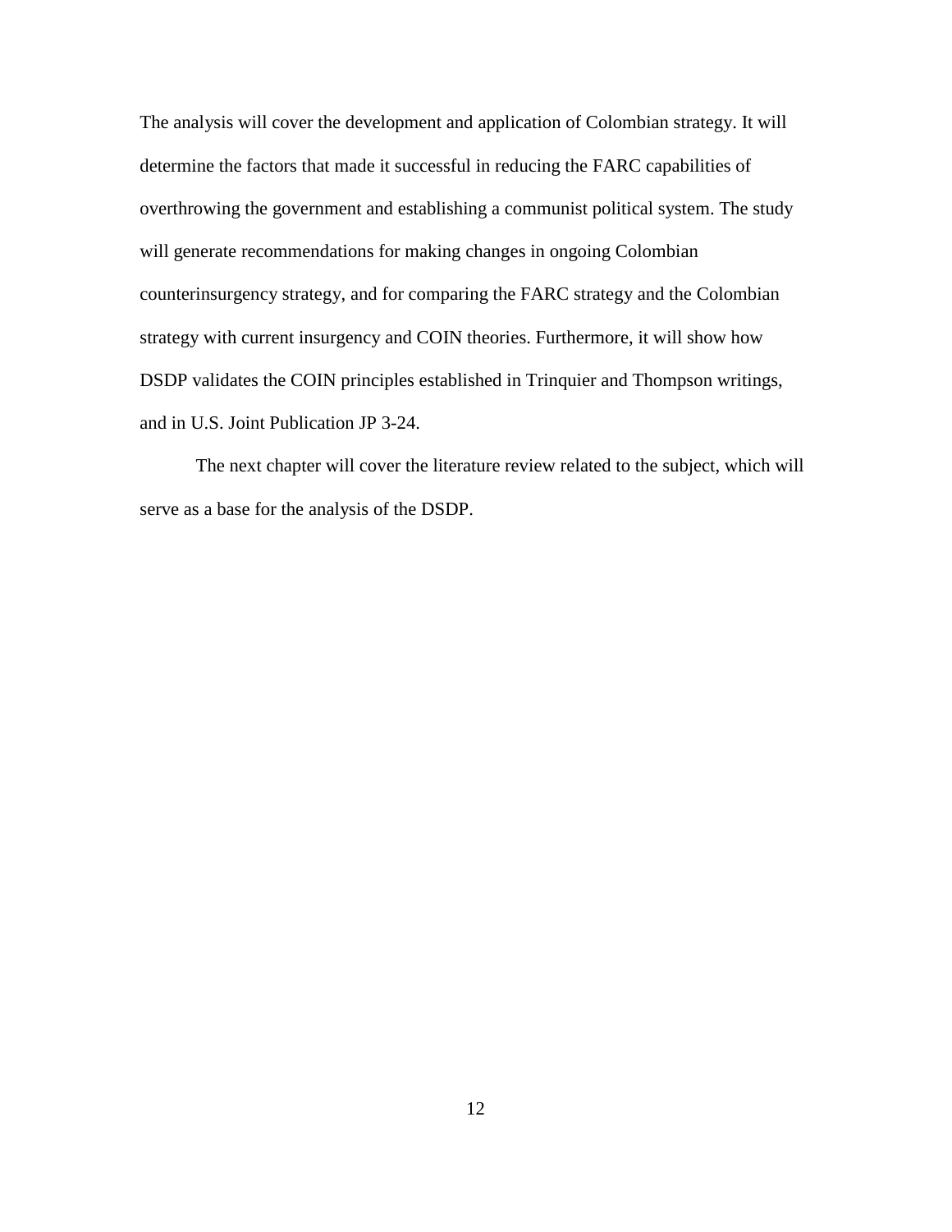The analysis will cover the development and application of Colombian strategy. It will determine the factors that made it successful in reducing the FARC capabilities of overthrowing the government and establishing a communist political system. The study will generate recommendations for making changes in ongoing Colombian counterinsurgency strategy, and for comparing the FARC strategy and the Colombian strategy with current insurgency and COIN theories. Furthermore, it will show how DSDP validates the COIN principles established in Trinquier and Thompson writings, and in U.S. Joint Publication JP 3-24.

The next chapter will cover the literature review related to the subject, which will serve as a base for the analysis of the DSDP.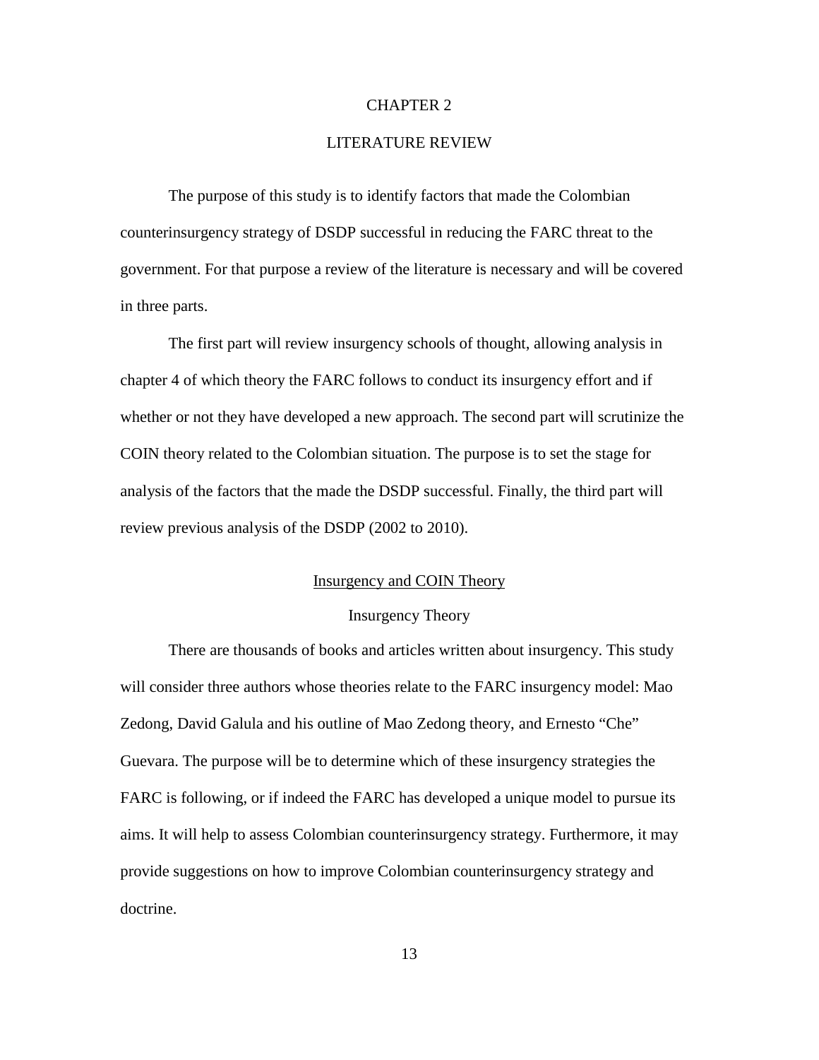# CHAPTER 2

# LITERATURE REVIEW

The purpose of this study is to identify factors that made the Colombian counterinsurgency strategy of DSDP successful in reducing the FARC threat to the government. For that purpose a review of the literature is necessary and will be covered in three parts.

The first part will review insurgency schools of thought, allowing analysis in chapter 4 of which theory the FARC follows to conduct its insurgency effort and if whether or not they have developed a new approach. The second part will scrutinize the COIN theory related to the Colombian situation. The purpose is to set the stage for analysis of the factors that the made the DSDP successful. Finally, the third part will review previous analysis of the DSDP (2002 to 2010).

## Insurgency and COIN Theory

### Insurgency Theory

There are thousands of books and articles written about insurgency. This study will consider three authors whose theories relate to the FARC insurgency model: Mao Zedong, David Galula and his outline of Mao Zedong theory, and Ernesto "Che" Guevara. The purpose will be to determine which of these insurgency strategies the FARC is following, or if indeed the FARC has developed a unique model to pursue its aims. It will help to assess Colombian counterinsurgency strategy. Furthermore, it may provide suggestions on how to improve Colombian counterinsurgency strategy and doctrine.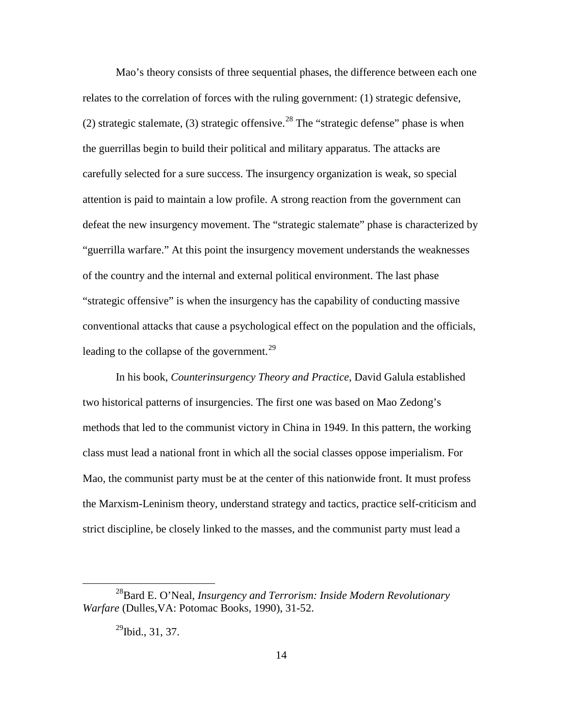Mao's theory consists of three sequential phases, the difference between each one relates to the correlation of forces with the ruling government: (1) strategic defensive, (2) strategic stalemate, (3) strategic offensive.[28] The "strategic defense" phase is when the guerrillas begin to build their political and military apparatus. The attacks are carefully selected for a sure success. The insurgency organization is weak, so special attention is paid to maintain a low profile. A strong reaction from the government can defeat the new insurgency movement. The "strategic stalemate" phase is characterized by "guerrilla warfare." At this point the insurgency movement understands the weaknesses of the country and the internal and external political environment. The last phase "strategic offensive" is when the insurgency has the capability of conducting massive conventional attacks that cause a psychological effect on the population and the officials, leading to the collapse of the government.[29]

In his book, *Counterinsurgency Theory and Practice*, David Galula established two historical patterns of insurgencies. The first one was based on Mao Zedong's methods that led to the communist victory in China in 1949. In this pattern, the working class must lead a national front in which all the social classes oppose imperialism. For Mao, the communist party must be at the center of this nationwide front. It must profess the Marxism-Leninism theory, understand strategy and tactics, practice self-criticism and strict discipline, be closely linked to the masses, and the communist party must lead a

---

[28] Bard E. O'Neal, *Insurgency and Terrorism: Inside Modern Revolutionary Warfare* (Dulles,VA: Potomac Books, 1990), 31-52.

[29] Ibid., 31, 37.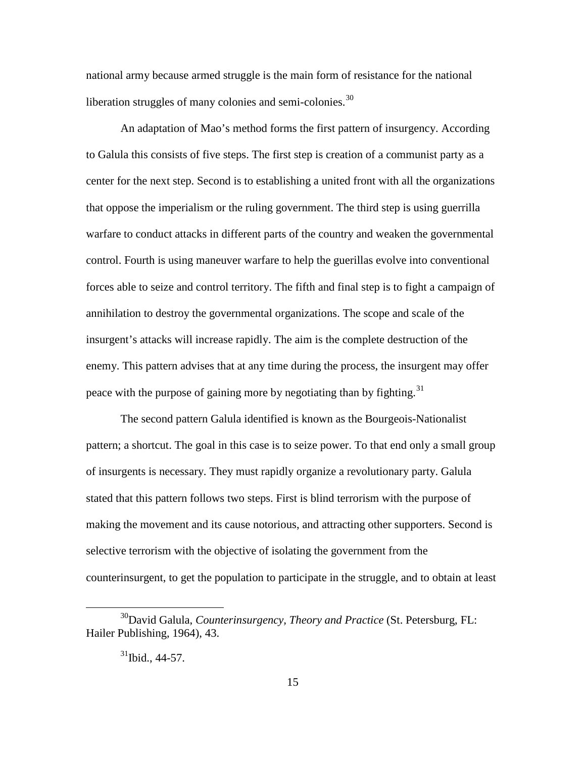national army because armed struggle is the main form of resistance for the national liberation struggles of many colonies and semi-colonies.[30]

An adaptation of Mao's method forms the first pattern of insurgency. According to Galula this consists of five steps. The first step is creation of a communist party as a center for the next step. Second is to establishing a united front with all the organizations that oppose the imperialism or the ruling government. The third step is using guerrilla warfare to conduct attacks in different parts of the country and weaken the governmental control. Fourth is using maneuver warfare to help the guerillas evolve into conventional forces able to seize and control territory. The fifth and final step is to fight a campaign of annihilation to destroy the governmental organizations. The scope and scale of the insurgent's attacks will increase rapidly. The aim is the complete destruction of the enemy. This pattern advises that at any time during the process, the insurgent may offer peace with the purpose of gaining more by negotiating than by fighting.[31]

The second pattern Galula identified is known as the Bourgeois-Nationalist pattern; a shortcut. The goal in this case is to seize power. To that end only a small group of insurgents is necessary. They must rapidly organize a revolutionary party. Galula stated that this pattern follows two steps. First is blind terrorism with the purpose of making the movement and its cause notorious, and attracting other supporters. Second is selective terrorism with the objective of isolating the government from the counterinsurgent, to get the population to participate in the struggle, and to obtain at least

---

[30] David Galula, *Counterinsurgency, Theory and Practice* (St. Petersburg, FL: Hailer Publishing, 1964), 43.

[31] Ibid., 44-57.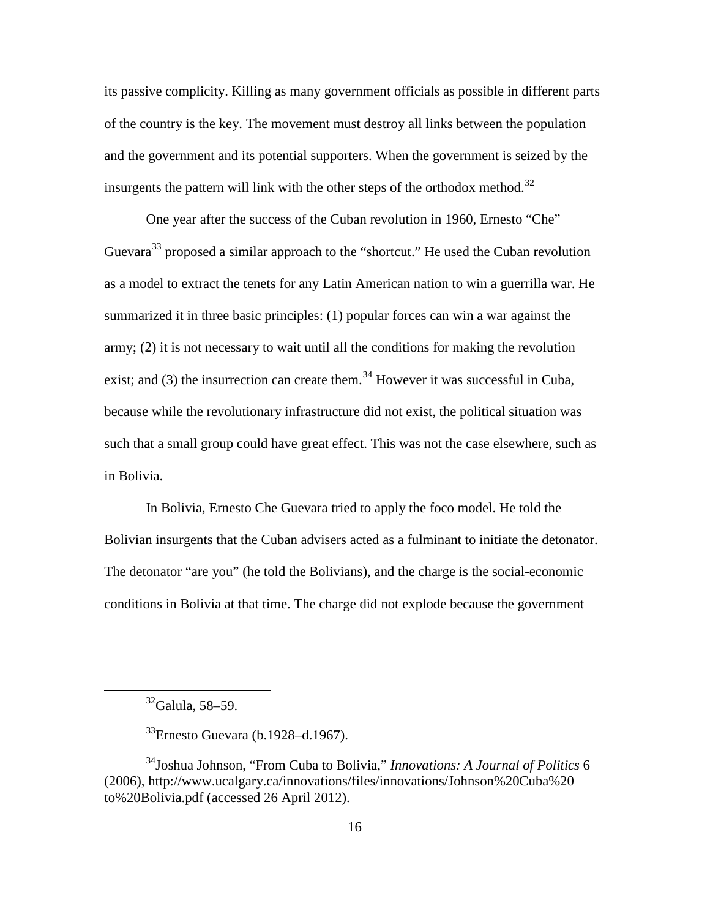its passive complicity. Killing as many government officials as possible in different parts of the country is the key. The movement must destroy all links between the population and the government and its potential supporters. When the government is seized by the insurgents the pattern will link with the other steps of the orthodox method.[32]

One year after the success of the Cuban revolution in 1960, Ernesto "Che" Guevara[33] proposed a similar approach to the "shortcut." He used the Cuban revolution as a model to extract the tenets for any Latin American nation to win a guerrilla war. He summarized it in three basic principles: (1) popular forces can win a war against the army; (2) it is not necessary to wait until all the conditions for making the revolution exist; and (3) the insurrection can create them.[34] However it was successful in Cuba, because while the revolutionary infrastructure did not exist, the political situation was such that a small group could have great effect. This was not the case elsewhere, such as in Bolivia.

In Bolivia, Ernesto Che Guevara tried to apply the foco model. He told the Bolivian insurgents that the Cuban advisers acted as a fulminant to initiate the detonator. The detonator "are you" (he told the Bolivians), and the charge is the social-economic conditions in Bolivia at that time. The charge did not explode because the government

---

[32] Galula, 58–59.

[33] Ernesto Guevara (b.1928–d.1967).

[34] Joshua Johnson, "From Cuba to Bolivia," *Innovations: A Journal of Politics* 6 (2006), http://www.ucalgary.ca/innovations/files/innovations/Johnson%20Cuba%20to%20Bolivia.pdf (accessed 26 April 2012).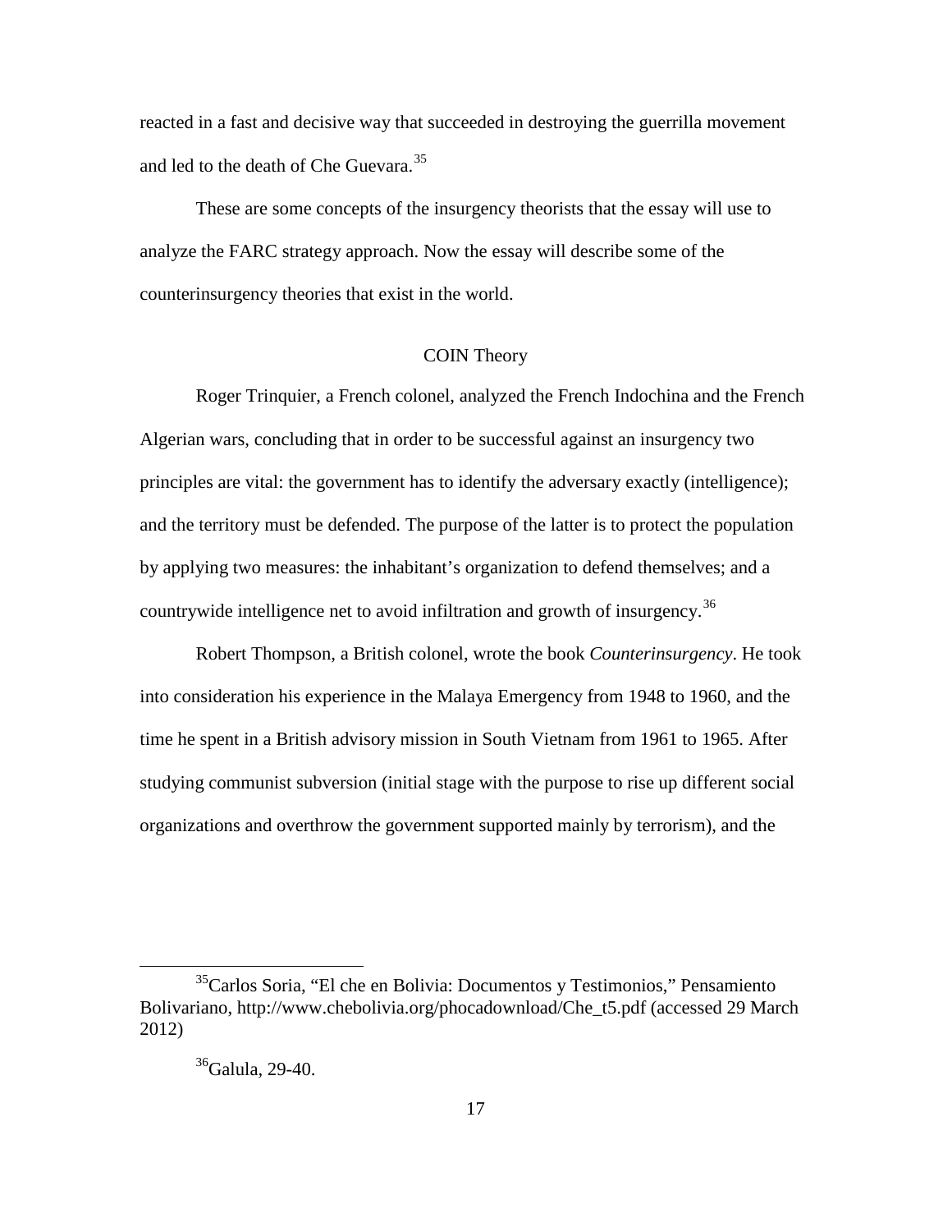reacted in a fast and decisive way that succeeded in destroying the guerrilla movement and led to the death of Che Guevara.[35]

These are some concepts of the insurgency theorists that the essay will use to analyze the FARC strategy approach. Now the essay will describe some of the counterinsurgency theories that exist in the world.

## COIN Theory

Roger Trinquier, a French colonel, analyzed the French Indochina and the French Algerian wars, concluding that in order to be successful against an insurgency two principles are vital: the government has to identify the adversary exactly (intelligence); and the territory must be defended. The purpose of the latter is to protect the population by applying two measures: the inhabitant's organization to defend themselves; and a countrywide intelligence net to avoid infiltration and growth of insurgency.[36]

Robert Thompson, a British colonel, wrote the book *Counterinsurgency*. He took into consideration his experience in the Malaya Emergency from 1948 to 1960, and the time he spent in a British advisory mission in South Vietnam from 1961 to 1965. After studying communist subversion (initial stage with the purpose to rise up different social organizations and overthrow the government supported mainly by terrorism), and the

---

[35] Carlos Soria, "El che en Bolivia: Documentos y Testimonios," Pensamiento Bolivariano, http://www.chebolivia.org/phocadownload/Che_t5.pdf (accessed 29 March 2012)

[36] Galula, 29-40.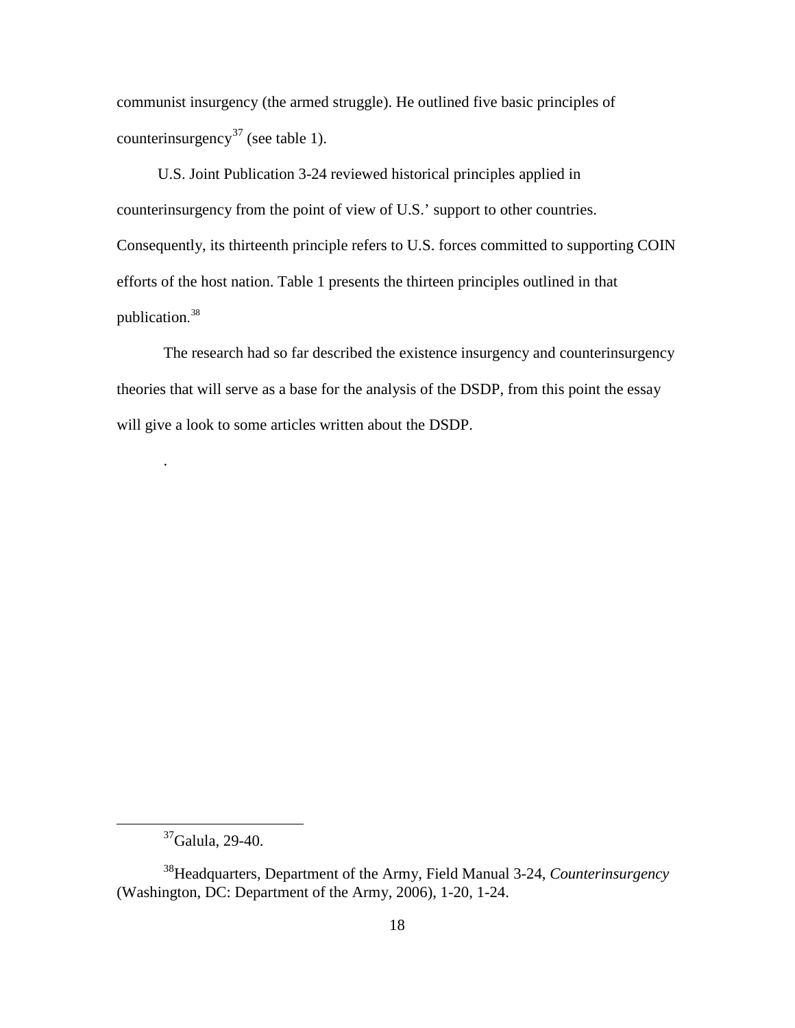communist insurgency (the armed struggle). He outlined five basic principles of counterinsurgency[37] (see table 1).

U.S. Joint Publication 3-24 reviewed historical principles applied in counterinsurgency from the point of view of U.S.' support to other countries. Consequently, its thirteenth principle refers to U.S. forces committed to supporting COIN efforts of the host nation. Table 1 presents the thirteen principles outlined in that publication.[38]

The research had so far described the existence insurgency and counterinsurgency theories that will serve as a base for the analysis of the DSDP, from this point the essay will give a look to some articles written about the DSDP.

.

---

[37] Galula, 29-40.

[38] Headquarters, Department of the Army, Field Manual 3-24, *Counterinsurgency* (Washington, DC: Department of the Army, 2006), 1-20, 1-24.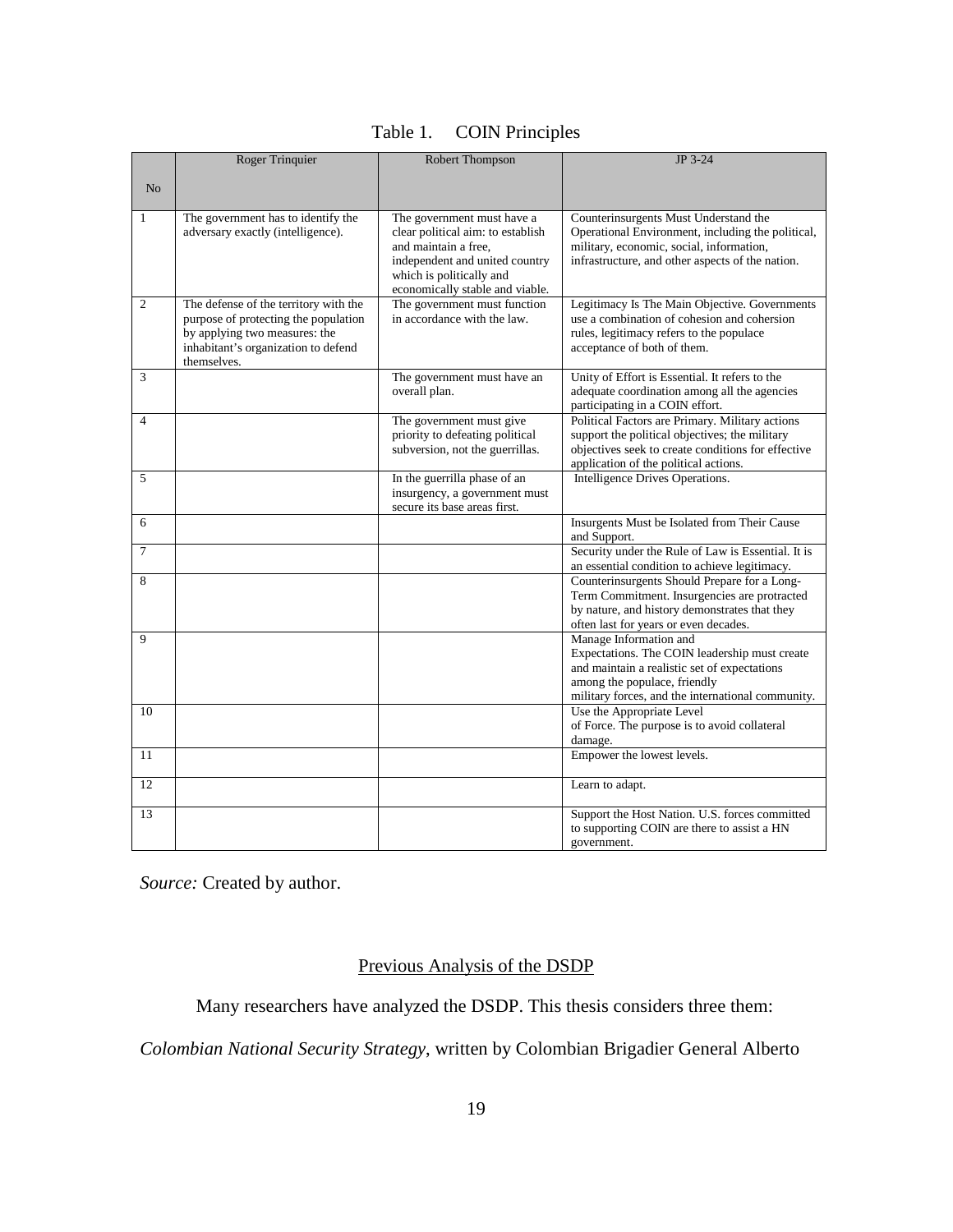Table 1. COIN Principles

| No | Roger Trinquier | Robert Thompson | JP 3-24 |
|---|---|---|---|
| 1 | The government has to identify the adversary exactly (intelligence). | The government must have a clear political aim: to establish and maintain a free, independent and united country which is politically and economically stable and viable. | Counterinsurgents Must Understand the Operational Environment, including the political, military, economic, social, information, infrastructure, and other aspects of the nation. |
| 2 | The defense of the territory with the purpose of protecting the population by applying two measures: the inhabitant's organization to defend themselves. | The government must function in accordance with the law. | Legitimacy Is The Main Objective. Governments use a combination of cohesion and cohersion rules, legitimacy refers to the populace acceptance of both of them. |
| 3 | | The government must have an overall plan. | Unity of Effort is Essential. It refers to the adequate coordination among all the agencies participating in a COIN effort. |
| 4 | | The government must give priority to defeating political subversion, not the guerrillas. | Political Factors are Primary. Military actions support the political objectives; the military objectives seek to create conditions for effective application of the political actions. |
| 5 | | In the guerrilla phase of an insurgency, a government must secure its base areas first. | Intelligence Drives Operations. |
| 6 | | | Insurgents Must be Isolated from Their Cause and Support. |
| 7 | | | Security under the Rule of Law is Essential. It is an essential condition to achieve legitimacy. |
| 8 | | | Counterinsurgents Should Prepare for a Long-Term Commitment. Insurgencies are protracted by nature, and history demonstrates that they often last for years or even decades. |
| 9 | | | Manage Information and Expectations. The COIN leadership must create and maintain a realistic set of expectations among the populace, friendly military forces, and the international community. |
| 10 | | | Use the Appropriate Level of Force. The purpose is to avoid collateral damage. |
| 11 | | | Empower the lowest levels. |
| 12 | | | Learn to adapt. |
| 13 | | | Support the Host Nation. U.S. forces committed to supporting COIN are there to assist a HN government. |

*Source:* Created by author.

## Previous Analysis of the DSDP

Many researchers have analyzed the DSDP. This thesis considers three them: *Colombian National Security Strategy*, written by Colombian Brigadier General Alberto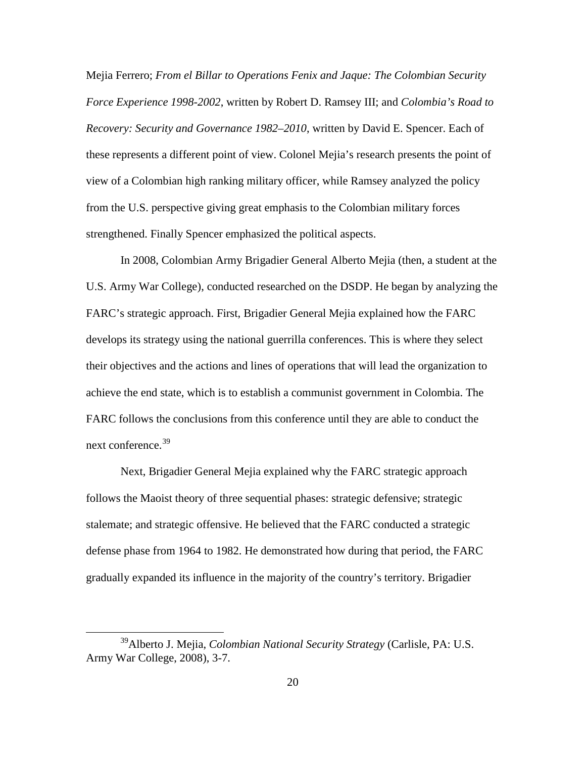Mejia Ferrero; *From el Billar to Operations Fenix and Jaque: The Colombian Security Force Experience 1998-2002*, written by Robert D. Ramsey III; and *Colombia's Road to Recovery: Security and Governance 1982–2010*, written by David E. Spencer. Each of these represents a different point of view. Colonel Mejia's research presents the point of view of a Colombian high ranking military officer, while Ramsey analyzed the policy from the U.S. perspective giving great emphasis to the Colombian military forces strengthened. Finally Spencer emphasized the political aspects.

In 2008, Colombian Army Brigadier General Alberto Mejia (then, a student at the U.S. Army War College), conducted researched on the DSDP. He began by analyzing the FARC's strategic approach. First, Brigadier General Mejia explained how the FARC develops its strategy using the national guerrilla conferences. This is where they select their objectives and the actions and lines of operations that will lead the organization to achieve the end state, which is to establish a communist government in Colombia. The FARC follows the conclusions from this conference until they are able to conduct the next conference.[39]

Next, Brigadier General Mejia explained why the FARC strategic approach follows the Maoist theory of three sequential phases: strategic defensive; strategic stalemate; and strategic offensive. He believed that the FARC conducted a strategic defense phase from 1964 to 1982. He demonstrated how during that period, the FARC gradually expanded its influence in the majority of the country's territory. Brigadier

---

[39] Alberto J. Mejia, *Colombian National Security Strategy* (Carlisle, PA: U.S. Army War College, 2008), 3-7.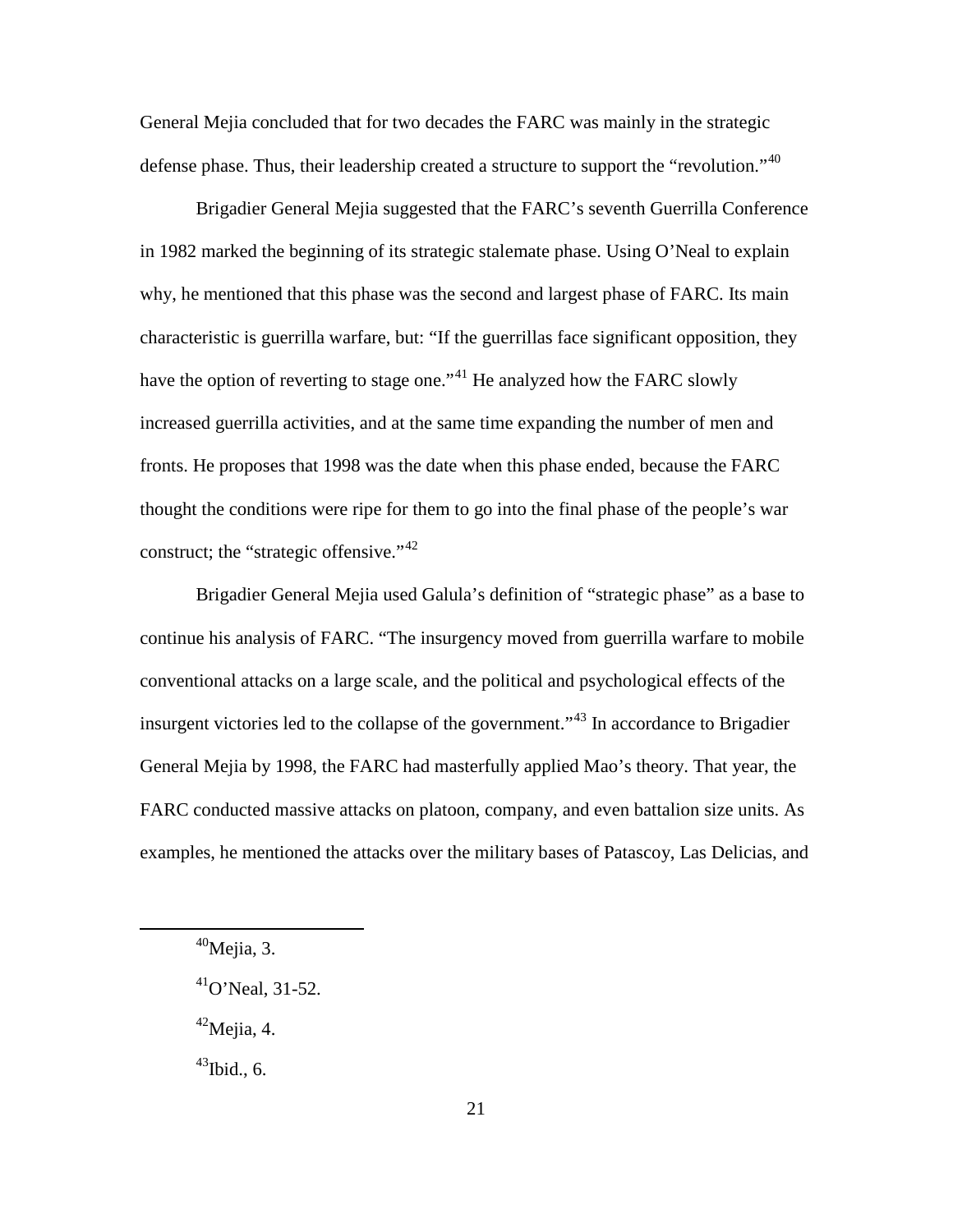General Mejia concluded that for two decades the FARC was mainly in the strategic defense phase. Thus, their leadership created a structure to support the "revolution."[40]

Brigadier General Mejia suggested that the FARC's seventh Guerrilla Conference in 1982 marked the beginning of its strategic stalemate phase. Using O'Neal to explain why, he mentioned that this phase was the second and largest phase of FARC. Its main characteristic is guerrilla warfare, but: "If the guerrillas face significant opposition, they have the option of reverting to stage one."[41] He analyzed how the FARC slowly increased guerrilla activities, and at the same time expanding the number of men and fronts. He proposes that 1998 was the date when this phase ended, because the FARC thought the conditions were ripe for them to go into the final phase of the people's war construct; the "strategic offensive."[42]

Brigadier General Mejia used Galula's definition of "strategic phase" as a base to continue his analysis of FARC. "The insurgency moved from guerrilla warfare to mobile conventional attacks on a large scale, and the political and psychological effects of the insurgent victories led to the collapse of the government."[43] In accordance to Brigadier General Mejia by 1998, the FARC had masterfully applied Mao's theory. That year, the FARC conducted massive attacks on platoon, company, and even battalion size units. As examples, he mentioned the attacks over the military bases of Patascoy, Las Delicias, and

---

[40]Mejia, 3.

[41]O'Neal, 31-52.

[42]Mejia, 4.

[43]Ibid., 6.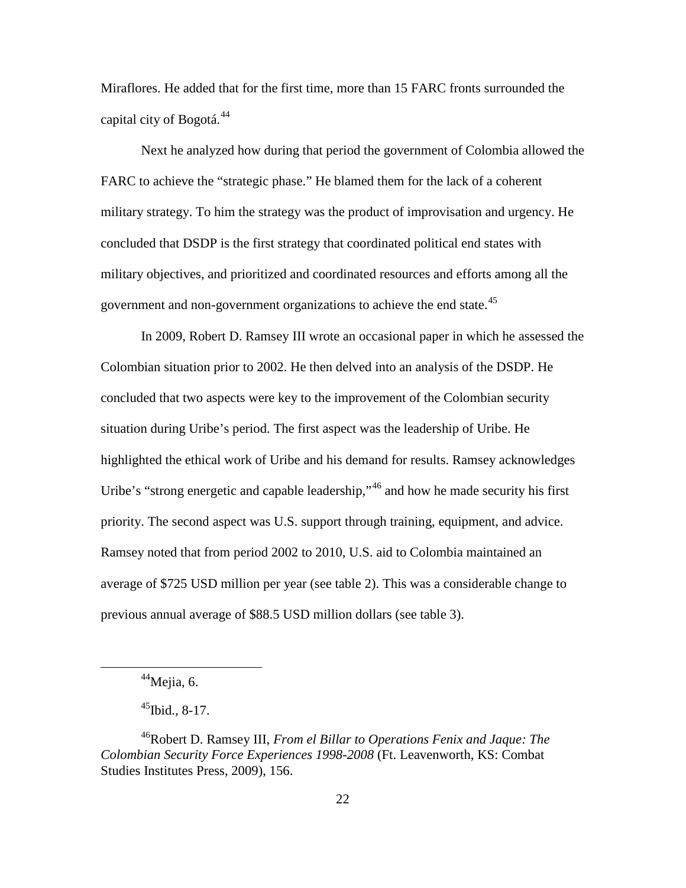Miraflores. He added that for the first time, more than 15 FARC fronts surrounded the capital city of Bogotá.[44]

Next he analyzed how during that period the government of Colombia allowed the FARC to achieve the "strategic phase." He blamed them for the lack of a coherent military strategy. To him the strategy was the product of improvisation and urgency. He concluded that DSDP is the first strategy that coordinated political end states with military objectives, and prioritized and coordinated resources and efforts among all the government and non-government organizations to achieve the end state.[45]

In 2009, Robert D. Ramsey III wrote an occasional paper in which he assessed the Colombian situation prior to 2002. He then delved into an analysis of the DSDP. He concluded that two aspects were key to the improvement of the Colombian security situation during Uribe's period. The first aspect was the leadership of Uribe. He highlighted the ethical work of Uribe and his demand for results. Ramsey acknowledges Uribe's "strong energetic and capable leadership,"[46] and how he made security his first priority. The second aspect was U.S. support through training, equipment, and advice. Ramsey noted that from period 2002 to 2010, U.S. aid to Colombia maintained an average of $725 USD million per year (see table 2). This was a considerable change to previous annual average of $88.5 USD million dollars (see table 3).

---

[44]Mejia, 6.

[45]Ibid., 8-17.

[46]Robert D. Ramsey III, *From el Billar to Operations Fenix and Jaque: The Colombian Security Force Experiences 1998-2008* (Ft. Leavenworth, KS: Combat Studies Institutes Press, 2009), 156.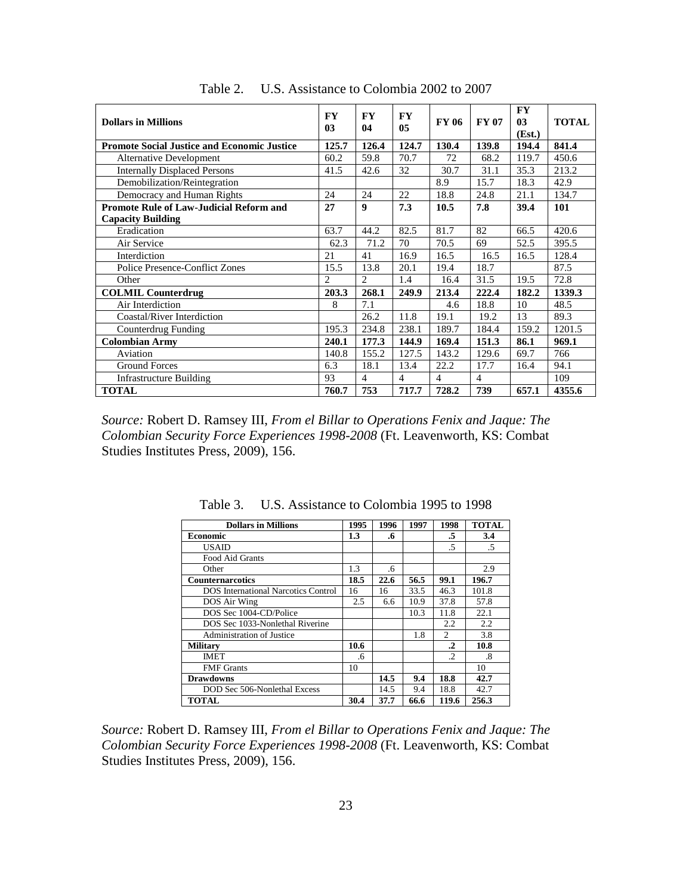Table 2. U.S. Assistance to Colombia 2002 to 2007

| Dollars in Millions | FY 03 | FY 04 | FY 05 | FY 06 | FY 07 | FY 03 (Est.) | TOTAL |
|---|---|---|---|---|---|---|---|
| **Promote Social Justice and Economic Justice** | **125.7** | **126.4** | **124.7** | **130.4** | **139.8** | **194.4** | **841.4** |
| Alternative Development | 60.2 | 59.8 | 70.7 | 72 | 68.2 | 119.7 | 450.6 |
| Internally Displaced Persons | 41.5 | 42.6 | 32 | 30.7 | 31.1 | 35.3 | 213.2 |
| Demobilization/Reintegration | | | | 8.9 | 15.7 | 18.3 | 42.9 |
| Democracy and Human Rights | 24 | 24 | 22 | 18.8 | 24.8 | 21.1 | 134.7 |
| **Promote Rule of Law-Judicial Reform and Capacity Building** | **27** | **9** | **7.3** | **10.5** | **7.8** | **39.4** | **101** |
| Eradication | 63.7 | 44.2 | 82.5 | 81.7 | 82 | 66.5 | 420.6 |
| Air Service | 62.3 | 71.2 | 70 | 70.5 | 69 | 52.5 | 395.5 |
| Interdiction | 21 | 41 | 16.9 | 16.5 | 16.5 | 16.5 | 128.4 |
| Police Presence-Conflict Zones | 15.5 | 13.8 | 20.1 | 19.4 | 18.7 | | 87.5 |
| Other | 2 | 2 | 1.4 | 16.4 | 31.5 | 19.5 | 72.8 |
| **COLMIL Counterdrug** | **203.3** | **268.1** | **249.9** | **213.4** | **222.4** | **182.2** | **1339.3** |
| Air Interdiction | 8 | 7.1 | | 4.6 | 18.8 | 10 | 48.5 |
| Coastal/River Interdiction | | 26.2 | 11.8 | 19.1 | 19.2 | 13 | 89.3 |
| Counterdrug Funding | 195.3 | 234.8 | 238.1 | 189.7 | 184.4 | 159.2 | 1201.5 |
| **Colombian Army** | **240.1** | **177.3** | **144.9** | **169.4** | **151.3** | **86.1** | **969.1** |
| Aviation | 140.8 | 155.2 | 127.5 | 143.2 | 129.6 | 69.7 | 766 |
| Ground Forces | 6.3 | 18.1 | 13.4 | 22.2 | 17.7 | 16.4 | 94.1 |
| Infrastructure Building | 93 | 4 | 4 | 4 | 4 | | 109 |
| **TOTAL** | **760.7** | **753** | **717.7** | **728.2** | **739** | **657.1** | **4355.6** |

*Source:* Robert D. Ramsey III, *From el Billar to Operations Fenix and Jaque: The Colombian Security Force Experiences 1998-2008* (Ft. Leavenworth, KS: Combat Studies Institutes Press, 2009), 156.

Table 3. U.S. Assistance to Colombia 1995 to 1998

| Dollars in Millions | 1995 | 1996 | 1997 | 1998 | TOTAL |
|---|---|---|---|---|---|
| **Economic** | **1.3** | **.6** | | **.5** | **3.4** |
| USAID | | | | .5 | .5 |
| Food Aid Grants | | | | | |
| Other | 1.3 | .6 | | | 2.9 |
| **Counternarcotics** | **18.5** | **22.6** | **56.5** | **99.1** | **196.7** |
| DOS International Narcotics Control | 16 | 16 | 33.5 | 46.3 | 101.8 |
| DOS Air Wing | 2.5 | 6.6 | 10.9 | 37.8 | 57.8 |
| DOS Sec 1004-CD/Police | | | 10.3 | 11.8 | 22.1 |
| DOS Sec 1033-Nonlethal Riverine | | | | 2.2 | 2.2 |
| Administration of Justice | | | 1.8 | 2 | 3.8 |
| **Military** | **10.6** | | | **.2** | **10.8** |
| IMET | .6 | | | .2 | .8 |
| FMF Grants | 10 | | | | 10 |
| **Drawdowns** | | **14.5** | **9.4** | **18.8** | **42.7** |
| DOD Sec 506-Nonlethal Excess | | 14.5 | 9.4 | 18.8 | 42.7 |
| **TOTAL** | **30.4** | **37.7** | **66.6** | **119.6** | **256.3** |

*Source:* Robert D. Ramsey III, *From el Billar to Operations Fenix and Jaque: The Colombian Security Force Experiences 1998-2008* (Ft. Leavenworth, KS: Combat Studies Institutes Press, 2009), 156.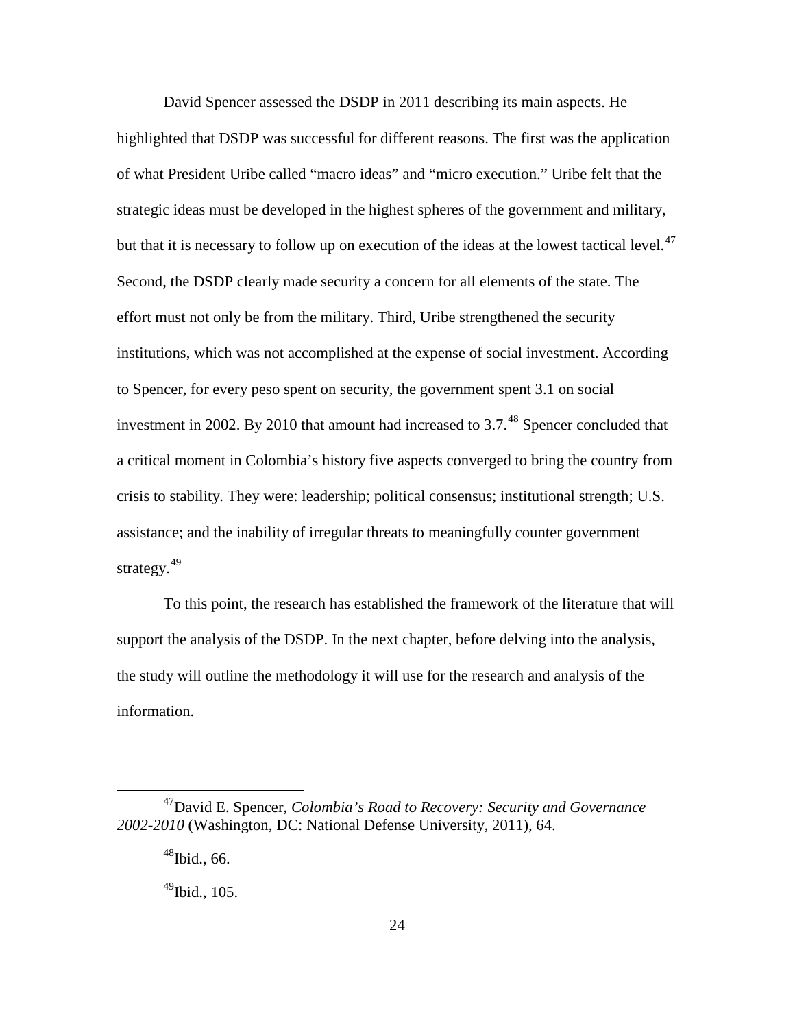David Spencer assessed the DSDP in 2011 describing its main aspects. He highlighted that DSDP was successful for different reasons. The first was the application of what President Uribe called "macro ideas" and "micro execution." Uribe felt that the strategic ideas must be developed in the highest spheres of the government and military, but that it is necessary to follow up on execution of the ideas at the lowest tactical level.[47] Second, the DSDP clearly made security a concern for all elements of the state. The effort must not only be from the military. Third, Uribe strengthened the security institutions, which was not accomplished at the expense of social investment. According to Spencer, for every peso spent on security, the government spent 3.1 on social investment in 2002. By 2010 that amount had increased to 3.7.[48] Spencer concluded that a critical moment in Colombia's history five aspects converged to bring the country from crisis to stability. They were: leadership; political consensus; institutional strength; U.S. assistance; and the inability of irregular threats to meaningfully counter government strategy.[49]

To this point, the research has established the framework of the literature that will support the analysis of the DSDP. In the next chapter, before delving into the analysis, the study will outline the methodology it will use for the research and analysis of the information.

---

[47] David E. Spencer, *Colombia's Road to Recovery: Security and Governance 2002-2010* (Washington, DC: National Defense University, 2011), 64.

[48] Ibid., 66.

[49] Ibid., 105.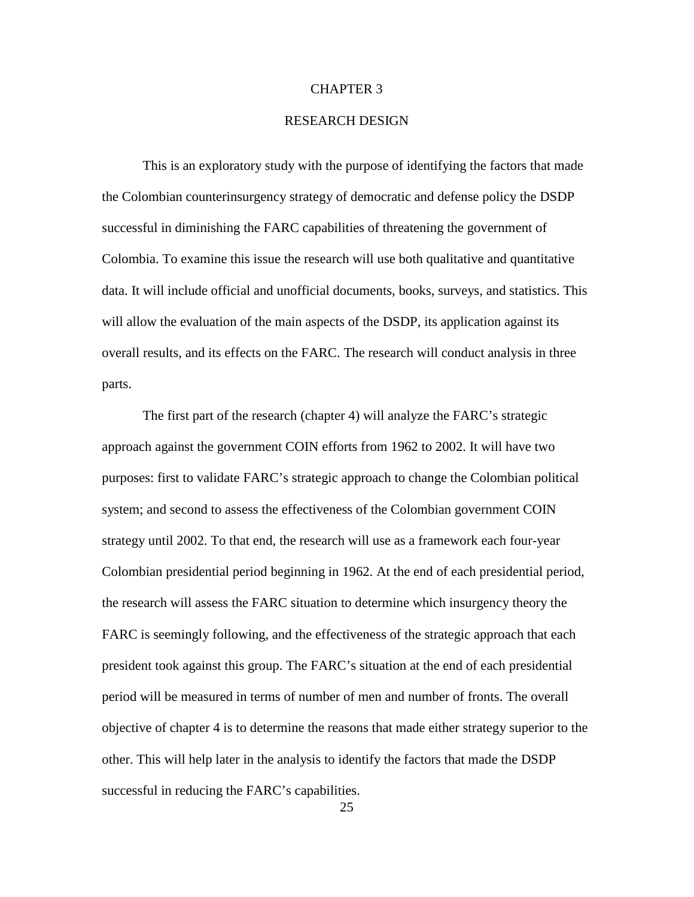# CHAPTER 3

## RESEARCH DESIGN

This is an exploratory study with the purpose of identifying the factors that made the Colombian counterinsurgency strategy of democratic and defense policy the DSDP successful in diminishing the FARC capabilities of threatening the government of Colombia. To examine this issue the research will use both qualitative and quantitative data. It will include official and unofficial documents, books, surveys, and statistics. This will allow the evaluation of the main aspects of the DSDP, its application against its overall results, and its effects on the FARC. The research will conduct analysis in three parts.

The first part of the research (chapter 4) will analyze the FARC's strategic approach against the government COIN efforts from 1962 to 2002. It will have two purposes: first to validate FARC's strategic approach to change the Colombian political system; and second to assess the effectiveness of the Colombian government COIN strategy until 2002. To that end, the research will use as a framework each four-year Colombian presidential period beginning in 1962. At the end of each presidential period, the research will assess the FARC situation to determine which insurgency theory the FARC is seemingly following, and the effectiveness of the strategic approach that each president took against this group. The FARC's situation at the end of each presidential period will be measured in terms of number of men and number of fronts. The overall objective of chapter 4 is to determine the reasons that made either strategy superior to the other. This will help later in the analysis to identify the factors that made the DSDP successful in reducing the FARC's capabilities.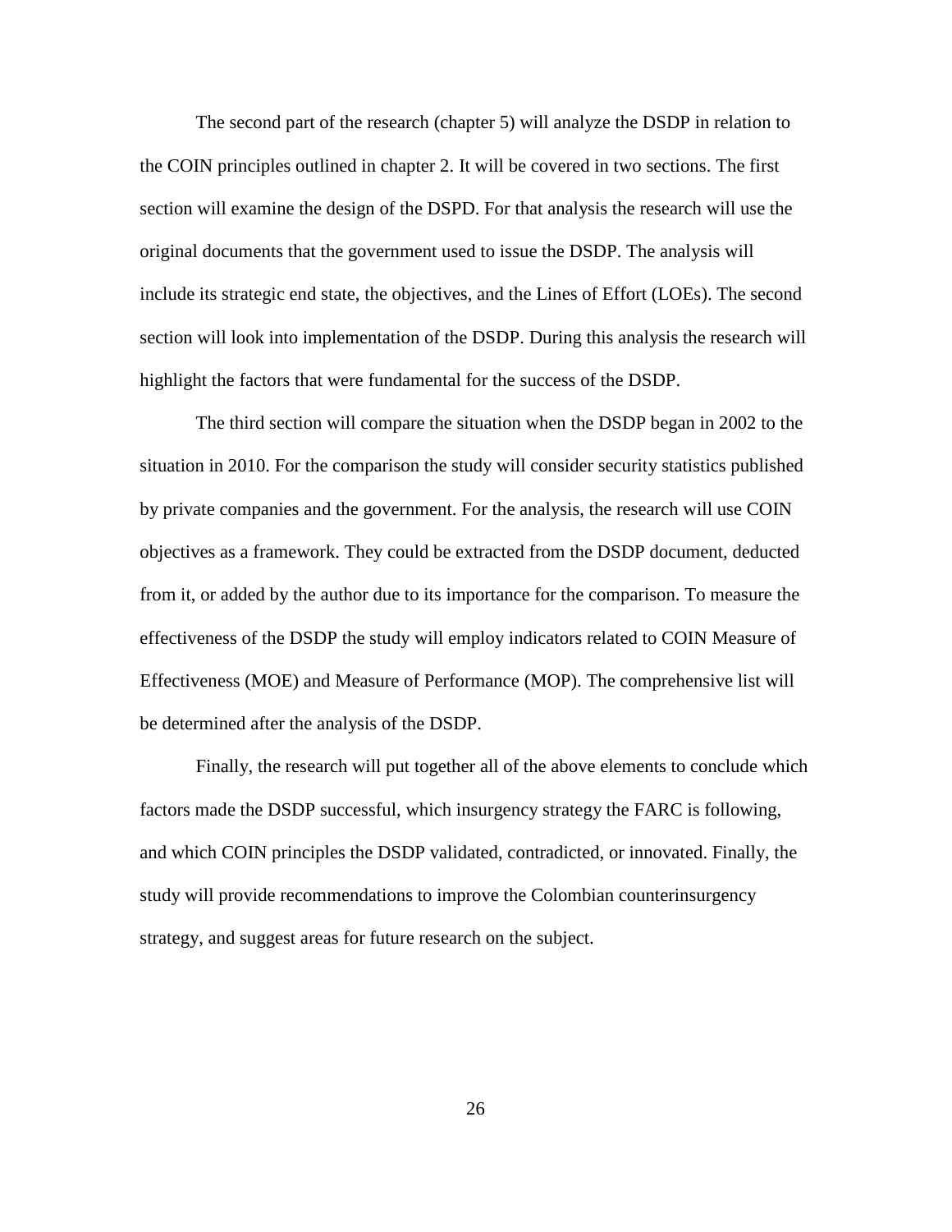The second part of the research (chapter 5) will analyze the DSDP in relation to the COIN principles outlined in chapter 2. It will be covered in two sections. The first section will examine the design of the DSPD. For that analysis the research will use the original documents that the government used to issue the DSDP. The analysis will include its strategic end state, the objectives, and the Lines of Effort (LOEs). The second section will look into implementation of the DSDP. During this analysis the research will highlight the factors that were fundamental for the success of the DSDP.

The third section will compare the situation when the DSDP began in 2002 to the situation in 2010. For the comparison the study will consider security statistics published by private companies and the government. For the analysis, the research will use COIN objectives as a framework. They could be extracted from the DSDP document, deducted from it, or added by the author due to its importance for the comparison. To measure the effectiveness of the DSDP the study will employ indicators related to COIN Measure of Effectiveness (MOE) and Measure of Performance (MOP). The comprehensive list will be determined after the analysis of the DSDP.

Finally, the research will put together all of the above elements to conclude which factors made the DSDP successful, which insurgency strategy the FARC is following, and which COIN principles the DSDP validated, contradicted, or innovated. Finally, the study will provide recommendations to improve the Colombian counterinsurgency strategy, and suggest areas for future research on the subject.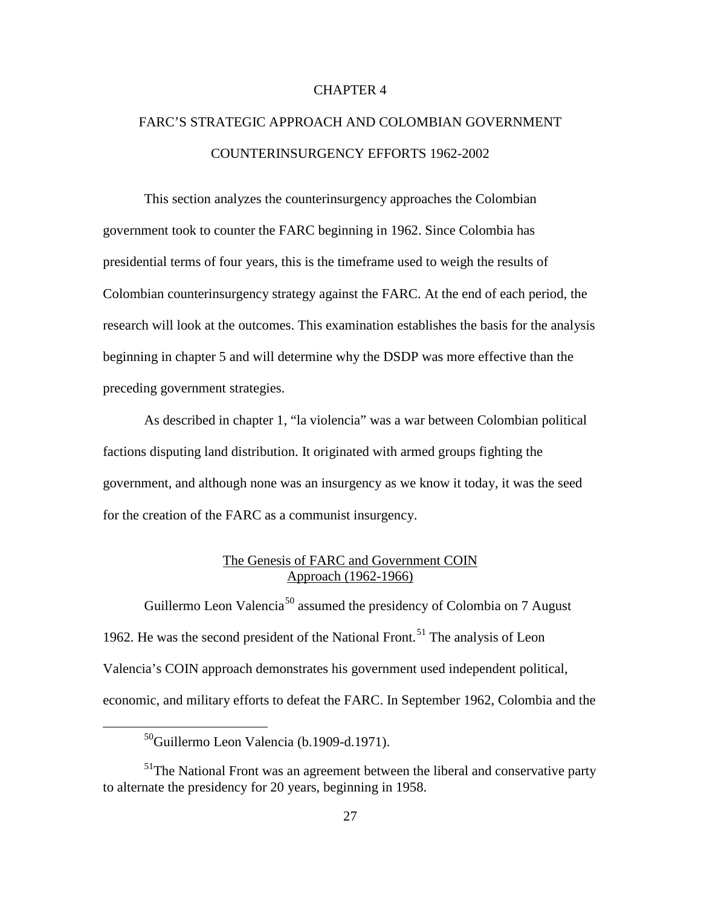# CHAPTER 4

# FARC'S STRATEGIC APPROACH AND COLOMBIAN GOVERNMENT COUNTERINSURGENCY EFFORTS 1962-2002

This section analyzes the counterinsurgency approaches the Colombian government took to counter the FARC beginning in 1962. Since Colombia has presidential terms of four years, this is the timeframe used to weigh the results of Colombian counterinsurgency strategy against the FARC. At the end of each period, the research will look at the outcomes. This examination establishes the basis for the analysis beginning in chapter 5 and will determine why the DSDP was more effective than the preceding government strategies.

As described in chapter 1, "la violencia" was a war between Colombian political factions disputing land distribution. It originated with armed groups fighting the government, and although none was an insurgency as we know it today, it was the seed for the creation of the FARC as a communist insurgency.

## The Genesis of FARC and Government COIN Approach (1962-1966)

Guillermo Leon Valencia[50] assumed the presidency of Colombia on 7 August 1962. He was the second president of the National Front.[51] The analysis of Leon Valencia's COIN approach demonstrates his government used independent political, economic, and military efforts to defeat the FARC. In September 1962, Colombia and the

---

[50]Guillermo Leon Valencia (b.1909-d.1971).

[51]The National Front was an agreement between the liberal and conservative party to alternate the presidency for 20 years, beginning in 1958.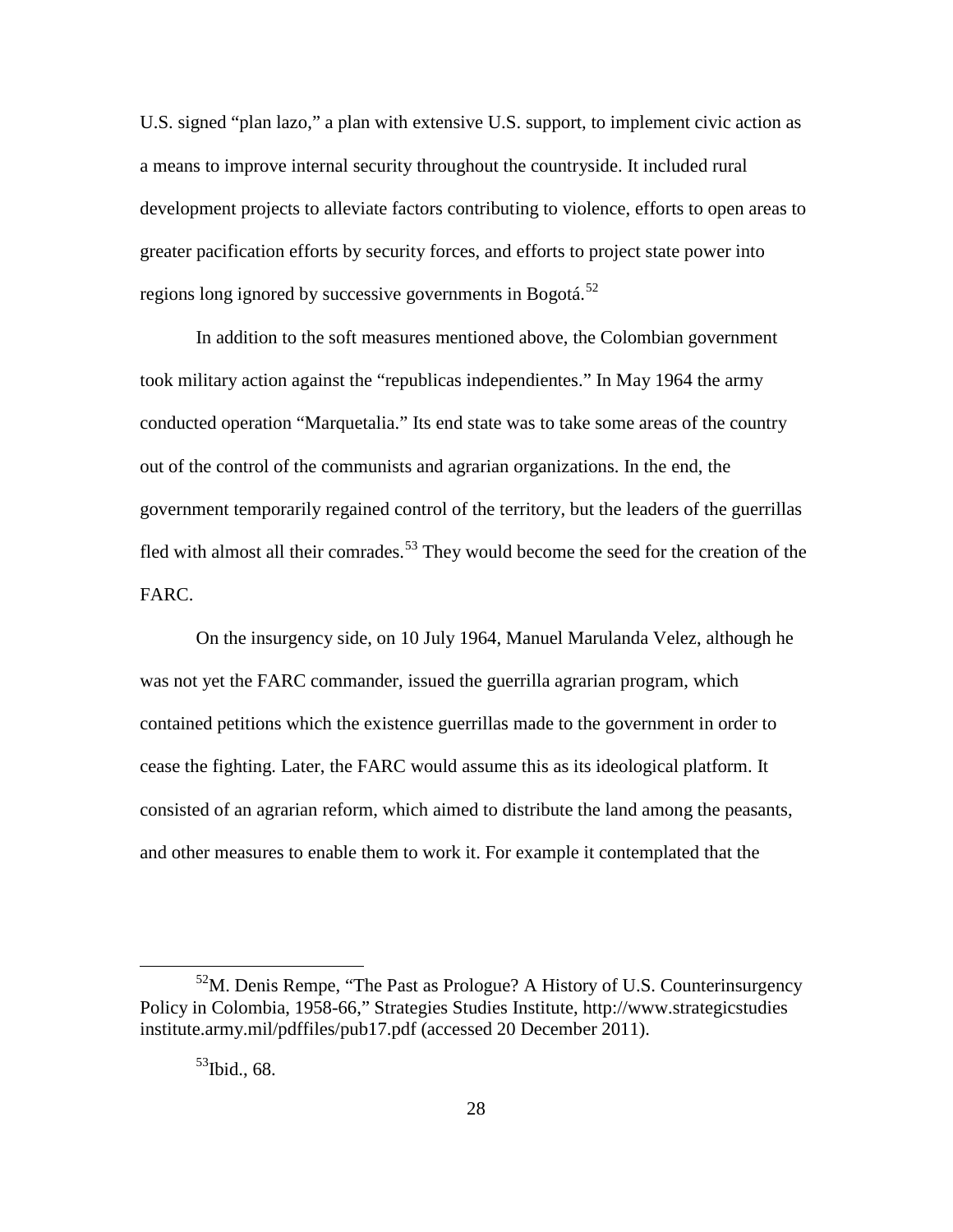U.S. signed "plan lazo," a plan with extensive U.S. support, to implement civic action as a means to improve internal security throughout the countryside. It included rural development projects to alleviate factors contributing to violence, efforts to open areas to greater pacification efforts by security forces, and efforts to project state power into regions long ignored by successive governments in Bogotá.[52]

In addition to the soft measures mentioned above, the Colombian government took military action against the "republicas independientes." In May 1964 the army conducted operation "Marquetalia." Its end state was to take some areas of the country out of the control of the communists and agrarian organizations. In the end, the government temporarily regained control of the territory, but the leaders of the guerrillas fled with almost all their comrades.[53] They would become the seed for the creation of the FARC.

On the insurgency side, on 10 July 1964, Manuel Marulanda Velez, although he was not yet the FARC commander, issued the guerrilla agrarian program, which contained petitions which the existence guerrillas made to the government in order to cease the fighting. Later, the FARC would assume this as its ideological platform. It consisted of an agrarian reform, which aimed to distribute the land among the peasants, and other measures to enable them to work it. For example it contemplated that the

---

[52]M. Denis Rempe, "The Past as Prologue? A History of U.S. Counterinsurgency Policy in Colombia, 1958-66," Strategies Studies Institute, http://www.strategicstudies institute.army.mil/pdffiles/pub17.pdf (accessed 20 December 2011).

[53]Ibid., 68.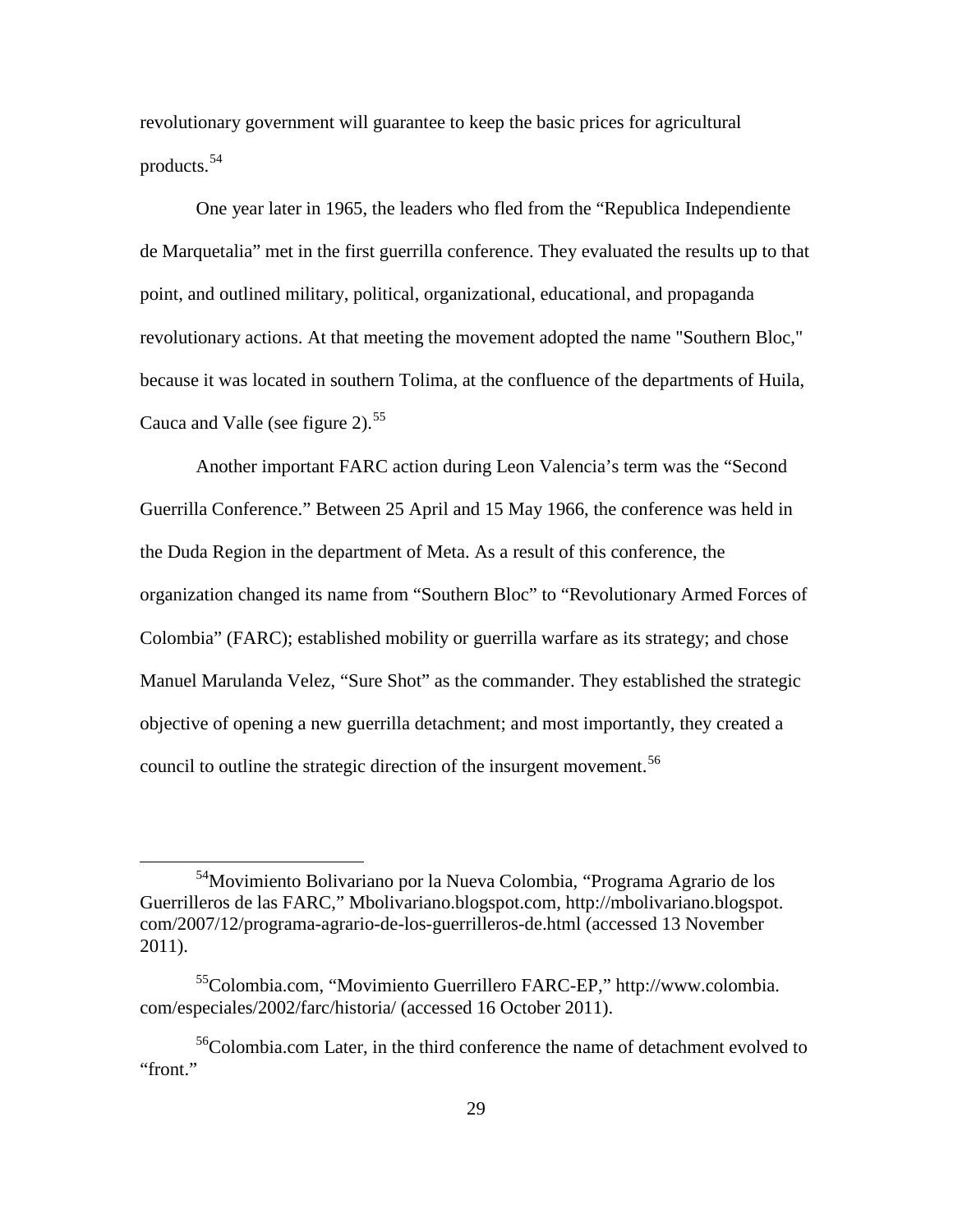revolutionary government will guarantee to keep the basic prices for agricultural products.[54]

One year later in 1965, the leaders who fled from the "Republica Independiente de Marquetalia" met in the first guerrilla conference. They evaluated the results up to that point, and outlined military, political, organizational, educational, and propaganda revolutionary actions. At that meeting the movement adopted the name "Southern Bloc," because it was located in southern Tolima, at the confluence of the departments of Huila, Cauca and Valle (see figure 2).[55]

Another important FARC action during Leon Valencia's term was the "Second Guerrilla Conference." Between 25 April and 15 May 1966, the conference was held in the Duda Region in the department of Meta. As a result of this conference, the organization changed its name from "Southern Bloc" to "Revolutionary Armed Forces of Colombia" (FARC); established mobility or guerrilla warfare as its strategy; and chose Manuel Marulanda Velez, "Sure Shot" as the commander. They established the strategic objective of opening a new guerrilla detachment; and most importantly, they created a council to outline the strategic direction of the insurgent movement.[56]

---

[54]Movimiento Bolivariano por la Nueva Colombia, "Programa Agrario de los Guerrilleros de las FARC," Mbolivariano.blogspot.com, http://mbolivariano.blogspot.com/2007/12/programa-agrario-de-los-guerrilleros-de.html (accessed 13 November 2011).

[55]Colombia.com, "Movimiento Guerrillero FARC-EP," http://www.colombia.com/especiales/2002/farc/historia/ (accessed 16 October 2011).

[56]Colombia.com Later, in the third conference the name of detachment evolved to "front."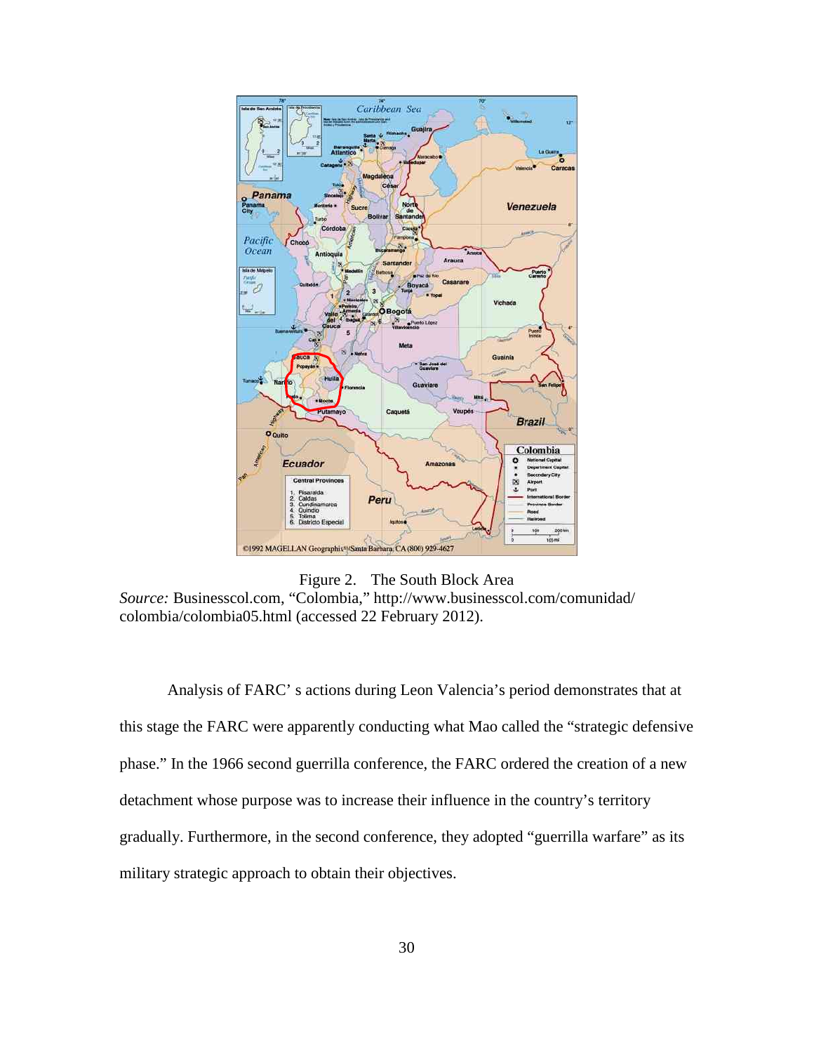Figure 2. The South Block Area

*Source:* Businesscol.com, "Colombia," http://www.businesscol.com/comunidad/colombia/colombia05.html (accessed 22 February 2012).

Analysis of FARC' s actions during Leon Valencia's period demonstrates that at this stage the FARC were apparently conducting what Mao called the "strategic defensive phase." In the 1966 second guerrilla conference, the FARC ordered the creation of a new detachment whose purpose was to increase their influence in the country's territory gradually. Furthermore, in the second conference, they adopted "guerrilla warfare" as its military strategic approach to obtain their objectives.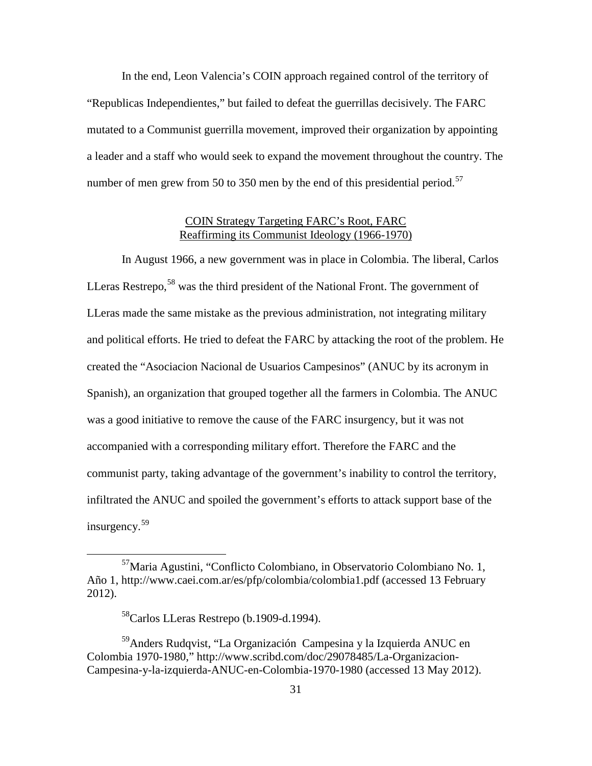In the end, Leon Valencia's COIN approach regained control of the territory of "Republicas Independientes," but failed to defeat the guerrillas decisively. The FARC mutated to a Communist guerrilla movement, improved their organization by appointing a leader and a staff who would seek to expand the movement throughout the country. The number of men grew from 50 to 350 men by the end of this presidential period.[57]

## COIN Strategy Targeting FARC's Root, FARC Reaffirming its Communist Ideology (1966-1970)

In August 1966, a new government was in place in Colombia. The liberal, Carlos LLeras Restrepo,[58] was the third president of the National Front. The government of LLeras made the same mistake as the previous administration, not integrating military and political efforts. He tried to defeat the FARC by attacking the root of the problem. He created the "Asociacion Nacional de Usuarios Campesinos" (ANUC by its acronym in Spanish), an organization that grouped together all the farmers in Colombia. The ANUC was a good initiative to remove the cause of the FARC insurgency, but it was not accompanied with a corresponding military effort. Therefore the FARC and the communist party, taking advantage of the government's inability to control the territory, infiltrated the ANUC and spoiled the government's efforts to attack support base of the insurgency.[59]

---

[57] Maria Agustini, "Conflicto Colombiano, in Observatorio Colombiano No. 1, Año 1, http://www.caei.com.ar/es/pfp/colombia/colombia1.pdf (accessed 13 February 2012).

[58] Carlos LLeras Restrepo (b.1909-d.1994).

[59] Anders Rudqvist, "La Organización Campesina y la Izquierda ANUC en Colombia 1970-1980," http://www.scribd.com/doc/29078485/La-Organizacion-Campesina-y-la-izquierda-ANUC-en-Colombia-1970-1980 (accessed 13 May 2012).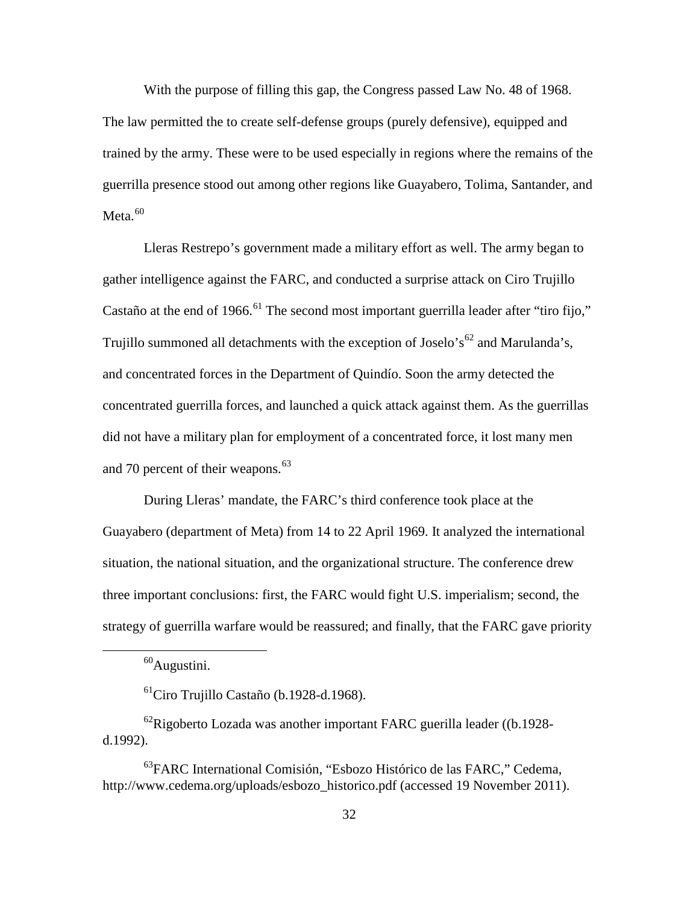With the purpose of filling this gap, the Congress passed Law No. 48 of 1968. The law permitted the to create self-defense groups (purely defensive), equipped and trained by the army. These were to be used especially in regions where the remains of the guerrilla presence stood out among other regions like Guayabero, Tolima, Santander, and Meta.[60]

Lleras Restrepo's government made a military effort as well. The army began to gather intelligence against the FARC, and conducted a surprise attack on Ciro Trujillo Castaño at the end of 1966.[61] The second most important guerrilla leader after "tiro fijo," Trujillo summoned all detachments with the exception of Joselo's[62] and Marulanda's, and concentrated forces in the Department of Quindío. Soon the army detected the concentrated guerrilla forces, and launched a quick attack against them. As the guerrillas did not have a military plan for employment of a concentrated force, it lost many men and 70 percent of their weapons.[63]

During Lleras' mandate, the FARC's third conference took place at the Guayabero (department of Meta) from 14 to 22 April 1969. It analyzed the international situation, the national situation, and the organizational structure. The conference drew three important conclusions: first, the FARC would fight U.S. imperialism; second, the strategy of guerrilla warfare would be reassured; and finally, that the FARC gave priority

---

[60]Augustini.

[61]Ciro Trujillo Castaño (b.1928-d.1968).

[62]Rigoberto Lozada was another important FARC guerilla leader ((b.1928-d.1992).

[63]FARC International Comisión, "Esbozo Histórico de las FARC," Cedema, http://www.cedema.org/uploads/esbozo_historico.pdf (accessed 19 November 2011).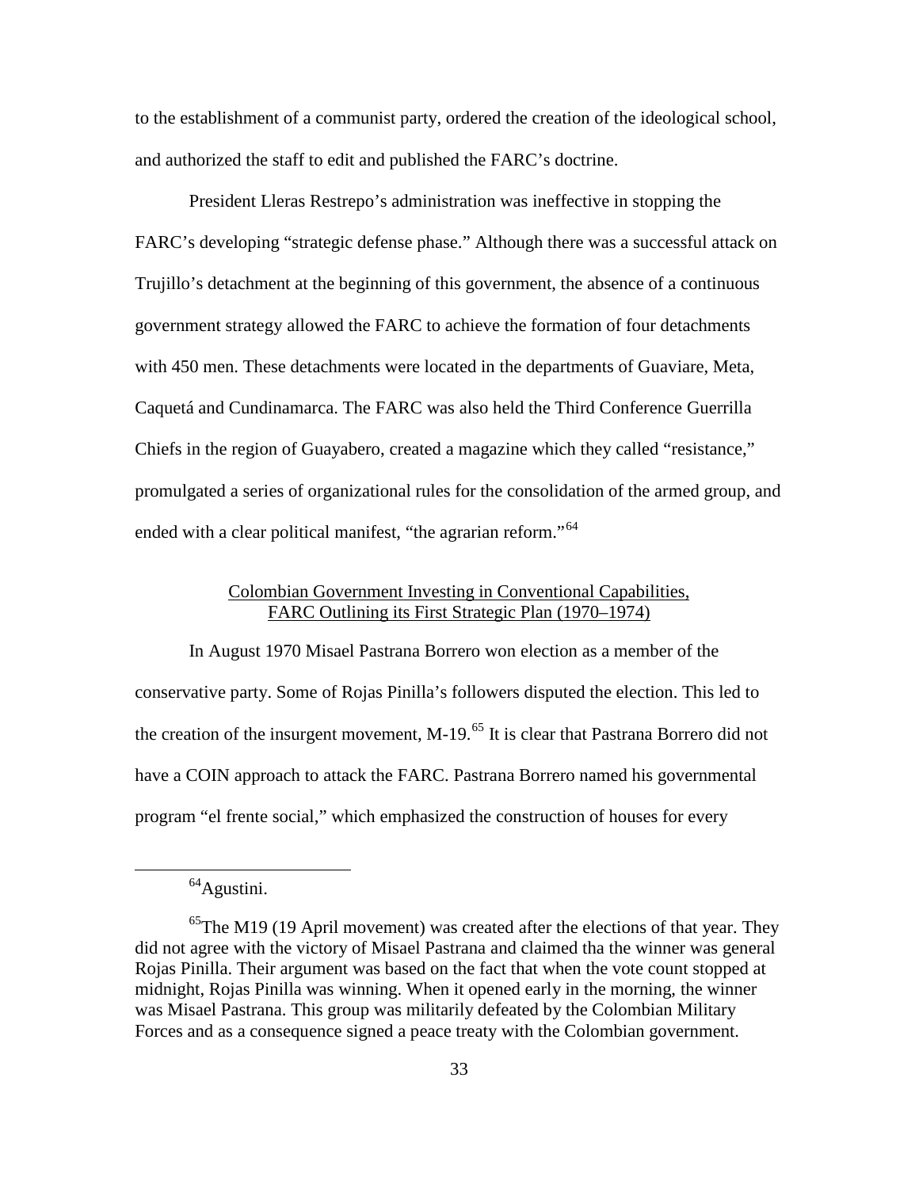to the establishment of a communist party, ordered the creation of the ideological school, and authorized the staff to edit and published the FARC's doctrine.

President Lleras Restrepo's administration was ineffective in stopping the FARC's developing "strategic defense phase." Although there was a successful attack on Trujillo's detachment at the beginning of this government, the absence of a continuous government strategy allowed the FARC to achieve the formation of four detachments with 450 men. These detachments were located in the departments of Guaviare, Meta, Caquetá and Cundinamarca. The FARC was also held the Third Conference Guerrilla Chiefs in the region of Guayabero, created a magazine which they called "resistance," promulgated a series of organizational rules for the consolidation of the armed group, and ended with a clear political manifest, "the agrarian reform."[64]

### Colombian Government Investing in Conventional Capabilities, FARC Outlining its First Strategic Plan (1970–1974)

In August 1970 Misael Pastrana Borrero won election as a member of the conservative party. Some of Rojas Pinilla's followers disputed the election. This led to the creation of the insurgent movement, M-19.[65] It is clear that Pastrana Borrero did not have a COIN approach to attack the FARC. Pastrana Borrero named his governmental program "el frente social," which emphasized the construction of houses for every

---

[64] Agustini.

[65] The M19 (19 April movement) was created after the elections of that year. They did not agree with the victory of Misael Pastrana and claimed tha the winner was general Rojas Pinilla. Their argument was based on the fact that when the vote count stopped at midnight, Rojas Pinilla was winning. When it opened early in the morning, the winner was Misael Pastrana. This group was militarily defeated by the Colombian Military Forces and as a consequence signed a peace treaty with the Colombian government.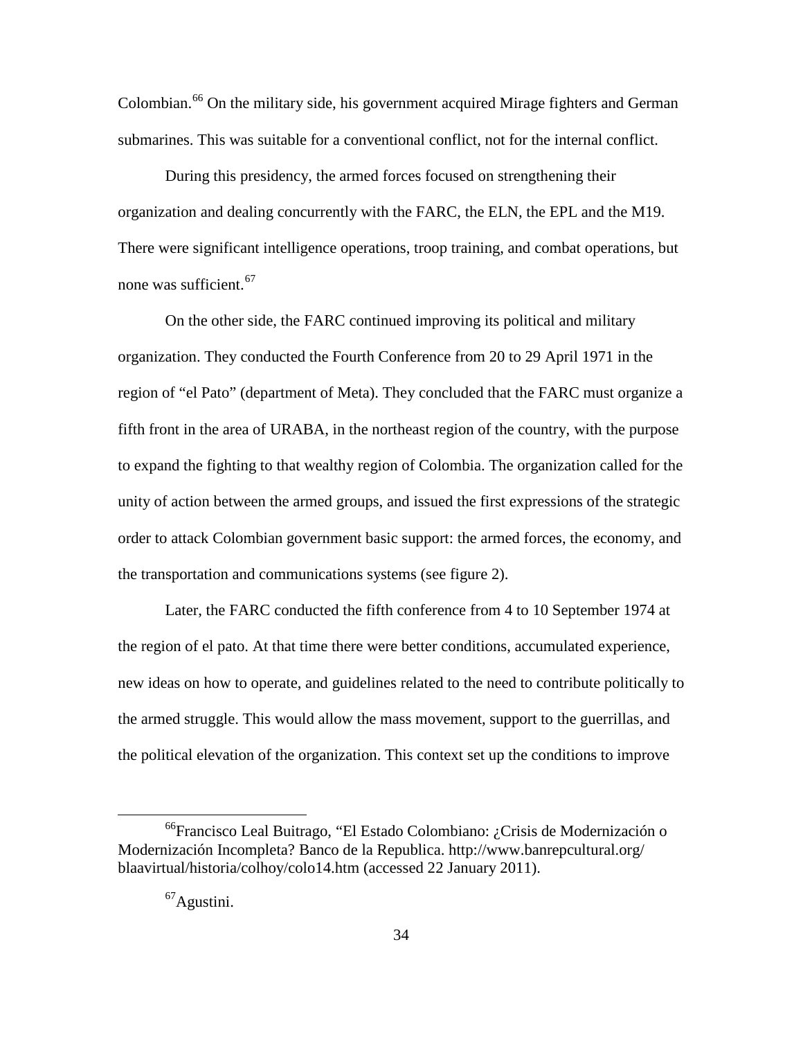Colombian.[66] On the military side, his government acquired Mirage fighters and German submarines. This was suitable for a conventional conflict, not for the internal conflict.

During this presidency, the armed forces focused on strengthening their organization and dealing concurrently with the FARC, the ELN, the EPL and the M19. There were significant intelligence operations, troop training, and combat operations, but none was sufficient.[67]

On the other side, the FARC continued improving its political and military organization. They conducted the Fourth Conference from 20 to 29 April 1971 in the region of "el Pato" (department of Meta). They concluded that the FARC must organize a fifth front in the area of URABA, in the northeast region of the country, with the purpose to expand the fighting to that wealthy region of Colombia. The organization called for the unity of action between the armed groups, and issued the first expressions of the strategic order to attack Colombian government basic support: the armed forces, the economy, and the transportation and communications systems (see figure 2).

Later, the FARC conducted the fifth conference from 4 to 10 September 1974 at the region of el pato. At that time there were better conditions, accumulated experience, new ideas on how to operate, and guidelines related to the need to contribute politically to the armed struggle. This would allow the mass movement, support to the guerrillas, and the political elevation of the organization. This context set up the conditions to improve

---

[66]Francisco Leal Buitrago, "El Estado Colombiano: ¿Crisis de Modernización o Modernización Incompleta? Banco de la Republica. http://www.banrepcultural.org/blaavirtual/historia/colhoy/colo14.htm (accessed 22 January 2011).

[67]Agustini.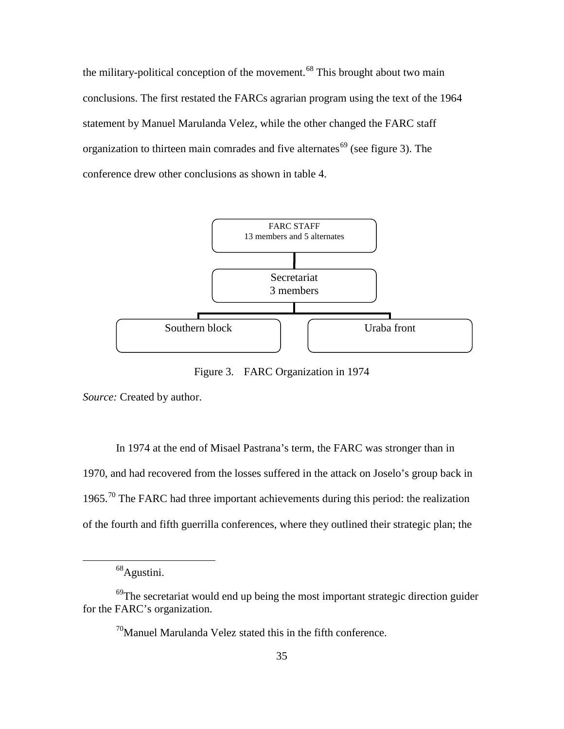the military-political conception of the movement.[68] This brought about two main conclusions. The first restated the FARCs agrarian program using the text of the 1964 statement by Manuel Marulanda Velez, while the other changed the FARC staff organization to thirteen main comrades and five alternates[69] (see figure 3). The conference drew other conclusions as shown in table 4.

FARC STAFF
13 members and 5 alternates

Secretariat
3 members

Southern block

Uraba front

Figure 3. FARC Organization in 1974

*Source:* Created by author.

In 1974 at the end of Misael Pastrana's term, the FARC was stronger than in 1970, and had recovered from the losses suffered in the attack on Joselo's group back in 1965.[70] The FARC had three important achievements during this period: the realization of the fourth and fifth guerrilla conferences, where they outlined their strategic plan; the

---

[68] Agustini.

[69] The secretariat would end up being the most important strategic direction guider for the FARC's organization.

[70] Manuel Marulanda Velez stated this in the fifth conference.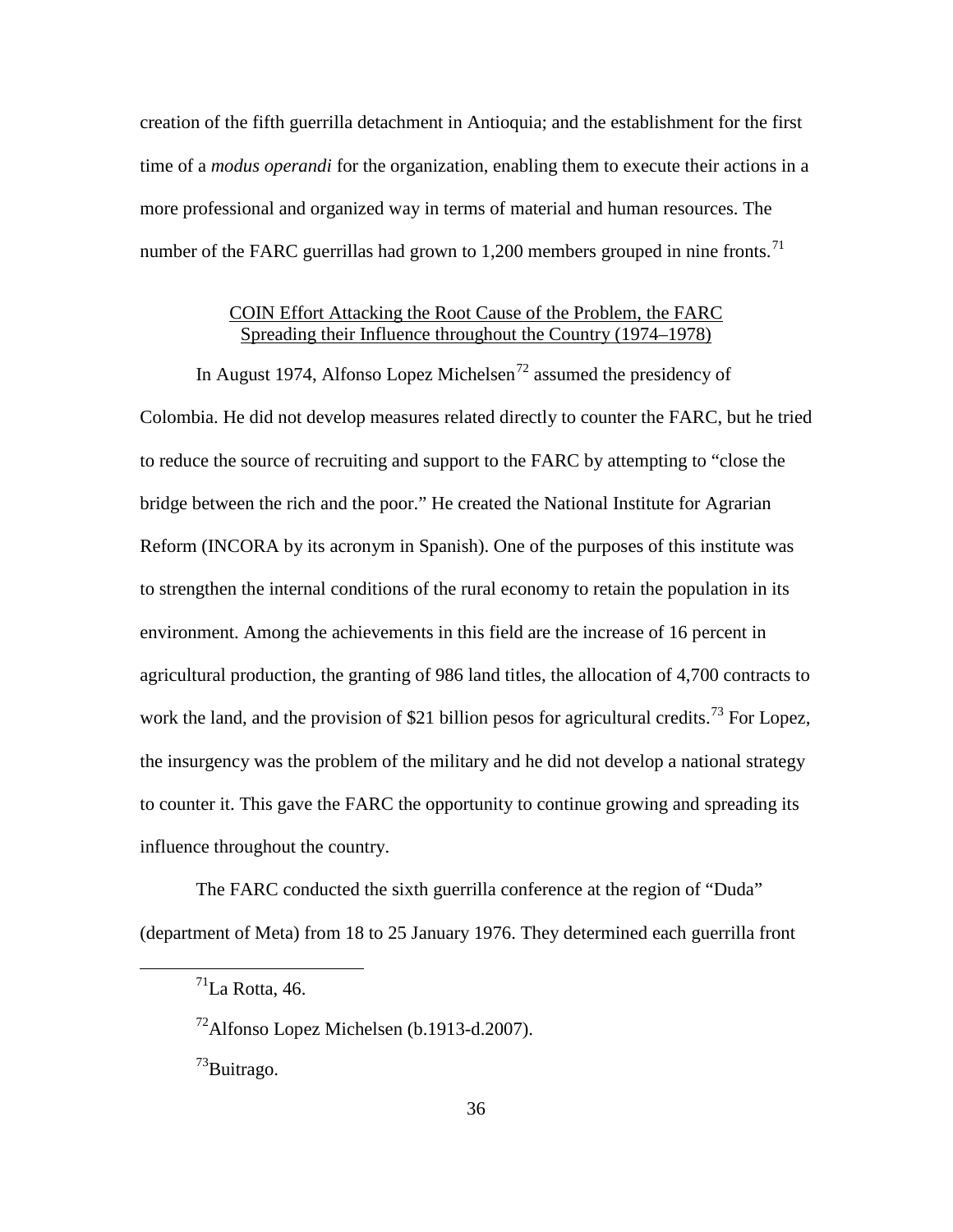creation of the fifth guerrilla detachment in Antioquia; and the establishment for the first time of a *modus operandi* for the organization, enabling them to execute their actions in a more professional and organized way in terms of material and human resources. The number of the FARC guerrillas had grown to 1,200 members grouped in nine fronts.[71]

### COIN Effort Attacking the Root Cause of the Problem, the FARC Spreading their Influence throughout the Country (1974–1978)

In August 1974, Alfonso Lopez Michelsen[72] assumed the presidency of Colombia. He did not develop measures related directly to counter the FARC, but he tried to reduce the source of recruiting and support to the FARC by attempting to "close the bridge between the rich and the poor." He created the National Institute for Agrarian Reform (INCORA by its acronym in Spanish). One of the purposes of this institute was to strengthen the internal conditions of the rural economy to retain the population in its environment. Among the achievements in this field are the increase of 16 percent in agricultural production, the granting of 986 land titles, the allocation of 4,700 contracts to work the land, and the provision of $21 billion pesos for agricultural credits.[73] For Lopez, the insurgency was the problem of the military and he did not develop a national strategy to counter it. This gave the FARC the opportunity to continue growing and spreading its influence throughout the country.

The FARC conducted the sixth guerrilla conference at the region of "Duda" (department of Meta) from 18 to 25 January 1976. They determined each guerrilla front

---

[71] La Rotta, 46.

[72] Alfonso Lopez Michelsen (b.1913-d.2007).

[73] Buitrago.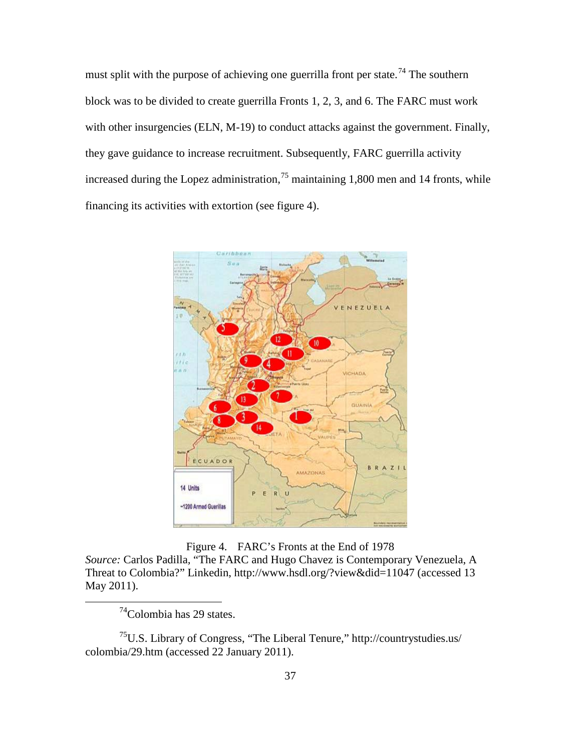must split with the purpose of achieving one guerrilla front per state.[74] The southern block was to be divided to create guerrilla Fronts 1, 2, 3, and 6. The FARC must work with other insurgencies (ELN, M-19) to conduct attacks against the government. Finally, they gave guidance to increase recruitment. Subsequently, FARC guerrilla activity increased during the Lopez administration,[75] maintaining 1,800 men and 14 fronts, while financing its activities with extortion (see figure 4).

Figure 4. FARC's Fronts at the End of 1978

*Source:* Carlos Padilla, "The FARC and Hugo Chavez is Contemporary Venezuela, A Threat to Colombia?" Linkedin, http://www.hsdl.org/?view&did=11047 (accessed 13 May 2011).

---

[74]Colombia has 29 states.

[75]U.S. Library of Congress, "The Liberal Tenure," http://countrystudies.us/colombia/29.htm (accessed 22 January 2011).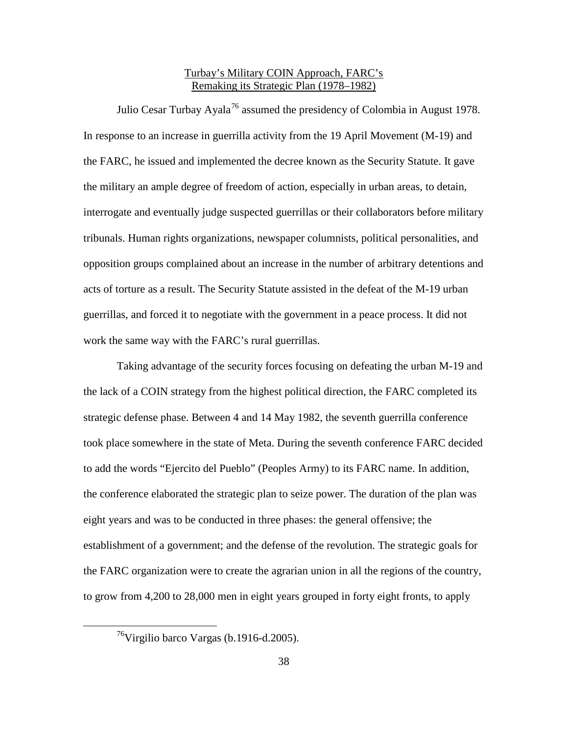## Turbay's Military COIN Approach, FARC's Remaking its Strategic Plan (1978–1982)

Julio Cesar Turbay Ayala[76] assumed the presidency of Colombia in August 1978. In response to an increase in guerrilla activity from the 19 April Movement (M-19) and the FARC, he issued and implemented the decree known as the Security Statute. It gave the military an ample degree of freedom of action, especially in urban areas, to detain, interrogate and eventually judge suspected guerrillas or their collaborators before military tribunals. Human rights organizations, newspaper columnists, political personalities, and opposition groups complained about an increase in the number of arbitrary detentions and acts of torture as a result. The Security Statute assisted in the defeat of the M-19 urban guerrillas, and forced it to negotiate with the government in a peace process. It did not work the same way with the FARC's rural guerrillas.

Taking advantage of the security forces focusing on defeating the urban M-19 and the lack of a COIN strategy from the highest political direction, the FARC completed its strategic defense phase. Between 4 and 14 May 1982, the seventh guerrilla conference took place somewhere in the state of Meta. During the seventh conference FARC decided to add the words "Ejercito del Pueblo" (Peoples Army) to its FARC name. In addition, the conference elaborated the strategic plan to seize power. The duration of the plan was eight years and was to be conducted in three phases: the general offensive; the establishment of a government; and the defense of the revolution. The strategic goals for the FARC organization were to create the agrarian union in all the regions of the country, to grow from 4,200 to 28,000 men in eight years grouped in forty eight fronts, to apply

[76] Virgilio barco Vargas (b.1916-d.2005).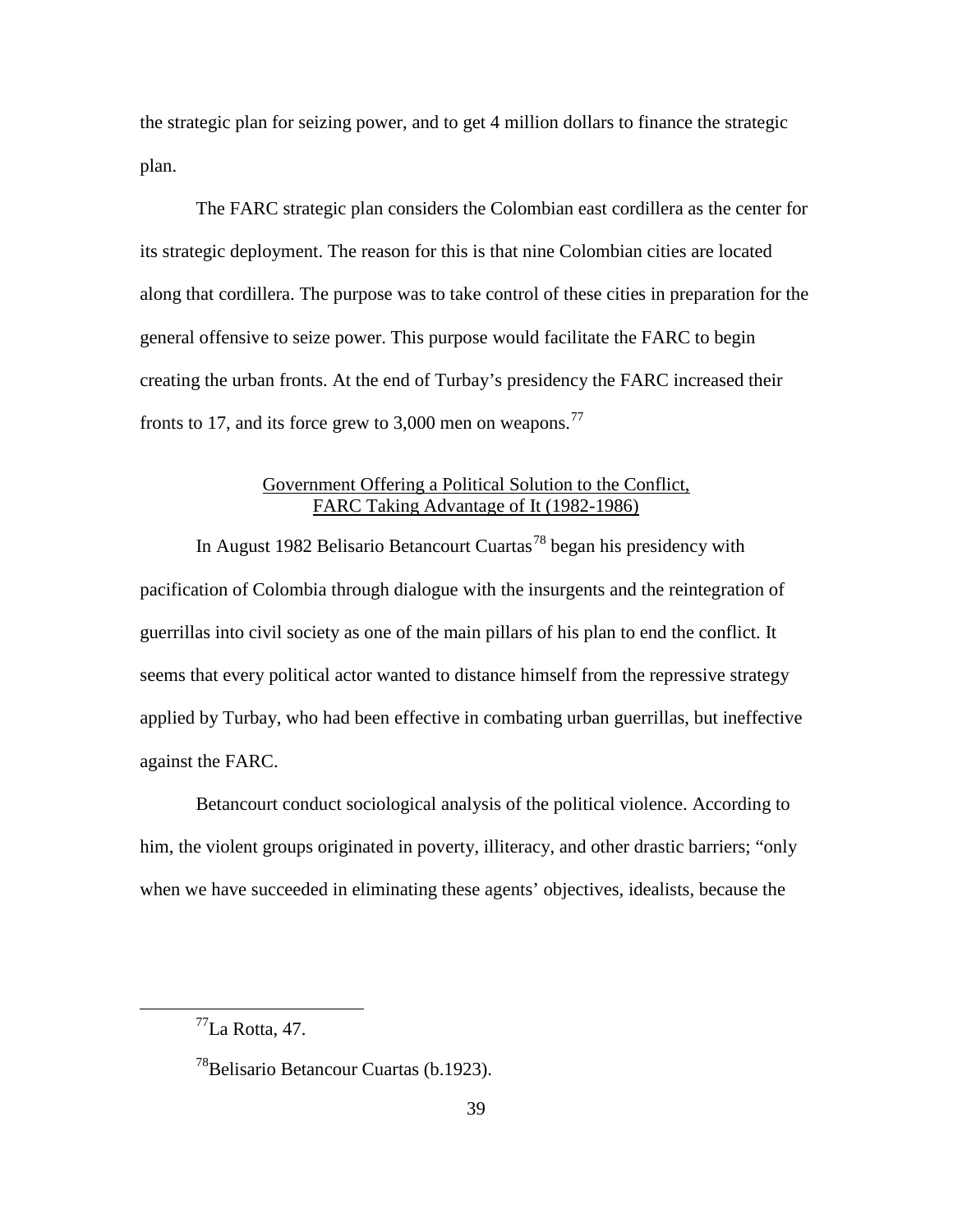the strategic plan for seizing power, and to get 4 million dollars to finance the strategic plan.

The FARC strategic plan considers the Colombian east cordillera as the center for its strategic deployment. The reason for this is that nine Colombian cities are located along that cordillera. The purpose was to take control of these cities in preparation for the general offensive to seize power. This purpose would facilitate the FARC to begin creating the urban fronts. At the end of Turbay's presidency the FARC increased their fronts to 17, and its force grew to 3,000 men on weapons.[77]

## Government Offering a Political Solution to the Conflict, FARC Taking Advantage of It (1982-1986)

In August 1982 Belisario Betancourt Cuartas[78] began his presidency with pacification of Colombia through dialogue with the insurgents and the reintegration of guerrillas into civil society as one of the main pillars of his plan to end the conflict. It seems that every political actor wanted to distance himself from the repressive strategy applied by Turbay, who had been effective in combating urban guerrillas, but ineffective against the FARC.

Betancourt conduct sociological analysis of the political violence. According to him, the violent groups originated in poverty, illiteracy, and other drastic barriers; "only when we have succeeded in eliminating these agents' objectives, idealists, because the

---

[77] La Rotta, 47.

[78] Belisario Betancour Cuartas (b.1923).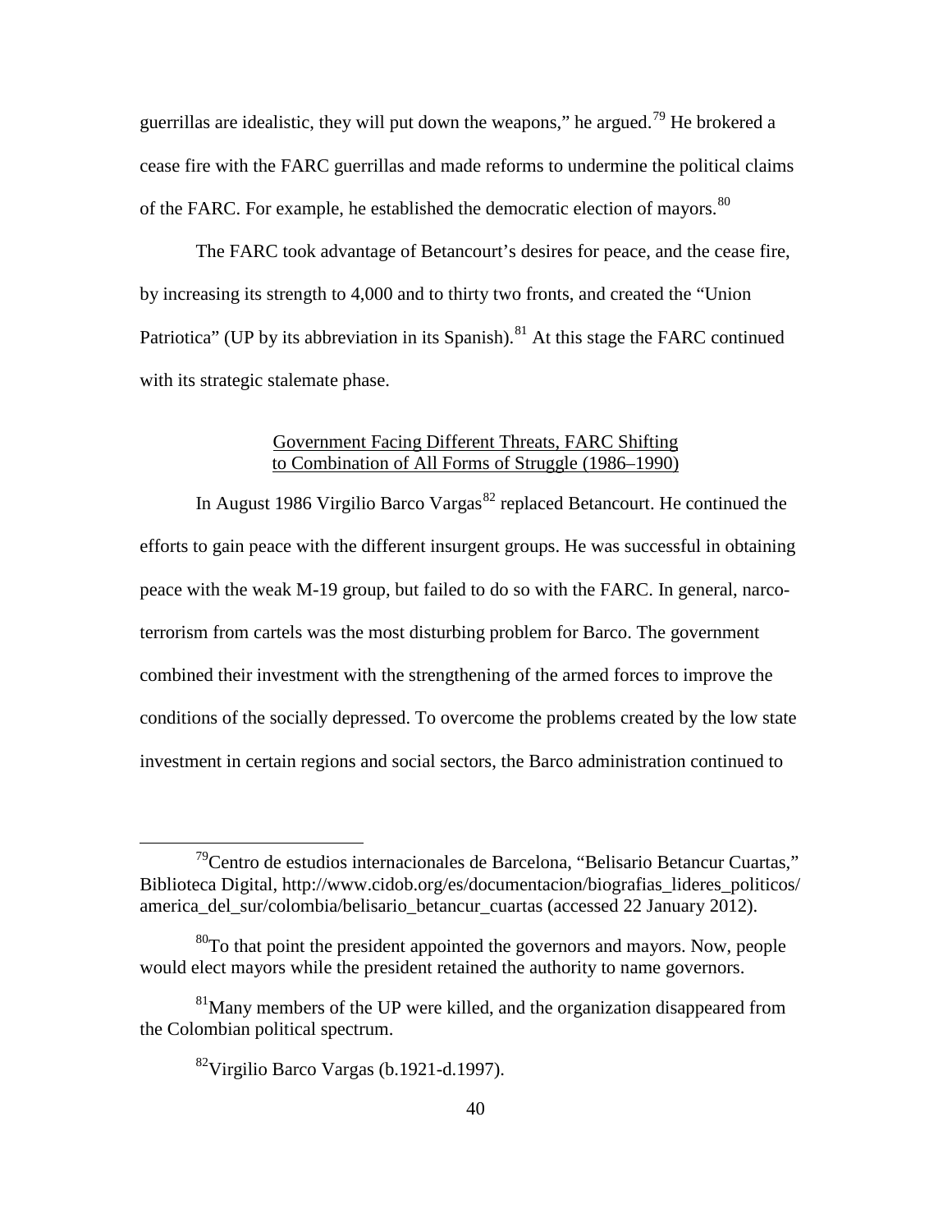guerrillas are idealistic, they will put down the weapons," he argued.[79] He brokered a cease fire with the FARC guerrillas and made reforms to undermine the political claims of the FARC. For example, he established the democratic election of mayors.[80]

The FARC took advantage of Betancourt's desires for peace, and the cease fire, by increasing its strength to 4,000 and to thirty two fronts, and created the "Union Patriotica" (UP by its abbreviation in its Spanish).[81] At this stage the FARC continued with its strategic stalemate phase.

## Government Facing Different Threats, FARC Shifting to Combination of All Forms of Struggle (1986–1990)

In August 1986 Virgilio Barco Vargas[82] replaced Betancourt. He continued the efforts to gain peace with the different insurgent groups. He was successful in obtaining peace with the weak M-19 group, but failed to do so with the FARC. In general, narco-terrorism from cartels was the most disturbing problem for Barco. The government combined their investment with the strengthening of the armed forces to improve the conditions of the socially depressed. To overcome the problems created by the low state investment in certain regions and social sectors, the Barco administration continued to

---

[79] Centro de estudios internacionales de Barcelona, "Belisario Betancur Cuartas," Biblioteca Digital, http://www.cidob.org/es/documentacion/biografias_lideres_politicos/america_del_sur/colombia/belisario_betancur_cuartas (accessed 22 January 2012).

[80] To that point the president appointed the governors and mayors. Now, people would elect mayors while the president retained the authority to name governors.

[81] Many members of the UP were killed, and the organization disappeared from the Colombian political spectrum.

[82] Virgilio Barco Vargas (b.1921-d.1997).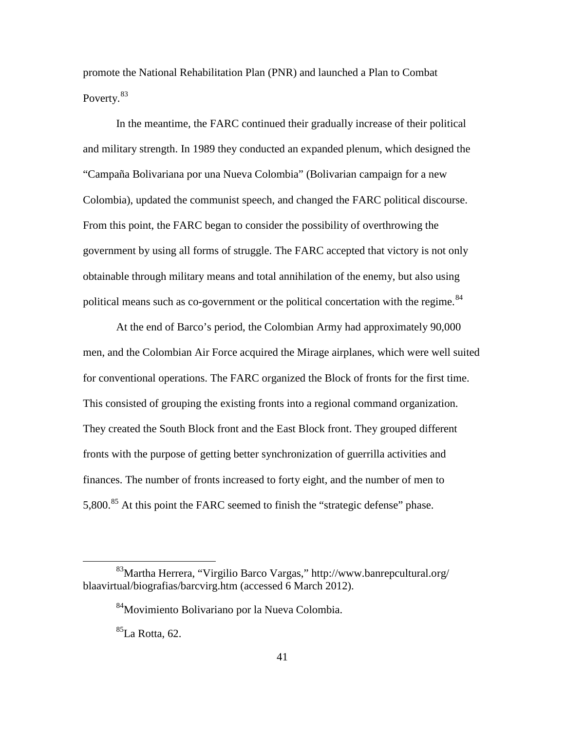promote the National Rehabilitation Plan (PNR) and launched a Plan to Combat Poverty.[83]

In the meantime, the FARC continued their gradually increase of their political and military strength. In 1989 they conducted an expanded plenum, which designed the "Campaña Bolivariana por una Nueva Colombia" (Bolivarian campaign for a new Colombia), updated the communist speech, and changed the FARC political discourse. From this point, the FARC began to consider the possibility of overthrowing the government by using all forms of struggle. The FARC accepted that victory is not only obtainable through military means and total annihilation of the enemy, but also using political means such as co-government or the political concertation with the regime.[84]

At the end of Barco's period, the Colombian Army had approximately 90,000 men, and the Colombian Air Force acquired the Mirage airplanes, which were well suited for conventional operations. The FARC organized the Block of fronts for the first time. This consisted of grouping the existing fronts into a regional command organization. They created the South Block front and the East Block front. They grouped different fronts with the purpose of getting better synchronization of guerrilla activities and finances. The number of fronts increased to forty eight, and the number of men to 5,800.[85] At this point the FARC seemed to finish the "strategic defense" phase.

---

[83] Martha Herrera, "Virgilio Barco Vargas," http://www.banrepcultural.org/blaavirtual/biografias/barcvirg.htm (accessed 6 March 2012).

[84] Movimiento Bolivariano por la Nueva Colombia.

[85] La Rotta, 62.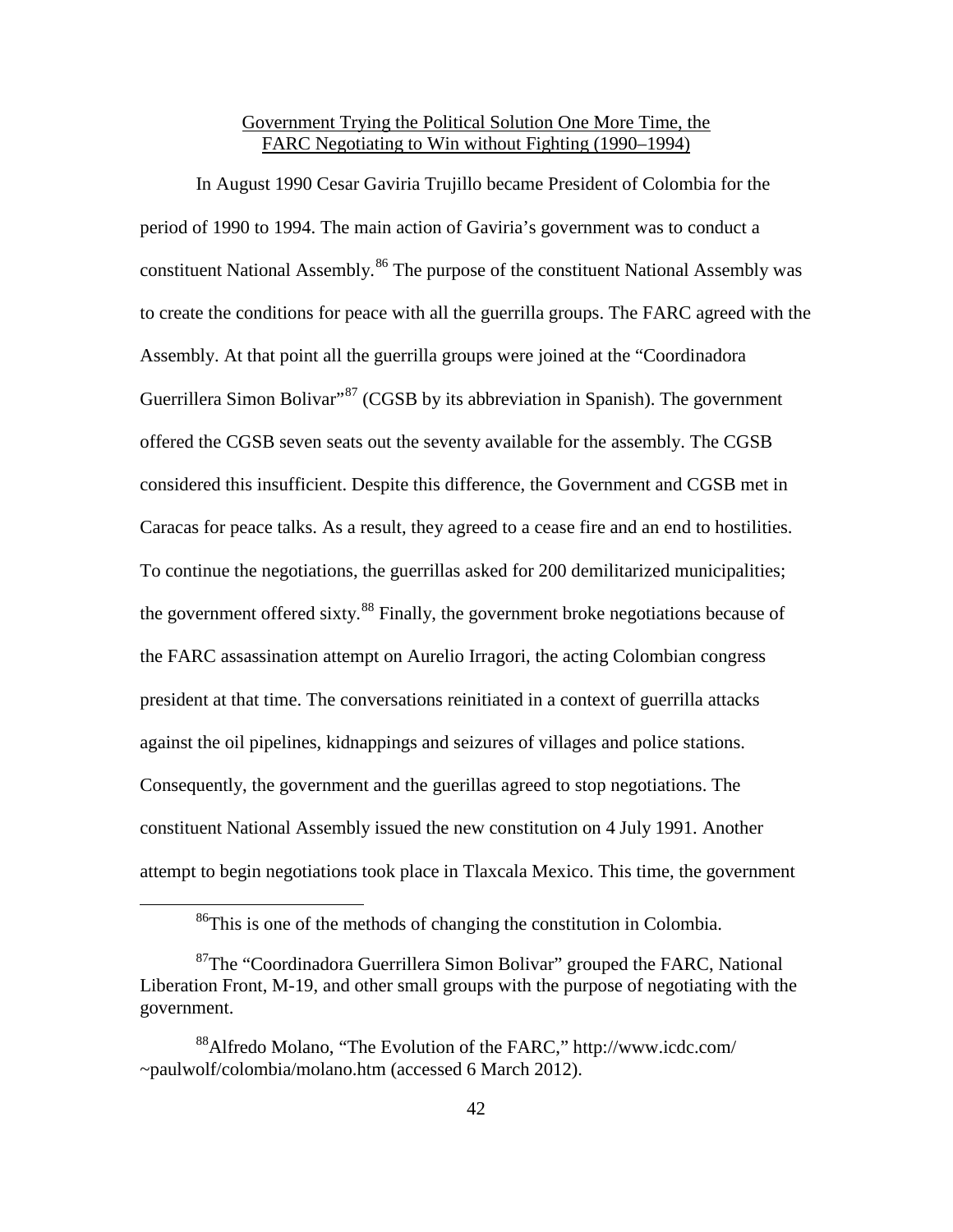## Government Trying the Political Solution One More Time, the FARC Negotiating to Win without Fighting (1990–1994)

In August 1990 Cesar Gaviria Trujillo became President of Colombia for the period of 1990 to 1994. The main action of Gaviria's government was to conduct a constituent National Assembly.[86] The purpose of the constituent National Assembly was to create the conditions for peace with all the guerrilla groups. The FARC agreed with the Assembly. At that point all the guerrilla groups were joined at the "Coordinadora Guerrillera Simon Bolivar"[87] (CGSB by its abbreviation in Spanish). The government offered the CGSB seven seats out the seventy available for the assembly. The CGSB considered this insufficient. Despite this difference, the Government and CGSB met in Caracas for peace talks. As a result, they agreed to a cease fire and an end to hostilities. To continue the negotiations, the guerrillas asked for 200 demilitarized municipalities; the government offered sixty.[88] Finally, the government broke negotiations because of the FARC assassination attempt on Aurelio Irragori, the acting Colombian congress president at that time. The conversations reinitiated in a context of guerrilla attacks against the oil pipelines, kidnappings and seizures of villages and police stations. Consequently, the government and the guerillas agreed to stop negotiations. The constituent National Assembly issued the new constitution on 4 July 1991. Another attempt to begin negotiations took place in Tlaxcala Mexico. This time, the government

---

[86] This is one of the methods of changing the constitution in Colombia.

[87] The "Coordinadora Guerrillera Simon Bolivar" grouped the FARC, National Liberation Front, M-19, and other small groups with the purpose of negotiating with the government.

[88] Alfredo Molano, "The Evolution of the FARC," http://www.icdc.com/~paulwolf/colombia/molano.htm (accessed 6 March 2012).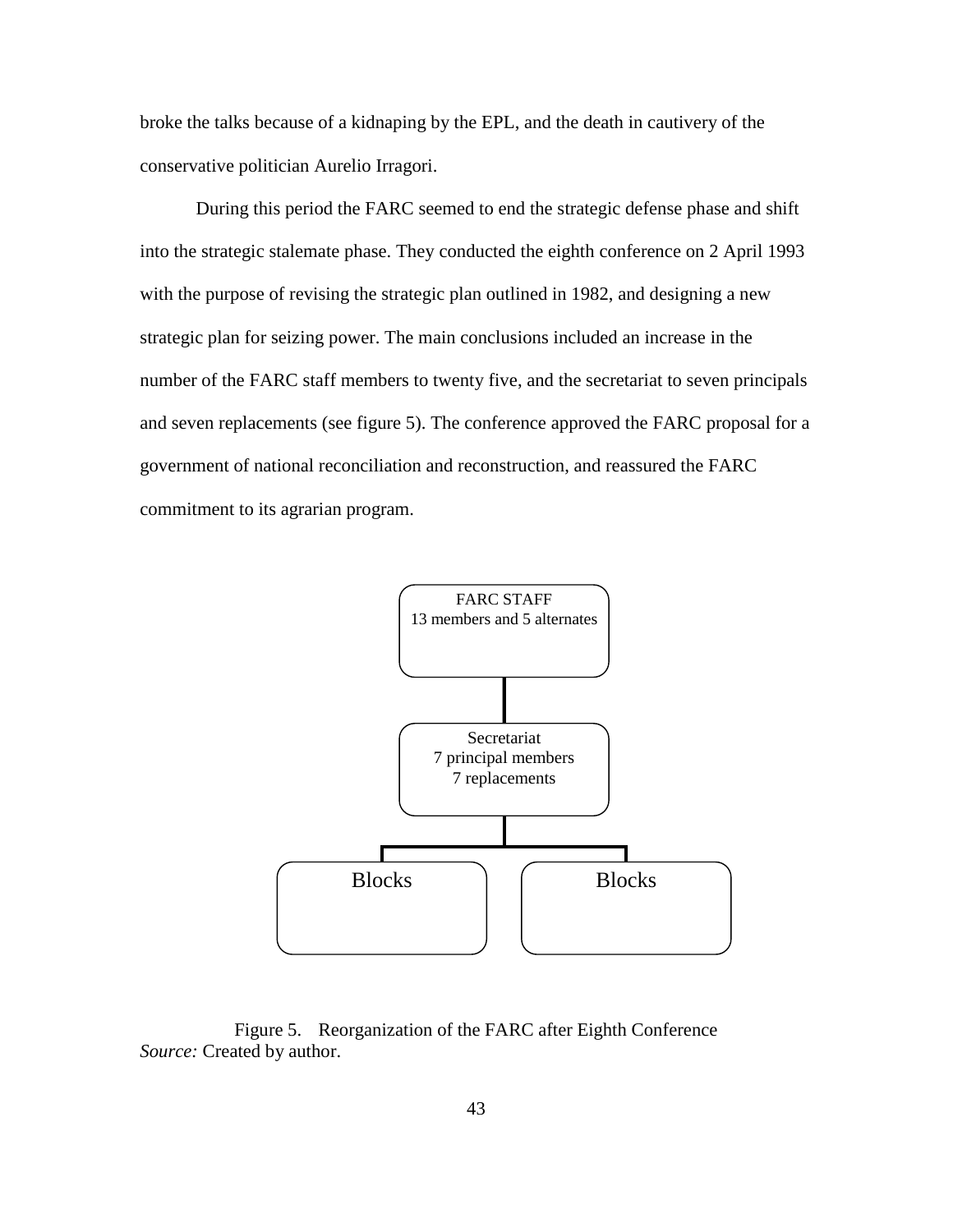broke the talks because of a kidnaping by the EPL, and the death in cautivery of the conservative politician Aurelio Irragori.

During this period the FARC seemed to end the strategic defense phase and shift into the strategic stalemate phase. They conducted the eighth conference on 2 April 1993 with the purpose of revising the strategic plan outlined in 1982, and designing a new strategic plan for seizing power. The main conclusions included an increase in the number of the FARC staff members to twenty five, and the secretariat to seven principals and seven replacements (see figure 5). The conference approved the FARC proposal for a government of national reconciliation and reconstruction, and reassured the FARC commitment to its agrarian program.

FARC STAFF
13 members and 5 alternates

Secretariat
7 principal members
7 replacements

Blocks

Blocks

Figure 5. Reorganization of the FARC after Eighth Conference
*Source:* Created by author.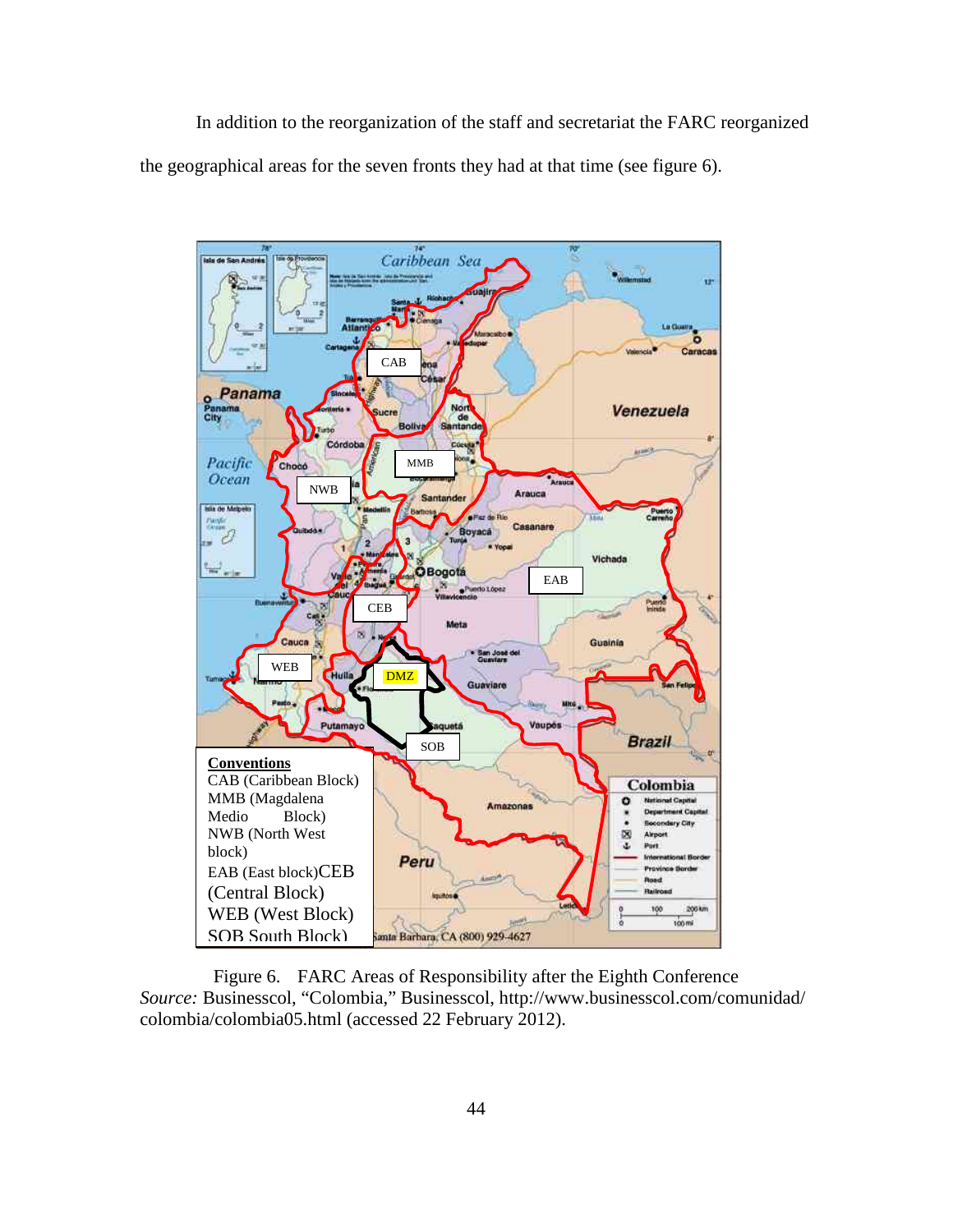In addition to the reorganization of the staff and secretariat the FARC reorganized the geographical areas for the seven fronts they had at that time (see figure 6).

**Conventions**
CAB (Caribbean Block)
MMB (Magdalena Medio Block)
NWB (North West block)
EAB (East block)CEB (Central Block)
WEB (West Block)
SOB South Block)

Figure 6. FARC Areas of Responsibility after the Eighth Conference
*Source:* Businesscol, "Colombia," Businesscol, http://www.businesscol.com/comunidad/colombia/colombia05.html (accessed 22 February 2012).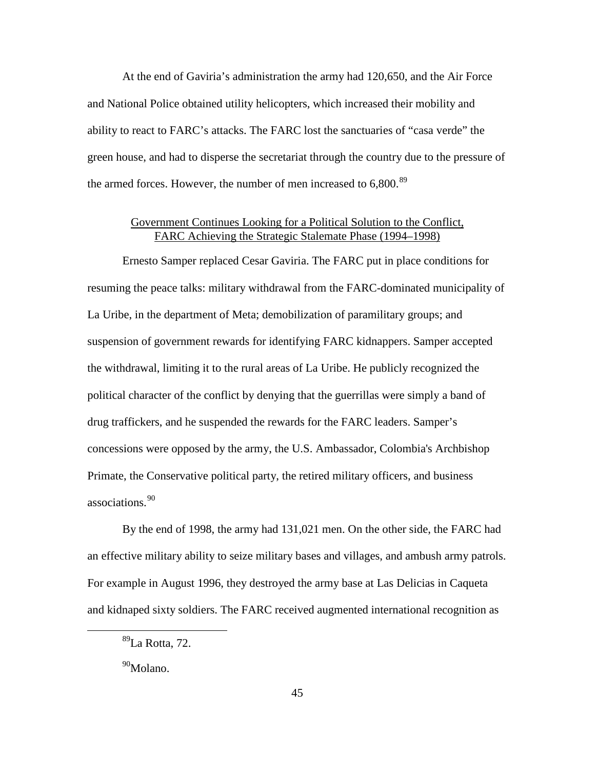At the end of Gaviria's administration the army had 120,650, and the Air Force and National Police obtained utility helicopters, which increased their mobility and ability to react to FARC's attacks. The FARC lost the sanctuaries of "casa verde" the green house, and had to disperse the secretariat through the country due to the pressure of the armed forces. However, the number of men increased to 6,800.[89]

## Government Continues Looking for a Political Solution to the Conflict, FARC Achieving the Strategic Stalemate Phase (1994–1998)

Ernesto Samper replaced Cesar Gaviria. The FARC put in place conditions for resuming the peace talks: military withdrawal from the FARC-dominated municipality of La Uribe, in the department of Meta; demobilization of paramilitary groups; and suspension of government rewards for identifying FARC kidnappers. Samper accepted the withdrawal, limiting it to the rural areas of La Uribe. He publicly recognized the political character of the conflict by denying that the guerrillas were simply a band of drug traffickers, and he suspended the rewards for the FARC leaders. Samper's concessions were opposed by the army, the U.S. Ambassador, Colombia's Archbishop Primate, the Conservative political party, the retired military officers, and business associations.[90]

By the end of 1998, the army had 131,021 men. On the other side, the FARC had an effective military ability to seize military bases and villages, and ambush army patrols. For example in August 1996, they destroyed the army base at Las Delicias in Caqueta and kidnaped sixty soldiers. The FARC received augmented international recognition as

[89] La Rotta, 72.

[90] Molano.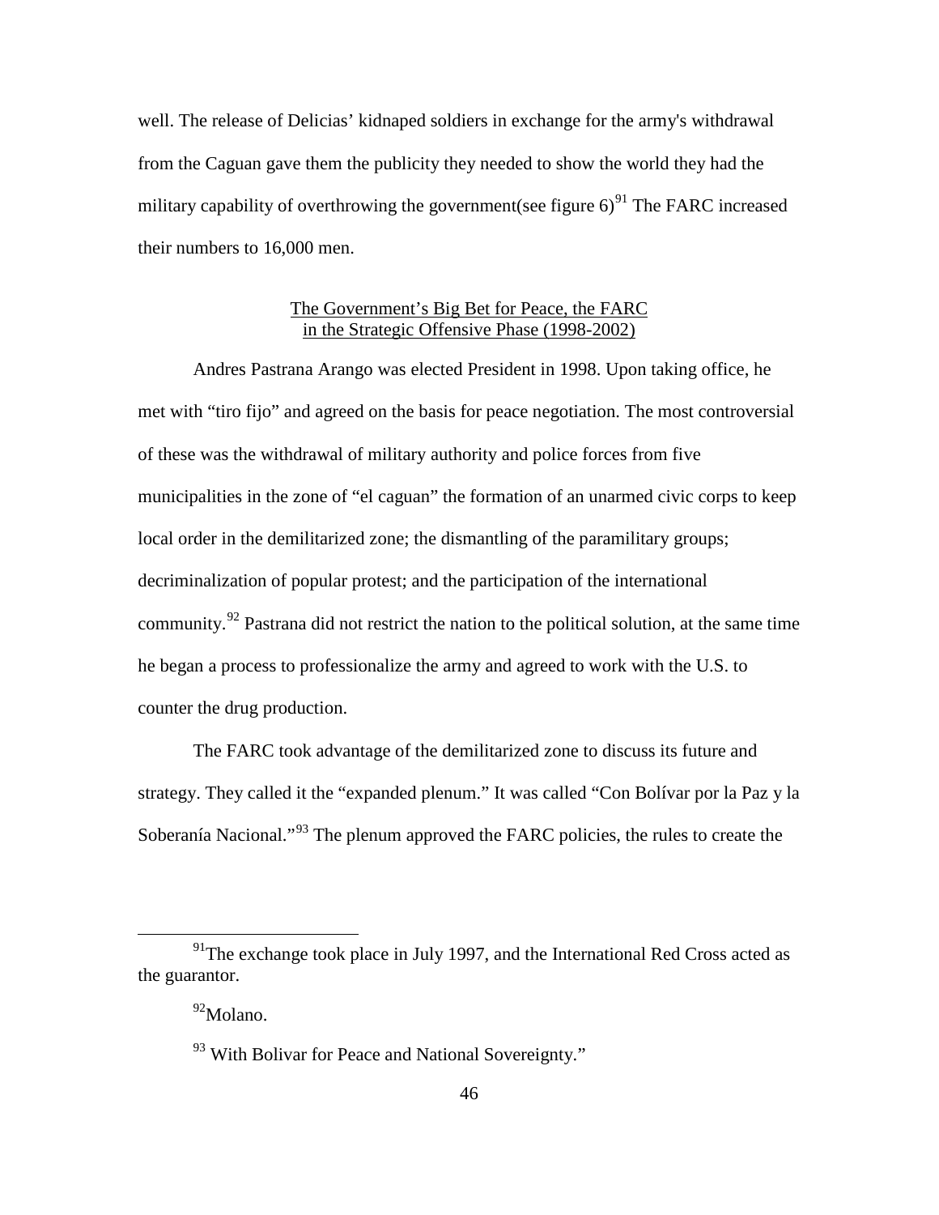well. The release of Delicias' kidnaped soldiers in exchange for the army's withdrawal from the Caguan gave them the publicity they needed to show the world they had the military capability of overthrowing the government(see figure 6)[91] The FARC increased their numbers to 16,000 men.

## The Government's Big Bet for Peace, the FARC in the Strategic Offensive Phase (1998-2002)

Andres Pastrana Arango was elected President in 1998. Upon taking office, he met with "tiro fijo" and agreed on the basis for peace negotiation. The most controversial of these was the withdrawal of military authority and police forces from five municipalities in the zone of "el caguan" the formation of an unarmed civic corps to keep local order in the demilitarized zone; the dismantling of the paramilitary groups; decriminalization of popular protest; and the participation of the international community.[92] Pastrana did not restrict the nation to the political solution, at the same time he began a process to professionalize the army and agreed to work with the U.S. to counter the drug production.

The FARC took advantage of the demilitarized zone to discuss its future and strategy. They called it the "expanded plenum." It was called "Con Bolívar por la Paz y la Soberanía Nacional."[93] The plenum approved the FARC policies, the rules to create the

---

[91] The exchange took place in July 1997, and the International Red Cross acted as the guarantor.

[92] Molano.

[93] With Bolivar for Peace and National Sovereignty."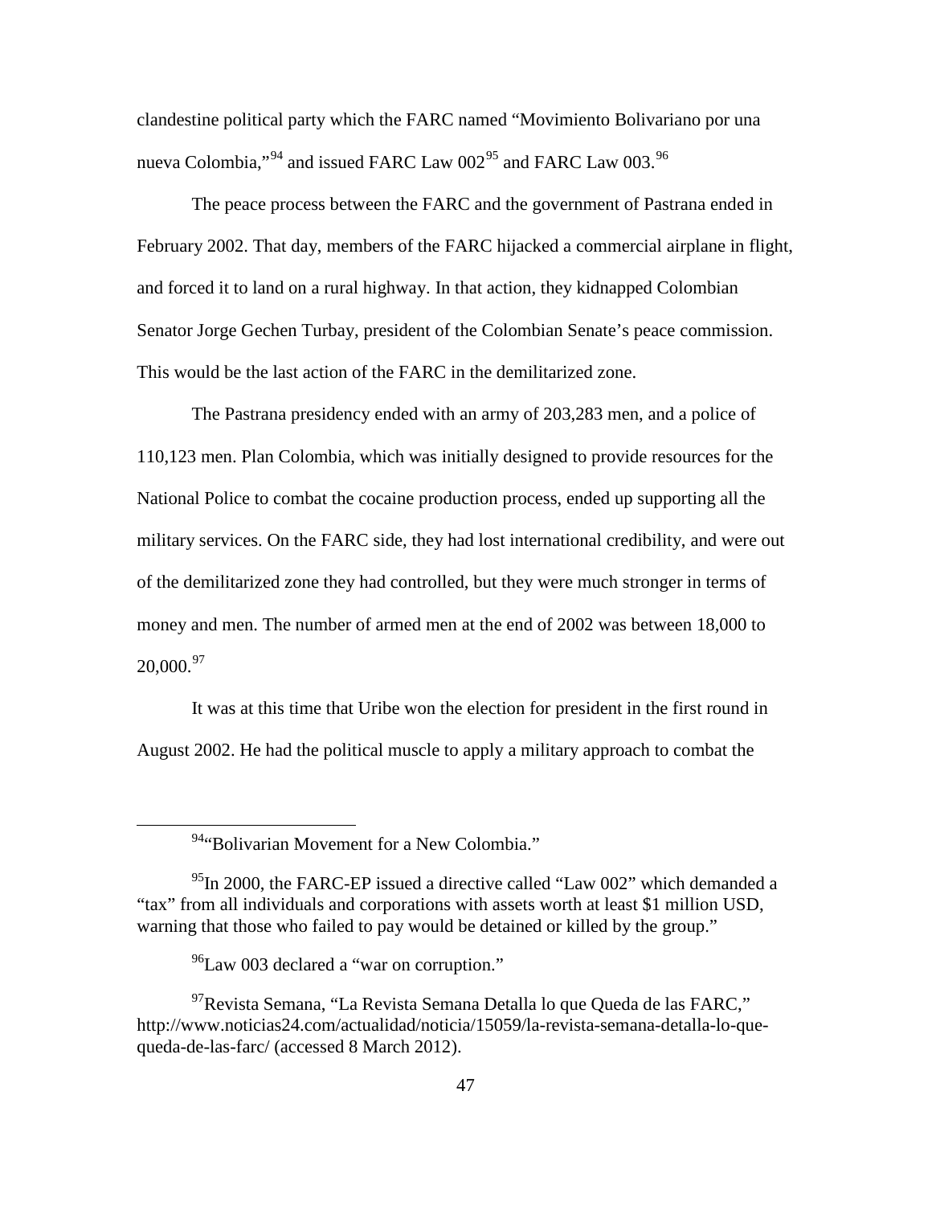clandestine political party which the FARC named "Movimiento Bolivariano por una nueva Colombia,"[94] and issued FARC Law 002[95] and FARC Law 003.[96]

The peace process between the FARC and the government of Pastrana ended in February 2002. That day, members of the FARC hijacked a commercial airplane in flight, and forced it to land on a rural highway. In that action, they kidnapped Colombian Senator Jorge Gechen Turbay, president of the Colombian Senate's peace commission. This would be the last action of the FARC in the demilitarized zone.

The Pastrana presidency ended with an army of 203,283 men, and a police of 110,123 men. Plan Colombia, which was initially designed to provide resources for the National Police to combat the cocaine production process, ended up supporting all the military services. On the FARC side, they had lost international credibility, and were out of the demilitarized zone they had controlled, but they were much stronger in terms of money and men. The number of armed men at the end of 2002 was between 18,000 to 20,000.[97]

It was at this time that Uribe won the election for president in the first round in August 2002. He had the political muscle to apply a military approach to combat the

---

[94]"Bolivarian Movement for a New Colombia."

[95]In 2000, the FARC-EP issued a directive called "Law 002" which demanded a "tax" from all individuals and corporations with assets worth at least $1 million USD, warning that those who failed to pay would be detained or killed by the group."

[96]Law 003 declared a "war on corruption."

[97]Revista Semana, "La Revista Semana Detalla lo que Queda de las FARC," http://www.noticias24.com/actualidad/noticia/15059/la-revista-semana-detalla-lo-que-queda-de-las-farc/ (accessed 8 March 2012).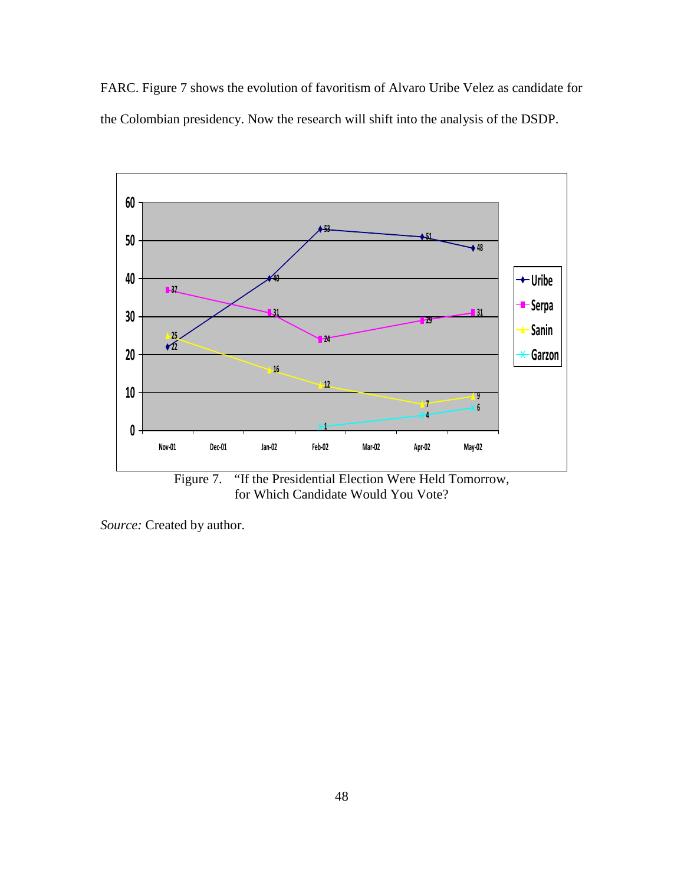FARC. Figure 7 shows the evolution of favoritism of Alvaro Uribe Velez as candidate for the Colombian presidency. Now the research will shift into the analysis of the DSDP.

Figure 7. "If the Presidential Election Were Held Tomorrow, for Which Candidate Would You Vote?

*Source:* Created by author.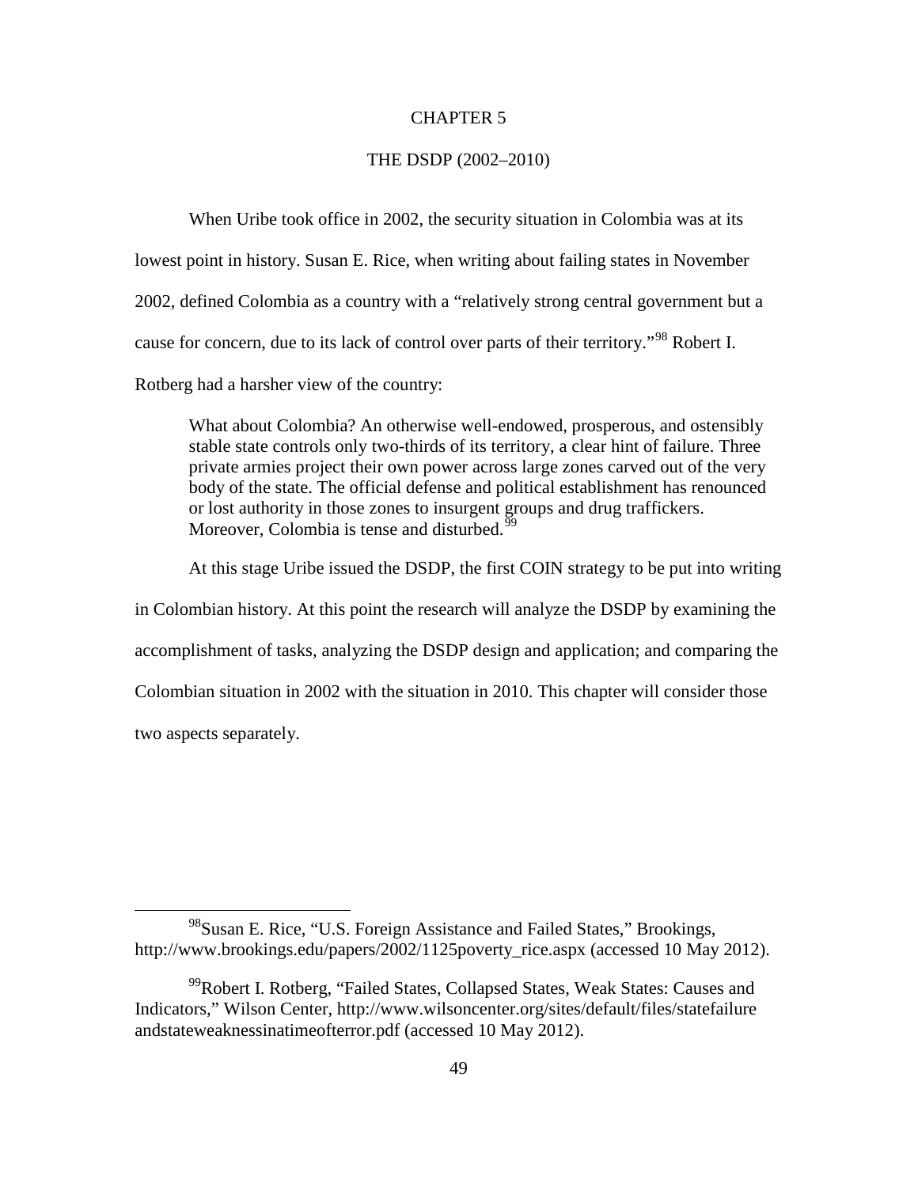# CHAPTER 5

## THE DSDP (2002–2010)

When Uribe took office in 2002, the security situation in Colombia was at its lowest point in history. Susan E. Rice, when writing about failing states in November 2002, defined Colombia as a country with a "relatively strong central government but a cause for concern, due to its lack of control over parts of their territory."[98] Robert I. Rotberg had a harsher view of the country:

> What about Colombia? An otherwise well-endowed, prosperous, and ostensibly stable state controls only two-thirds of its territory, a clear hint of failure. Three private armies project their own power across large zones carved out of the very body of the state. The official defense and political establishment has renounced or lost authority in those zones to insurgent groups and drug traffickers. Moreover, Colombia is tense and disturbed.[99]

At this stage Uribe issued the DSDP, the first COIN strategy to be put into writing in Colombian history. At this point the research will analyze the DSDP by examining the accomplishment of tasks, analyzing the DSDP design and application; and comparing the Colombian situation in 2002 with the situation in 2010. This chapter will consider those two aspects separately.

---

[98] Susan E. Rice, "U.S. Foreign Assistance and Failed States," Brookings, http://www.brookings.edu/papers/2002/1125poverty_rice.aspx (accessed 10 May 2012).

[99] Robert I. Rotberg, "Failed States, Collapsed States, Weak States: Causes and Indicators," Wilson Center, http://www.wilsoncenter.org/sites/default/files/statefailure andstateweaknessinatimeofterror.pdf (accessed 10 May 2012).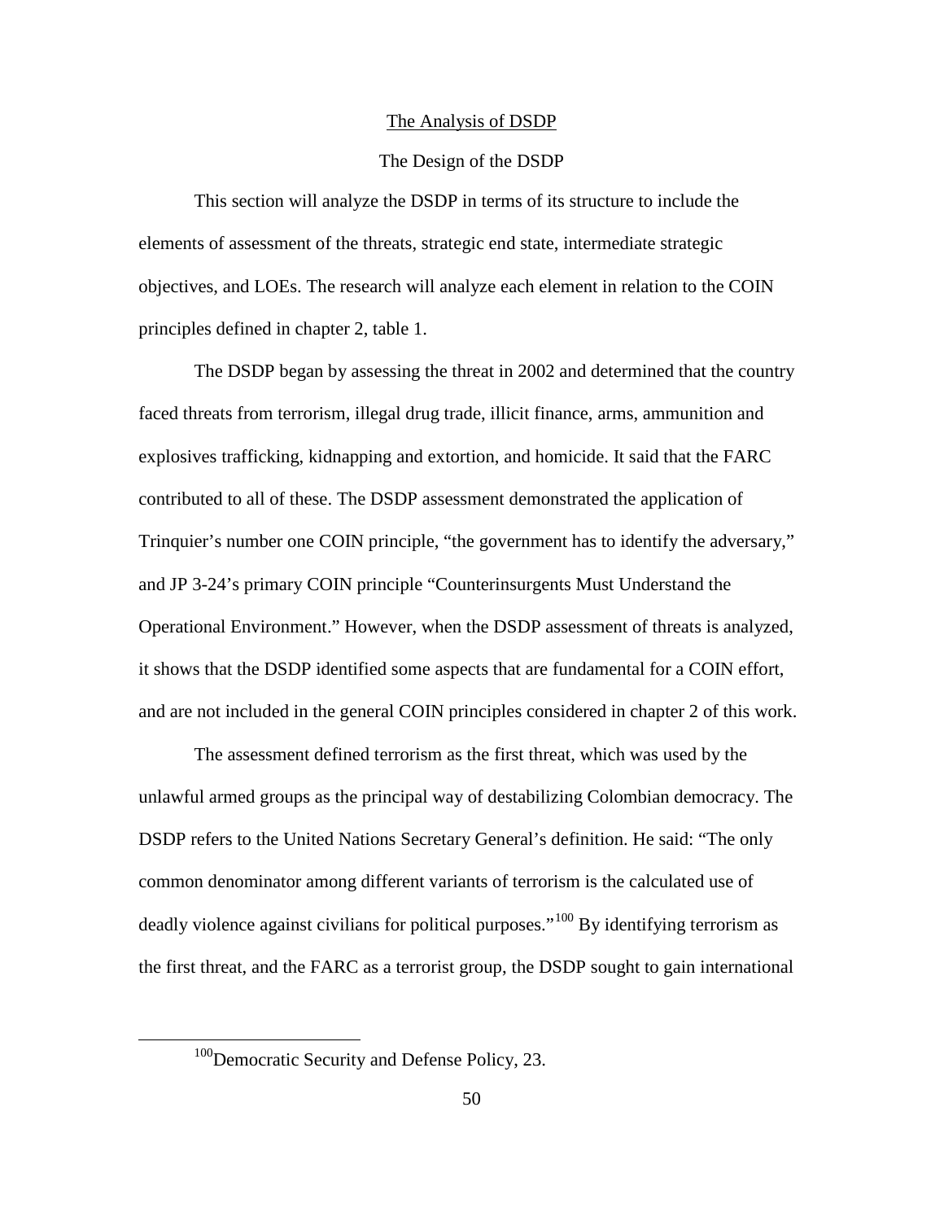## The Analysis of DSDP

### The Design of the DSDP

This section will analyze the DSDP in terms of its structure to include the elements of assessment of the threats, strategic end state, intermediate strategic objectives, and LOEs. The research will analyze each element in relation to the COIN principles defined in chapter 2, table 1.

The DSDP began by assessing the threat in 2002 and determined that the country faced threats from terrorism, illegal drug trade, illicit finance, arms, ammunition and explosives trafficking, kidnapping and extortion, and homicide. It said that the FARC contributed to all of these. The DSDP assessment demonstrated the application of Trinquier's number one COIN principle, "the government has to identify the adversary," and JP 3-24's primary COIN principle "Counterinsurgents Must Understand the Operational Environment." However, when the DSDP assessment of threats is analyzed, it shows that the DSDP identified some aspects that are fundamental for a COIN effort, and are not included in the general COIN principles considered in chapter 2 of this work.

The assessment defined terrorism as the first threat, which was used by the unlawful armed groups as the principal way of destabilizing Colombian democracy. The DSDP refers to the United Nations Secretary General's definition. He said: "The only common denominator among different variants of terrorism is the calculated use of deadly violence against civilians for political purposes."[100] By identifying terrorism as the first threat, and the FARC as a terrorist group, the DSDP sought to gain international

[100] Democratic Security and Defense Policy, 23.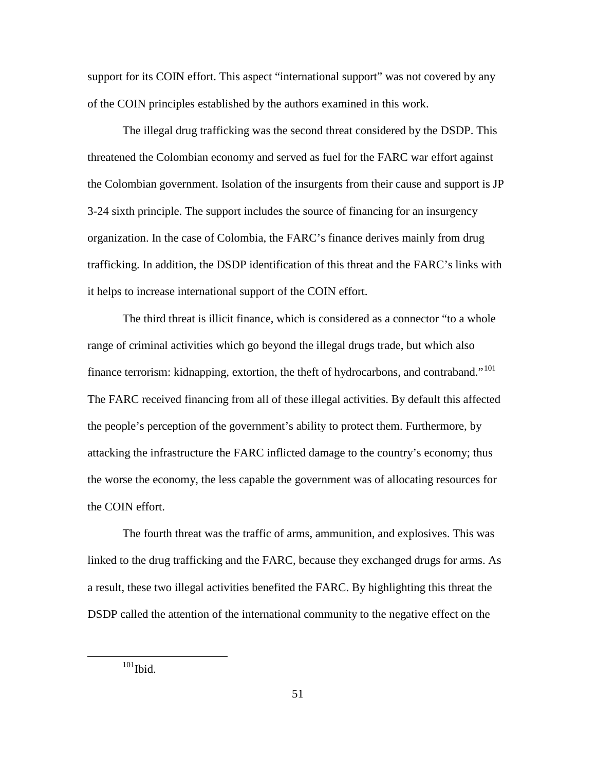support for its COIN effort. This aspect "international support" was not covered by any of the COIN principles established by the authors examined in this work.

The illegal drug trafficking was the second threat considered by the DSDP. This threatened the Colombian economy and served as fuel for the FARC war effort against the Colombian government. Isolation of the insurgents from their cause and support is JP 3-24 sixth principle. The support includes the source of financing for an insurgency organization. In the case of Colombia, the FARC's finance derives mainly from drug trafficking. In addition, the DSDP identification of this threat and the FARC's links with it helps to increase international support of the COIN effort.

The third threat is illicit finance, which is considered as a connector "to a whole range of criminal activities which go beyond the illegal drugs trade, but which also finance terrorism: kidnapping, extortion, the theft of hydrocarbons, and contraband."[101] The FARC received financing from all of these illegal activities. By default this affected the people's perception of the government's ability to protect them. Furthermore, by attacking the infrastructure the FARC inflicted damage to the country's economy; thus the worse the economy, the less capable the government was of allocating resources for the COIN effort.

The fourth threat was the traffic of arms, ammunition, and explosives. This was linked to the drug trafficking and the FARC, because they exchanged drugs for arms. As a result, these two illegal activities benefited the FARC. By highlighting this threat the DSDP called the attention of the international community to the negative effect on the

[101]Ibid.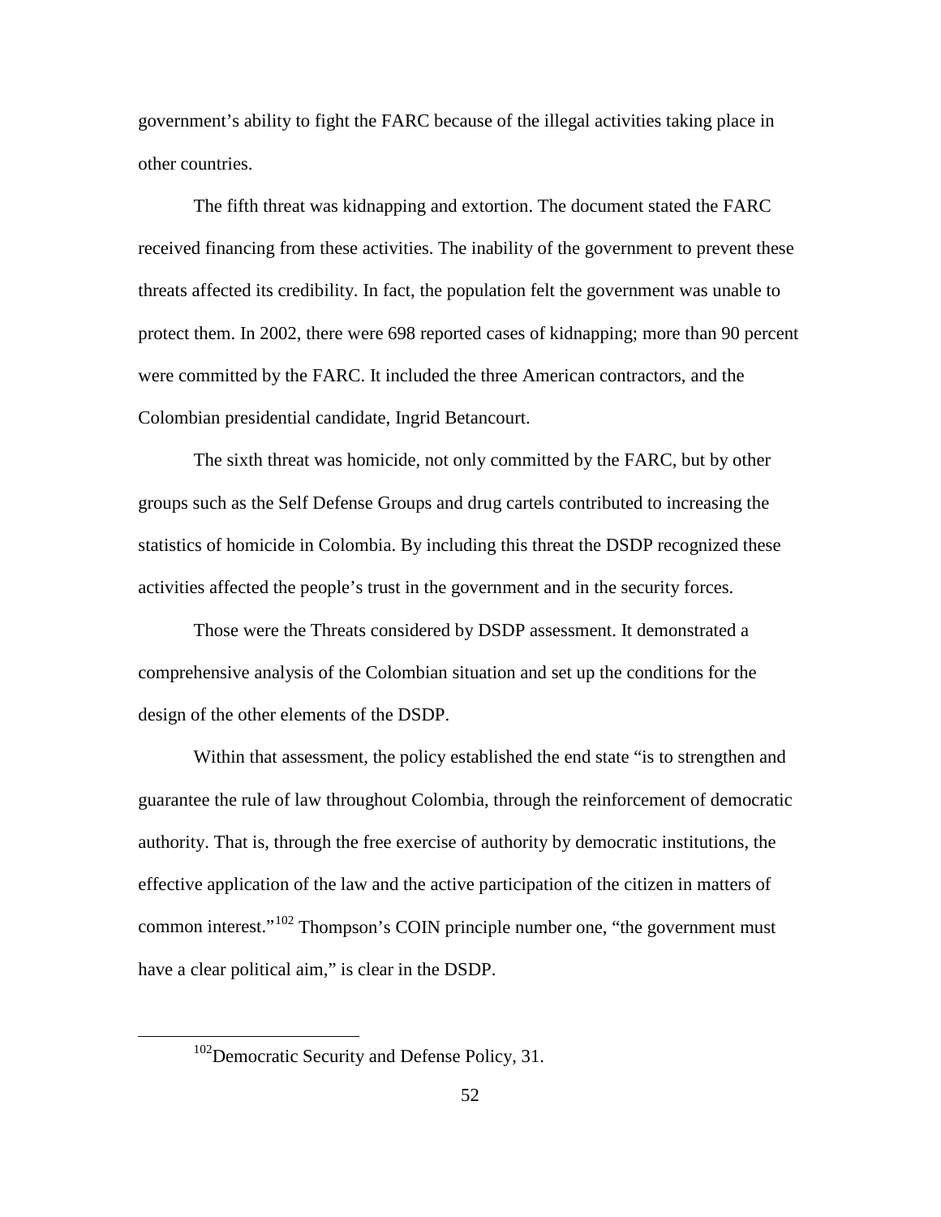government's ability to fight the FARC because of the illegal activities taking place in other countries.

The fifth threat was kidnapping and extortion. The document stated the FARC received financing from these activities. The inability of the government to prevent these threats affected its credibility. In fact, the population felt the government was unable to protect them. In 2002, there were 698 reported cases of kidnapping; more than 90 percent were committed by the FARC. It included the three American contractors, and the Colombian presidential candidate, Ingrid Betancourt.

The sixth threat was homicide, not only committed by the FARC, but by other groups such as the Self Defense Groups and drug cartels contributed to increasing the statistics of homicide in Colombia. By including this threat the DSDP recognized these activities affected the people's trust in the government and in the security forces.

Those were the Threats considered by DSDP assessment. It demonstrated a comprehensive analysis of the Colombian situation and set up the conditions for the design of the other elements of the DSDP.

Within that assessment, the policy established the end state "is to strengthen and guarantee the rule of law throughout Colombia, through the reinforcement of democratic authority. That is, through the free exercise of authority by democratic institutions, the effective application of the law and the active participation of the citizen in matters of common interest."[102] Thompson's COIN principle number one, "the government must have a clear political aim," is clear in the DSDP.

[102]Democratic Security and Defense Policy, 31.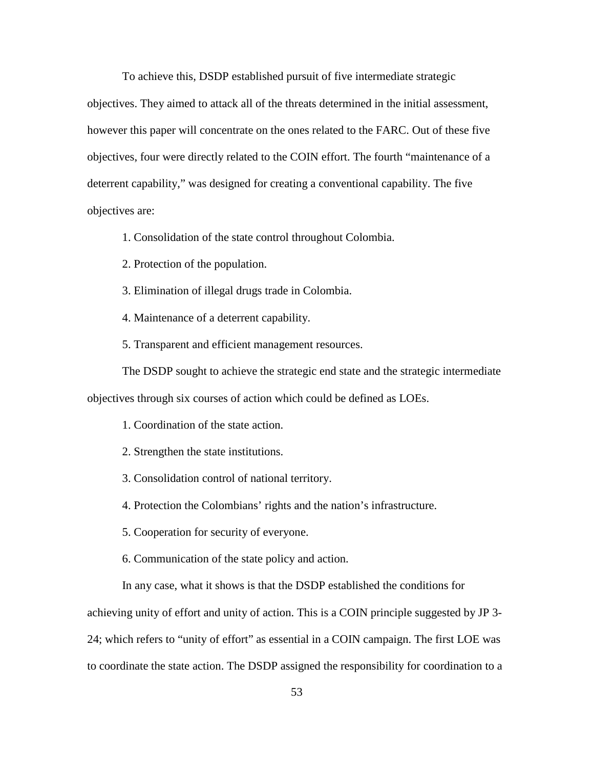To achieve this, DSDP established pursuit of five intermediate strategic objectives. They aimed to attack all of the threats determined in the initial assessment, however this paper will concentrate on the ones related to the FARC. Out of these five objectives, four were directly related to the COIN effort. The fourth "maintenance of a deterrent capability," was designed for creating a conventional capability. The five objectives are:

1. Consolidation of the state control throughout Colombia.

2. Protection of the population.

3. Elimination of illegal drugs trade in Colombia.

4. Maintenance of a deterrent capability.

5. Transparent and efficient management resources.

The DSDP sought to achieve the strategic end state and the strategic intermediate objectives through six courses of action which could be defined as LOEs.

1. Coordination of the state action.

2. Strengthen the state institutions.

3. Consolidation control of national territory.

4. Protection the Colombians' rights and the nation's infrastructure.

5. Cooperation for security of everyone.

6. Communication of the state policy and action.

In any case, what it shows is that the DSDP established the conditions for achieving unity of effort and unity of action. This is a COIN principle suggested by JP 3-24; which refers to "unity of effort" as essential in a COIN campaign. The first LOE was to coordinate the state action. The DSDP assigned the responsibility for coordination to a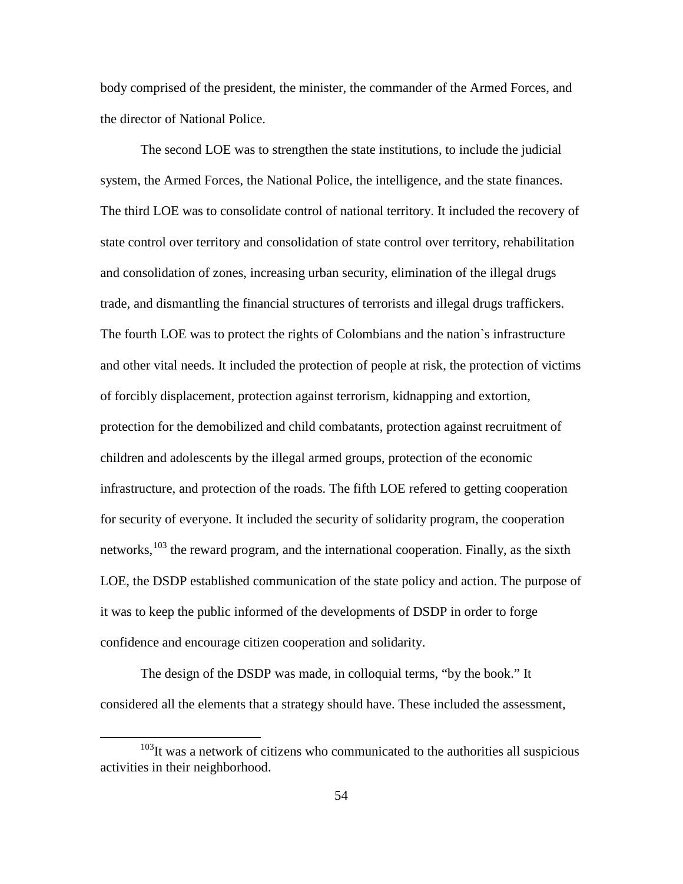body comprised of the president, the minister, the commander of the Armed Forces, and the director of National Police.

The second LOE was to strengthen the state institutions, to include the judicial system, the Armed Forces, the National Police, the intelligence, and the state finances. The third LOE was to consolidate control of national territory. It included the recovery of state control over territory and consolidation of state control over territory, rehabilitation and consolidation of zones, increasing urban security, elimination of the illegal drugs trade, and dismantling the financial structures of terrorists and illegal drugs traffickers. The fourth LOE was to protect the rights of Colombians and the nation`s infrastructure and other vital needs. It included the protection of people at risk, the protection of victims of forcibly displacement, protection against terrorism, kidnapping and extortion, protection for the demobilized and child combatants, protection against recruitment of children and adolescents by the illegal armed groups, protection of the economic infrastructure, and protection of the roads. The fifth LOE refered to getting cooperation for security of everyone. It included the security of solidarity program, the cooperation networks,[103] the reward program, and the international cooperation. Finally, as the sixth LOE, the DSDP established communication of the state policy and action. The purpose of it was to keep the public informed of the developments of DSDP in order to forge confidence and encourage citizen cooperation and solidarity.

The design of the DSDP was made, in colloquial terms, "by the book." It considered all the elements that a strategy should have. These included the assessment,

[103] It was a network of citizens who communicated to the authorities all suspicious activities in their neighborhood.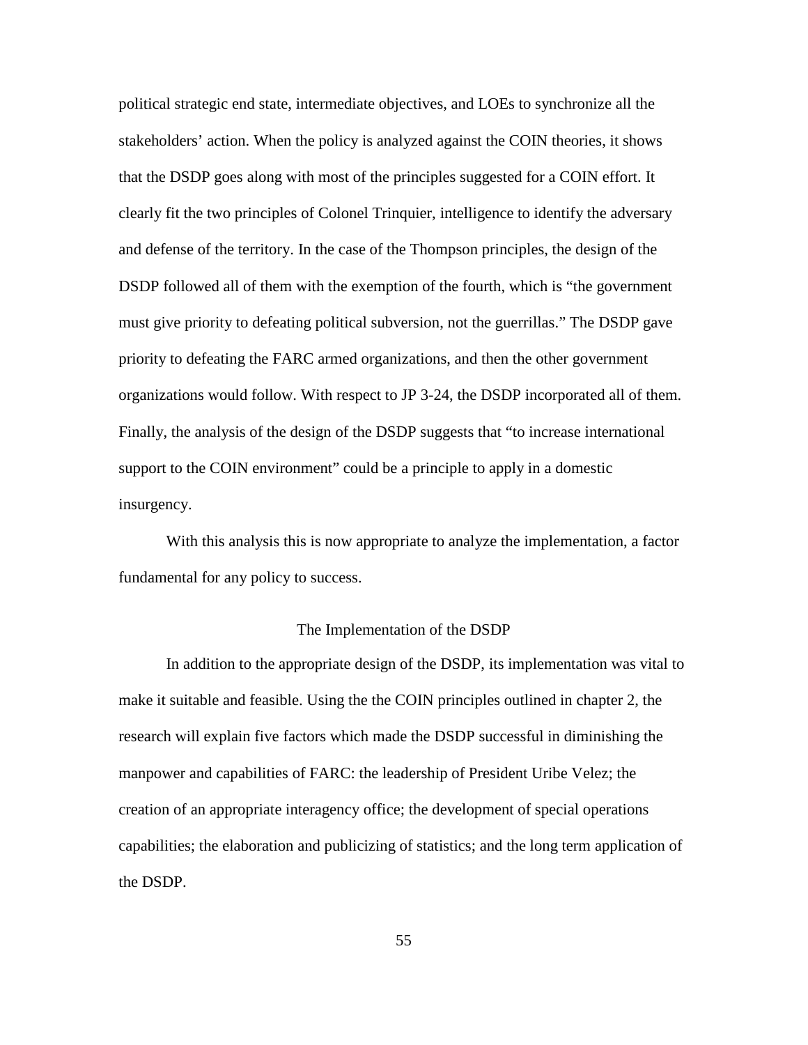political strategic end state, intermediate objectives, and LOEs to synchronize all the stakeholders' action. When the policy is analyzed against the COIN theories, it shows that the DSDP goes along with most of the principles suggested for a COIN effort. It clearly fit the two principles of Colonel Trinquier, intelligence to identify the adversary and defense of the territory. In the case of the Thompson principles, the design of the DSDP followed all of them with the exemption of the fourth, which is "the government must give priority to defeating political subversion, not the guerrillas." The DSDP gave priority to defeating the FARC armed organizations, and then the other government organizations would follow. With respect to JP 3-24, the DSDP incorporated all of them. Finally, the analysis of the design of the DSDP suggests that "to increase international support to the COIN environment" could be a principle to apply in a domestic insurgency.

With this analysis this is now appropriate to analyze the implementation, a factor fundamental for any policy to success.

## The Implementation of the DSDP

In addition to the appropriate design of the DSDP, its implementation was vital to make it suitable and feasible. Using the the COIN principles outlined in chapter 2, the research will explain five factors which made the DSDP successful in diminishing the manpower and capabilities of FARC: the leadership of President Uribe Velez; the creation of an appropriate interagency office; the development of special operations capabilities; the elaboration and publicizing of statistics; and the long term application of the DSDP.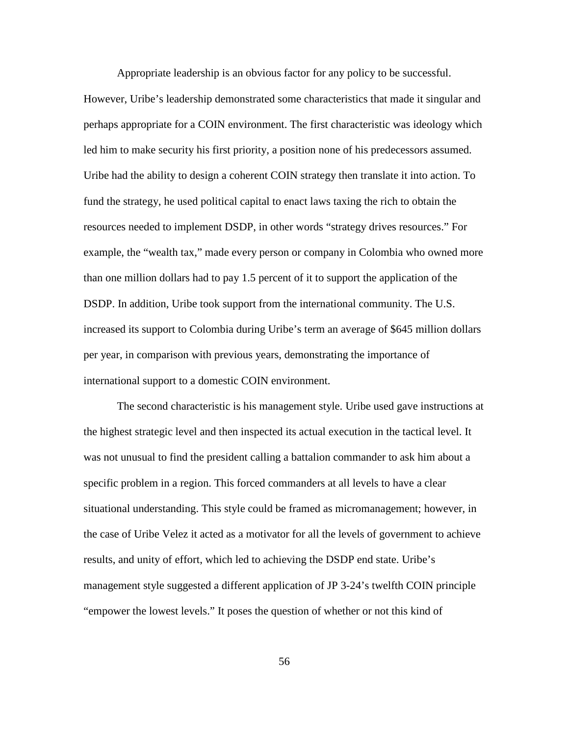Appropriate leadership is an obvious factor for any policy to be successful. However, Uribe's leadership demonstrated some characteristics that made it singular and perhaps appropriate for a COIN environment. The first characteristic was ideology which led him to make security his first priority, a position none of his predecessors assumed. Uribe had the ability to design a coherent COIN strategy then translate it into action. To fund the strategy, he used political capital to enact laws taxing the rich to obtain the resources needed to implement DSDP, in other words "strategy drives resources." For example, the "wealth tax," made every person or company in Colombia who owned more than one million dollars had to pay 1.5 percent of it to support the application of the DSDP. In addition, Uribe took support from the international community. The U.S. increased its support to Colombia during Uribe's term an average of $645 million dollars per year, in comparison with previous years, demonstrating the importance of international support to a domestic COIN environment.

The second characteristic is his management style. Uribe used gave instructions at the highest strategic level and then inspected its actual execution in the tactical level. It was not unusual to find the president calling a battalion commander to ask him about a specific problem in a region. This forced commanders at all levels to have a clear situational understanding. This style could be framed as micromanagement; however, in the case of Uribe Velez it acted as a motivator for all the levels of government to achieve results, and unity of effort, which led to achieving the DSDP end state. Uribe's management style suggested a different application of JP 3-24's twelfth COIN principle "empower the lowest levels." It poses the question of whether or not this kind of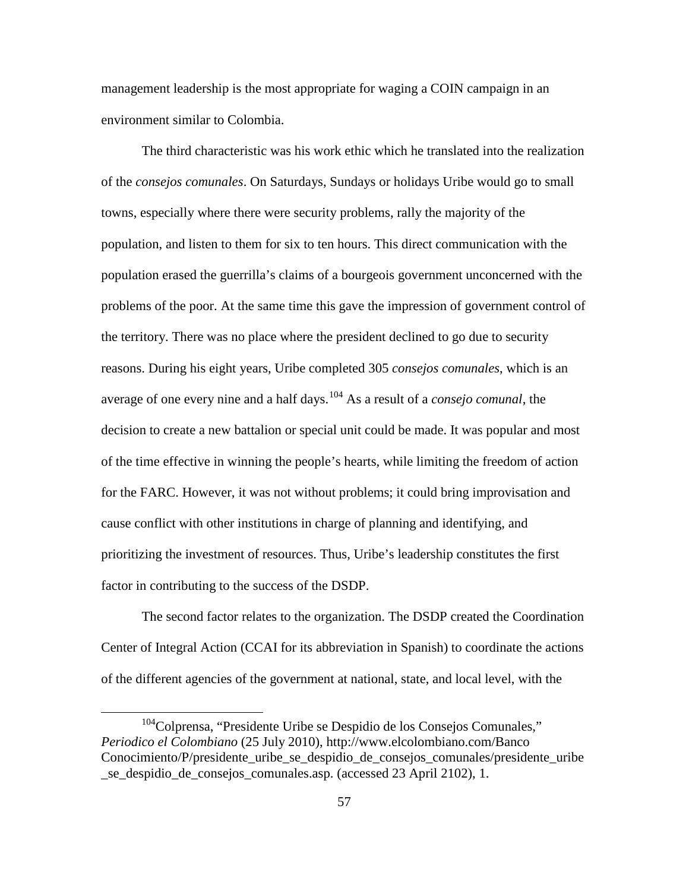management leadership is the most appropriate for waging a COIN campaign in an environment similar to Colombia.

The third characteristic was his work ethic which he translated into the realization of the *consejos comunales*. On Saturdays, Sundays or holidays Uribe would go to small towns, especially where there were security problems, rally the majority of the population, and listen to them for six to ten hours. This direct communication with the population erased the guerrilla's claims of a bourgeois government unconcerned with the problems of the poor. At the same time this gave the impression of government control of the territory. There was no place where the president declined to go due to security reasons. During his eight years, Uribe completed 305 *consejos comunales*, which is an average of one every nine and a half days.[104] As a result of a *consejo comunal*, the decision to create a new battalion or special unit could be made. It was popular and most of the time effective in winning the people's hearts, while limiting the freedom of action for the FARC. However, it was not without problems; it could bring improvisation and cause conflict with other institutions in charge of planning and identifying, and prioritizing the investment of resources. Thus, Uribe's leadership constitutes the first factor in contributing to the success of the DSDP.

The second factor relates to the organization. The DSDP created the Coordination Center of Integral Action (CCAI for its abbreviation in Spanish) to coordinate the actions of the different agencies of the government at national, state, and local level, with the

---

[104] Colprensa, "Presidente Uribe se Despidio de los Consejos Comunales," *Periodico el Colombiano* (25 July 2010), http://www.elcolombiano.com/Banco Conocimiento/P/presidente_uribe_se_despidio_de_consejos_comunales/presidente_uribe_se_despidio_de_consejos_comunales.asp. (accessed 23 April 2102), 1.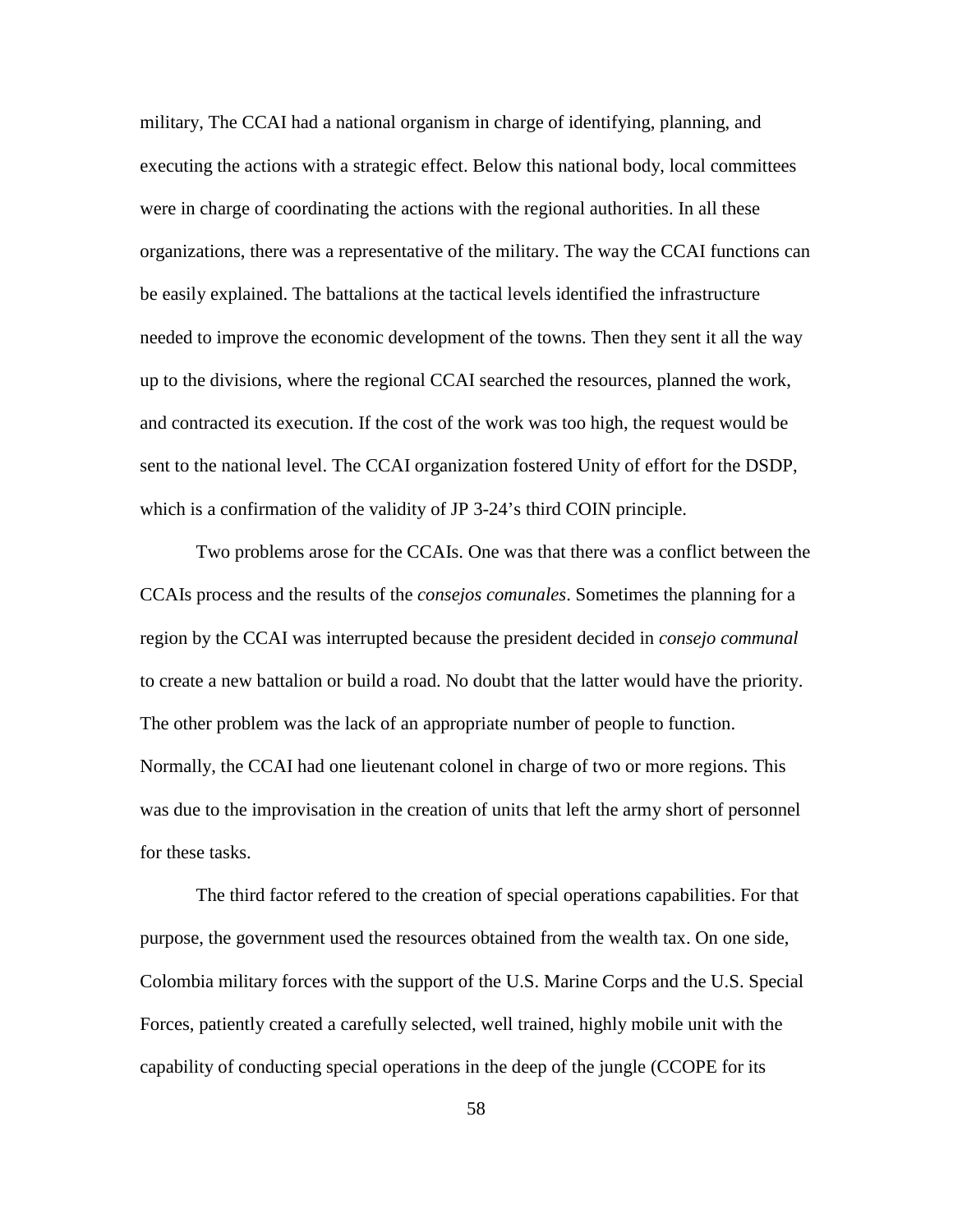military, The CCAI had a national organism in charge of identifying, planning, and executing the actions with a strategic effect. Below this national body, local committees were in charge of coordinating the actions with the regional authorities. In all these organizations, there was a representative of the military. The way the CCAI functions can be easily explained. The battalions at the tactical levels identified the infrastructure needed to improve the economic development of the towns. Then they sent it all the way up to the divisions, where the regional CCAI searched the resources, planned the work, and contracted its execution. If the cost of the work was too high, the request would be sent to the national level. The CCAI organization fostered Unity of effort for the DSDP, which is a confirmation of the validity of JP 3-24's third COIN principle.

Two problems arose for the CCAIs. One was that there was a conflict between the CCAIs process and the results of the *consejos comunales*. Sometimes the planning for a region by the CCAI was interrupted because the president decided in *consejo communal* to create a new battalion or build a road. No doubt that the latter would have the priority. The other problem was the lack of an appropriate number of people to function. Normally, the CCAI had one lieutenant colonel in charge of two or more regions. This was due to the improvisation in the creation of units that left the army short of personnel for these tasks.

The third factor refered to the creation of special operations capabilities. For that purpose, the government used the resources obtained from the wealth tax. On one side, Colombia military forces with the support of the U.S. Marine Corps and the U.S. Special Forces, patiently created a carefully selected, well trained, highly mobile unit with the capability of conducting special operations in the deep of the jungle (CCOPE for its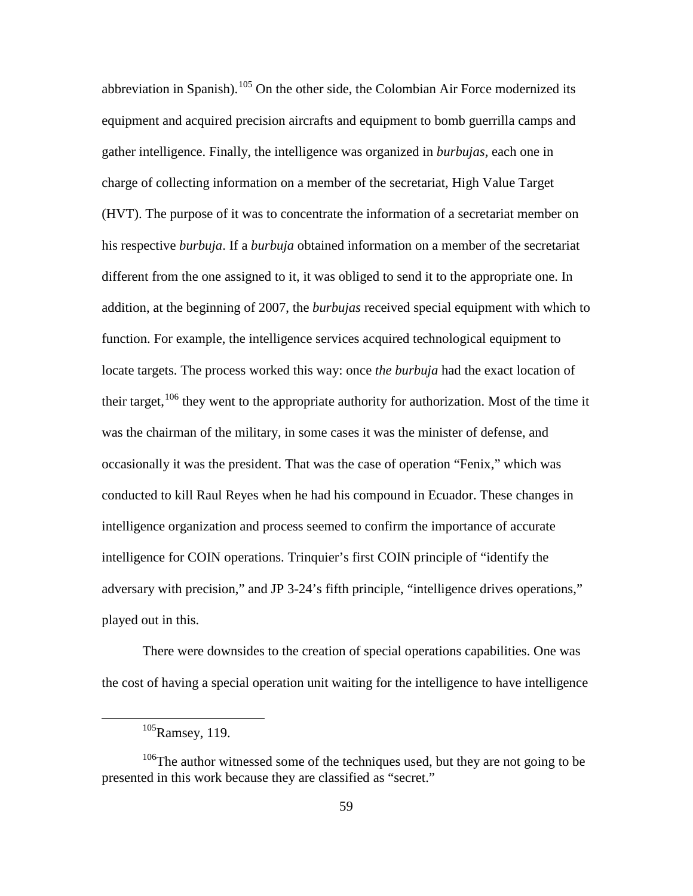abbreviation in Spanish).[105] On the other side, the Colombian Air Force modernized its equipment and acquired precision aircrafts and equipment to bomb guerrilla camps and gather intelligence. Finally, the intelligence was organized in *burbujas,* each one in charge of collecting information on a member of the secretariat, High Value Target (HVT). The purpose of it was to concentrate the information of a secretariat member on his respective *burbuja*. If a *burbuja* obtained information on a member of the secretariat different from the one assigned to it, it was obliged to send it to the appropriate one. In addition, at the beginning of 2007, the *burbujas* received special equipment with which to function. For example, the intelligence services acquired technological equipment to locate targets. The process worked this way: once *the burbuja* had the exact location of their target,[106] they went to the appropriate authority for authorization. Most of the time it was the chairman of the military, in some cases it was the minister of defense, and occasionally it was the president. That was the case of operation "Fenix," which was conducted to kill Raul Reyes when he had his compound in Ecuador. These changes in intelligence organization and process seemed to confirm the importance of accurate intelligence for COIN operations. Trinquier's first COIN principle of "identify the adversary with precision," and JP 3-24's fifth principle, "intelligence drives operations," played out in this.

There were downsides to the creation of special operations capabilities. One was the cost of having a special operation unit waiting for the intelligence to have intelligence

---

[105] Ramsey, 119.

[106] The author witnessed some of the techniques used, but they are not going to be presented in this work because they are classified as "secret."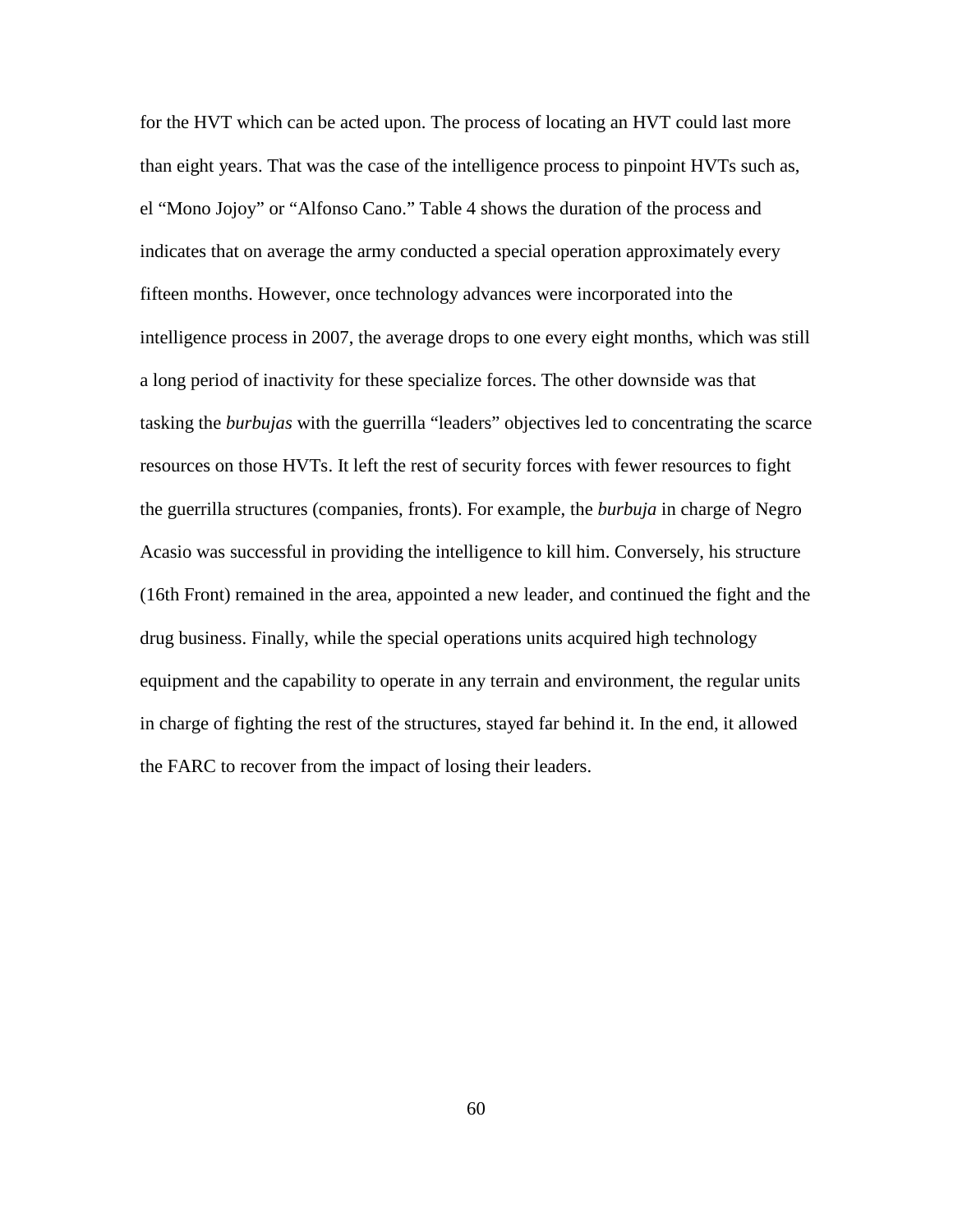for the HVT which can be acted upon. The process of locating an HVT could last more than eight years. That was the case of the intelligence process to pinpoint HVTs such as, el "Mono Jojoy" or "Alfonso Cano." Table 4 shows the duration of the process and indicates that on average the army conducted a special operation approximately every fifteen months. However, once technology advances were incorporated into the intelligence process in 2007, the average drops to one every eight months, which was still a long period of inactivity for these specialize forces. The other downside was that tasking the *burbujas* with the guerrilla "leaders" objectives led to concentrating the scarce resources on those HVTs. It left the rest of security forces with fewer resources to fight the guerrilla structures (companies, fronts). For example, the *burbuja* in charge of Negro Acasio was successful in providing the intelligence to kill him. Conversely, his structure (16th Front) remained in the area, appointed a new leader, and continued the fight and the drug business. Finally, while the special operations units acquired high technology equipment and the capability to operate in any terrain and environment, the regular units in charge of fighting the rest of the structures, stayed far behind it. In the end, it allowed the FARC to recover from the impact of losing their leaders.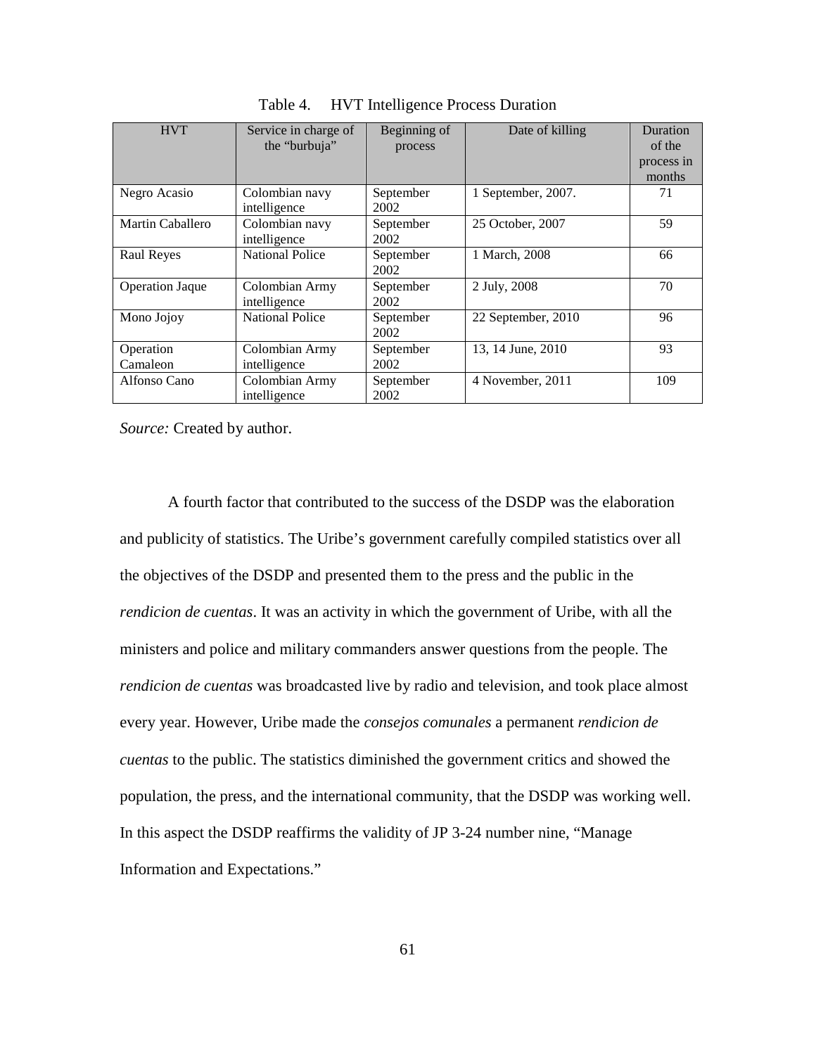Table 4. HVT Intelligence Process Duration

| HVT | Service in charge of the "burbuja" | Beginning of process | Date of killing | Duration of the process in months |
|---|---|---|---|---|
| Negro Acasio | Colombian navy intelligence | September 2002 | 1 September, 2007. | 71 |
| Martin Caballero | Colombian navy intelligence | September 2002 | 25 October, 2007 | 59 |
| Raul Reyes | National Police | September 2002 | 1 March, 2008 | 66 |
| Operation Jaque | Colombian Army intelligence | September 2002 | 2 July, 2008 | 70 |
| Mono Jojoy | National Police | September 2002 | 22 September, 2010 | 96 |
| Operation Camaleon | Colombian Army intelligence | September 2002 | 13, 14 June, 2010 | 93 |
| Alfonso Cano | Colombian Army intelligence | September 2002 | 4 November, 2011 | 109 |

*Source:* Created by author.

A fourth factor that contributed to the success of the DSDP was the elaboration and publicity of statistics. The Uribe's government carefully compiled statistics over all the objectives of the DSDP and presented them to the press and the public in the *rendicion de cuentas*. It was an activity in which the government of Uribe, with all the ministers and police and military commanders answer questions from the people. The *rendicion de cuentas* was broadcasted live by radio and television, and took place almost every year. However, Uribe made the *consejos comunales* a permanent *rendicion de cuentas* to the public. The statistics diminished the government critics and showed the population, the press, and the international community, that the DSDP was working well. In this aspect the DSDP reaffirms the validity of JP 3-24 number nine, "Manage Information and Expectations."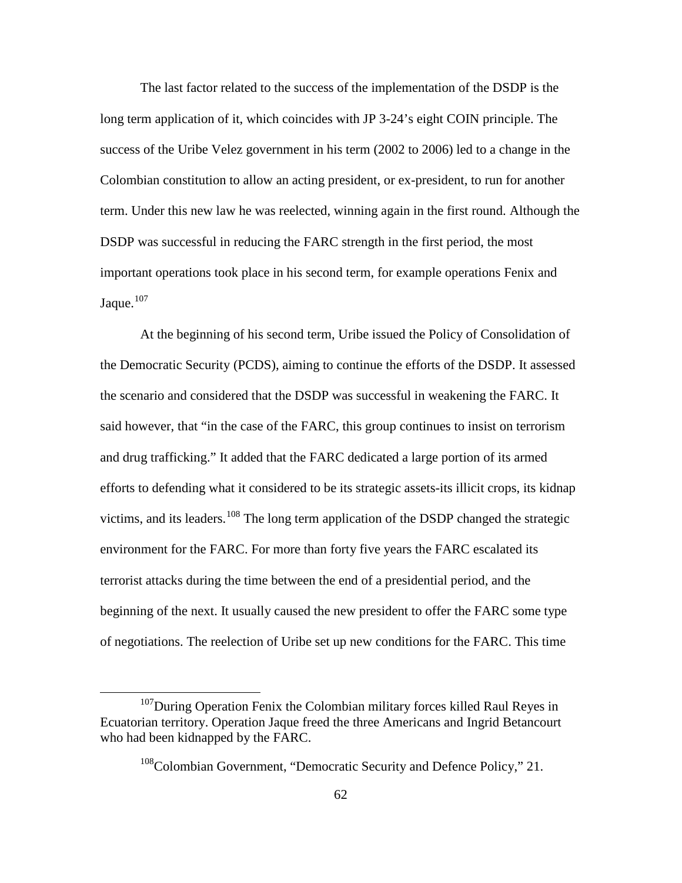The last factor related to the success of the implementation of the DSDP is the long term application of it, which coincides with JP 3-24's eight COIN principle. The success of the Uribe Velez government in his term (2002 to 2006) led to a change in the Colombian constitution to allow an acting president, or ex-president, to run for another term. Under this new law he was reelected, winning again in the first round. Although the DSDP was successful in reducing the FARC strength in the first period, the most important operations took place in his second term, for example operations Fenix and Jaque.[107]

At the beginning of his second term, Uribe issued the Policy of Consolidation of the Democratic Security (PCDS), aiming to continue the efforts of the DSDP. It assessed the scenario and considered that the DSDP was successful in weakening the FARC. It said however, that "in the case of the FARC, this group continues to insist on terrorism and drug trafficking." It added that the FARC dedicated a large portion of its armed efforts to defending what it considered to be its strategic assets-its illicit crops, its kidnap victims, and its leaders.[108] The long term application of the DSDP changed the strategic environment for the FARC. For more than forty five years the FARC escalated its terrorist attacks during the time between the end of a presidential period, and the beginning of the next. It usually caused the new president to offer the FARC some type of negotiations. The reelection of Uribe set up new conditions for the FARC. This time

---

[107]During Operation Fenix the Colombian military forces killed Raul Reyes in Ecuatorian territory. Operation Jaque freed the three Americans and Ingrid Betancourt who had been kidnapped by the FARC.

[108]Colombian Government, "Democratic Security and Defence Policy," 21.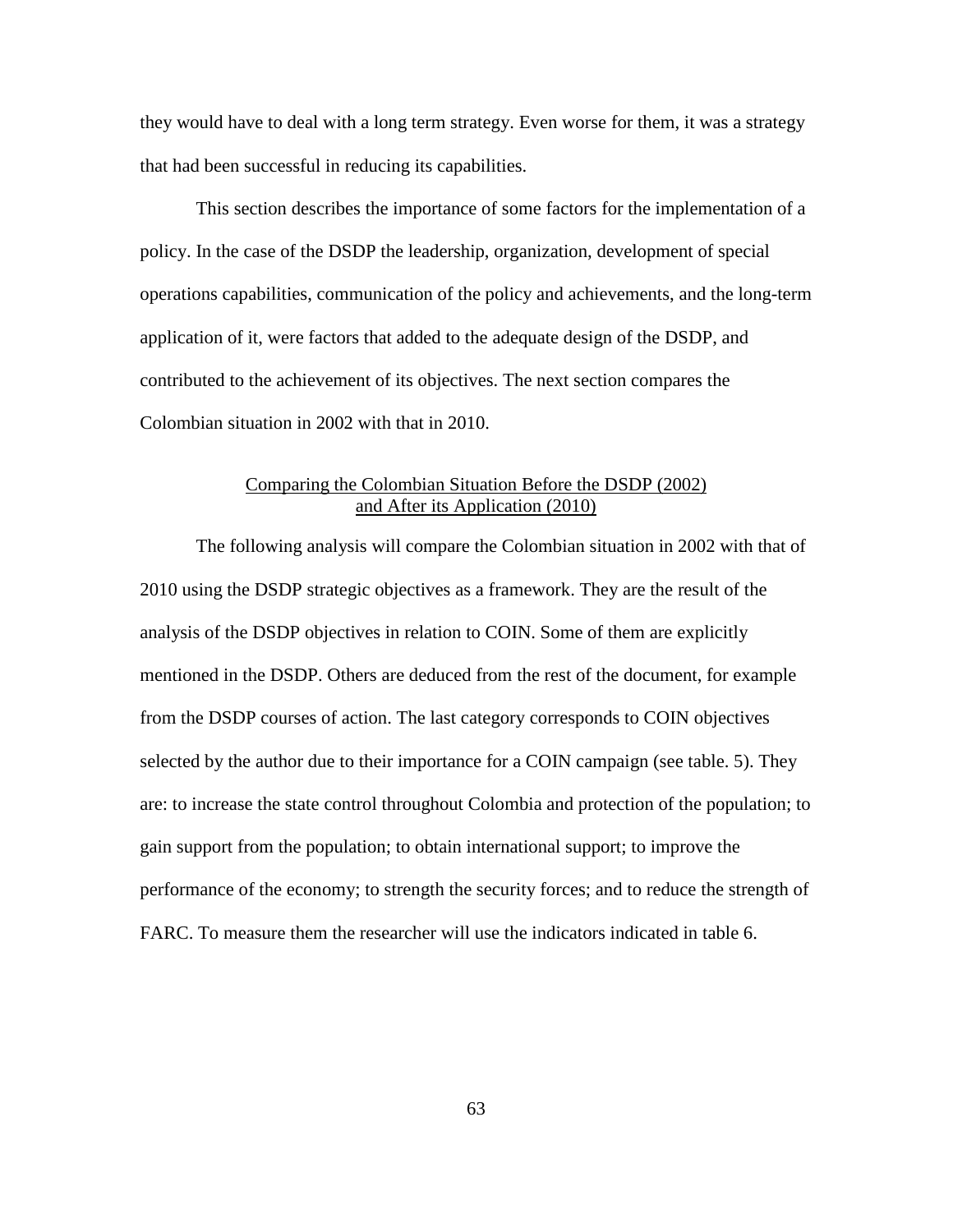they would have to deal with a long term strategy. Even worse for them, it was a strategy that had been successful in reducing its capabilities.

This section describes the importance of some factors for the implementation of a policy. In the case of the DSDP the leadership, organization, development of special operations capabilities, communication of the policy and achievements, and the long-term application of it, were factors that added to the adequate design of the DSDP, and contributed to the achievement of its objectives. The next section compares the Colombian situation in 2002 with that in 2010.

## Comparing the Colombian Situation Before the DSDP (2002) and After its Application (2010)

The following analysis will compare the Colombian situation in 2002 with that of 2010 using the DSDP strategic objectives as a framework. They are the result of the analysis of the DSDP objectives in relation to COIN. Some of them are explicitly mentioned in the DSDP. Others are deduced from the rest of the document, for example from the DSDP courses of action. The last category corresponds to COIN objectives selected by the author due to their importance for a COIN campaign (see table. 5). They are: to increase the state control throughout Colombia and protection of the population; to gain support from the population; to obtain international support; to improve the performance of the economy; to strength the security forces; and to reduce the strength of FARC. To measure them the researcher will use the indicators indicated in table 6.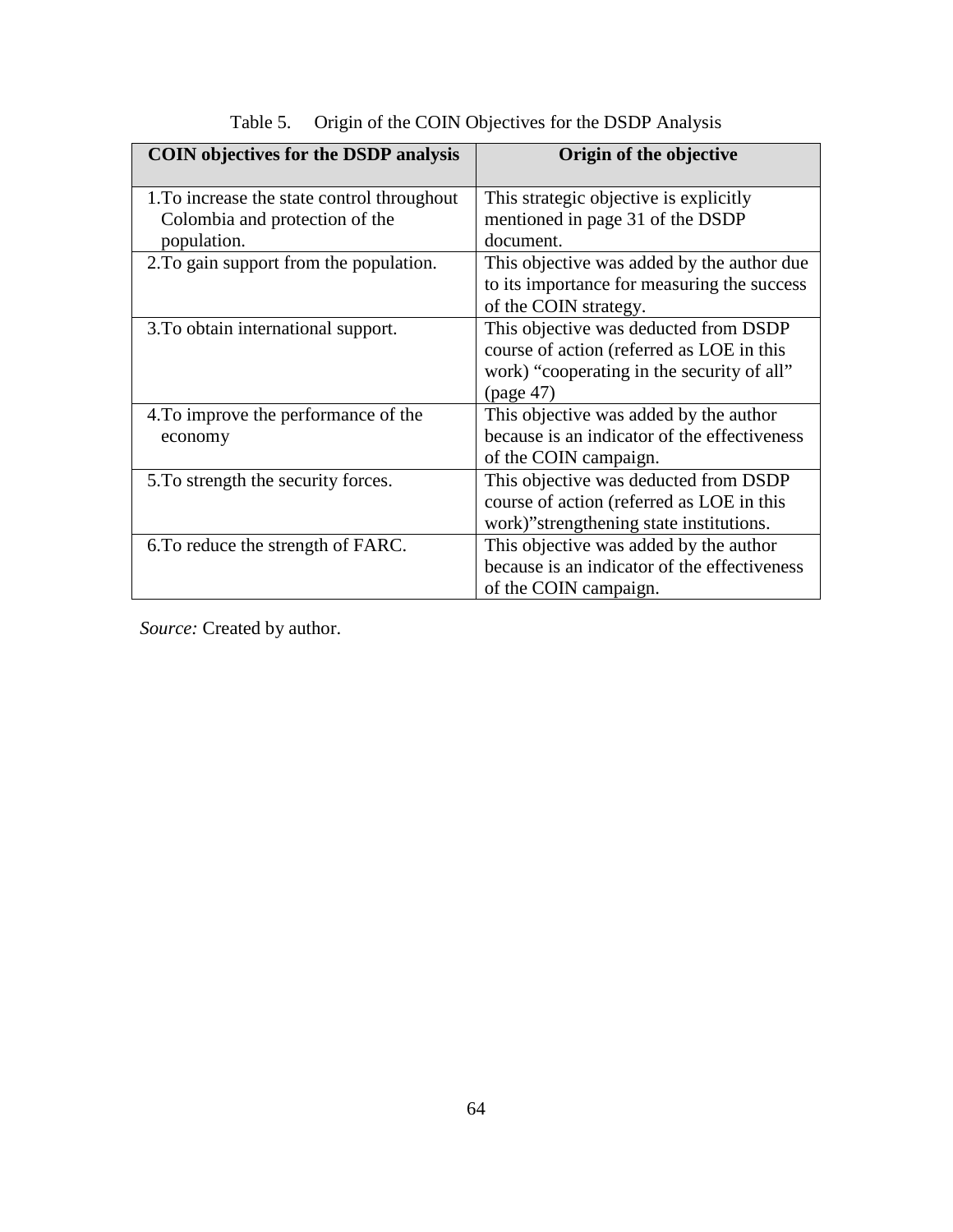Table 5. Origin of the COIN Objectives for the DSDP Analysis

| COIN objectives for the DSDP analysis | Origin of the objective |
|---|---|
| 1.To increase the state control throughout Colombia and protection of the population. | This strategic objective is explicitly mentioned in page 31 of the DSDP document. |
| 2.To gain support from the population. | This objective was added by the author due to its importance for measuring the success of the COIN strategy. |
| 3.To obtain international support. | This objective was deducted from DSDP course of action (referred as LOE in this work) "cooperating in the security of all" (page 47) |
| 4.To improve the performance of the economy | This objective was added by the author because is an indicator of the effectiveness of the COIN campaign. |
| 5.To strength the security forces. | This objective was deducted from DSDP course of action (referred as LOE in this work)"strengthening state institutions. |
| 6.To reduce the strength of FARC. | This objective was added by the author because is an indicator of the effectiveness of the COIN campaign. |

*Source:* Created by author.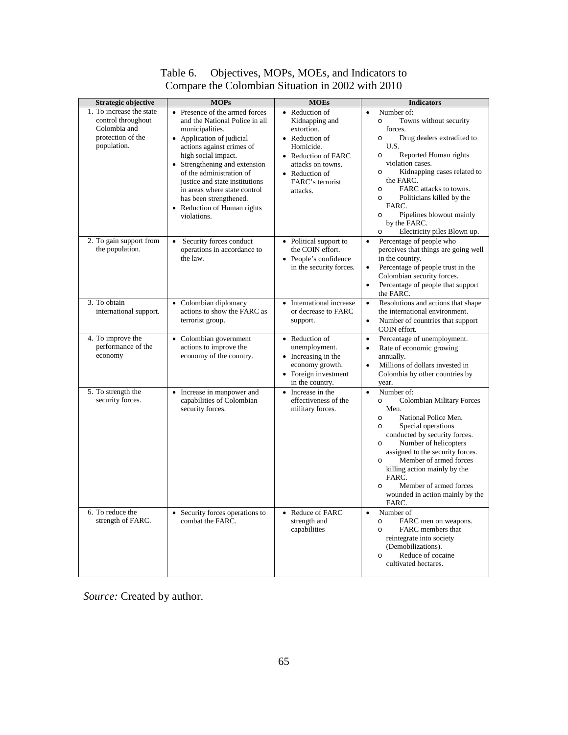Table 6. Objectives, MOPs, MOEs, and Indicators to Compare the Colombian Situation in 2002 with 2010

| Strategic objective | MOPs | MOEs | Indicators |
|---|---|---|---|
| 1. To increase the state control throughout Colombia and protection of the population. | • Presence of the armed forces and the National Police in all municipalities.<br>• Application of judicial actions against crimes of high social impact.<br>• Strengthening and extension of the administration of justice and state institutions in areas where state control has been strengthened.<br>• Reduction of Human rights violations. | • Reduction of Kidnapping and extortion.<br>• Reduction of Homicide.<br>• Reduction of FARC attacks on towns.<br>• Reduction of FARC's terrorist attacks. | • Number of:<br>o Towns without security forces.<br>o Drug dealers extradited to U.S.<br>o Reported Human rights violation cases.<br>o Kidnapping cases related to the FARC.<br>o FARC attacks to towns.<br>o Politicians killed by the FARC.<br>o Pipelines blowout mainly by the FARC.<br>o Electricity piles Blown up. |
| 2. To gain support from the population. | • Security forces conduct operations in accordance to the law. | • Political support to the COIN effort.<br>• People's confidence in the security forces. | • Percentage of people who perceives that things are going well in the country.<br>• Percentage of people trust in the Colombian security forces.<br>• Percentage of people that support the FARC. |
| 3. To obtain international support. | • Colombian diplomacy actions to show the FARC as terrorist group. | • International increase or decrease to FARC support. | • Resolutions and actions that shape the international environment.<br>• Number of countries that support COIN effort. |
| 4. To improve the performance of the economy | • Colombian government actions to improve the economy of the country. | • Reduction of unemployment.<br>• Increasing in the economy growth.<br>• Foreign investment in the country. | • Percentage of unemployment.<br>• Rate of economic growing annually.<br>• Millions of dollars invested in Colombia by other countries by year. |
| 5. To strength the security forces. | • Increase in manpower and capabilities of Colombian security forces. | • Increase in the effectiveness of the military forces. | • Number of:<br>o Colombian Military Forces Men.<br>o National Police Men.<br>o Special operations conducted by security forces.<br>o Number of helicopters assigned to the security forces.<br>o Member of armed forces killing action mainly by the FARC.<br>o Member of armed forces wounded in action mainly by the FARC. |
| 6. To reduce the strength of FARC. | • Security forces operations to combat the FARC. | • Reduce of FARC strength and capabilities | • Number of<br>o FARC men on weapons.<br>o FARC members that reintegrate into society (Demobilizations).<br>o Reduce of cocaine cultivated hectares. |

*Source:* Created by author.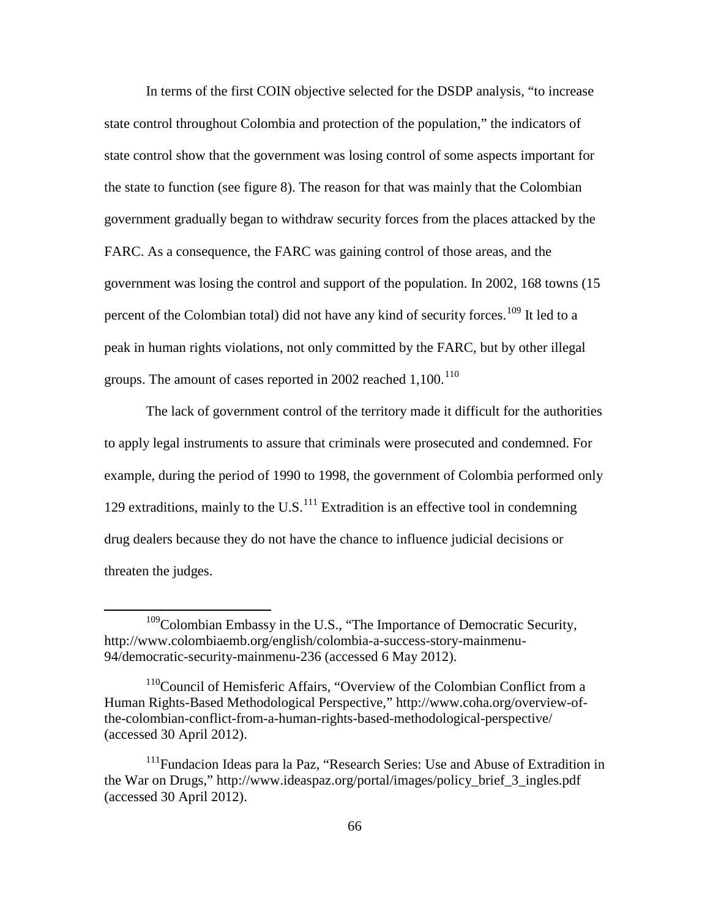In terms of the first COIN objective selected for the DSDP analysis, "to increase state control throughout Colombia and protection of the population," the indicators of state control show that the government was losing control of some aspects important for the state to function (see figure 8). The reason for that was mainly that the Colombian government gradually began to withdraw security forces from the places attacked by the FARC. As a consequence, the FARC was gaining control of those areas, and the government was losing the control and support of the population. In 2002, 168 towns (15 percent of the Colombian total) did not have any kind of security forces.[109] It led to a peak in human rights violations, not only committed by the FARC, but by other illegal groups. The amount of cases reported in 2002 reached 1,100.[110]

The lack of government control of the territory made it difficult for the authorities to apply legal instruments to assure that criminals were prosecuted and condemned. For example, during the period of 1990 to 1998, the government of Colombia performed only 129 extraditions, mainly to the U.S.[111] Extradition is an effective tool in condemning drug dealers because they do not have the chance to influence judicial decisions or threaten the judges.

---

[109] Colombian Embassy in the U.S., "The Importance of Democratic Security, http://www.colombiaemb.org/english/colombia-a-success-story-mainmenu-94/democratic-security-mainmenu-236 (accessed 6 May 2012).

[110] Council of Hemisferic Affairs, "Overview of the Colombian Conflict from a Human Rights-Based Methodological Perspective," http://www.coha.org/overview-of-the-colombian-conflict-from-a-human-rights-based-methodological-perspective/ (accessed 30 April 2012).

[111] Fundacion Ideas para la Paz, "Research Series: Use and Abuse of Extradition in the War on Drugs," http://www.ideaspaz.org/portal/images/policy_brief_3_ingles.pdf (accessed 30 April 2012).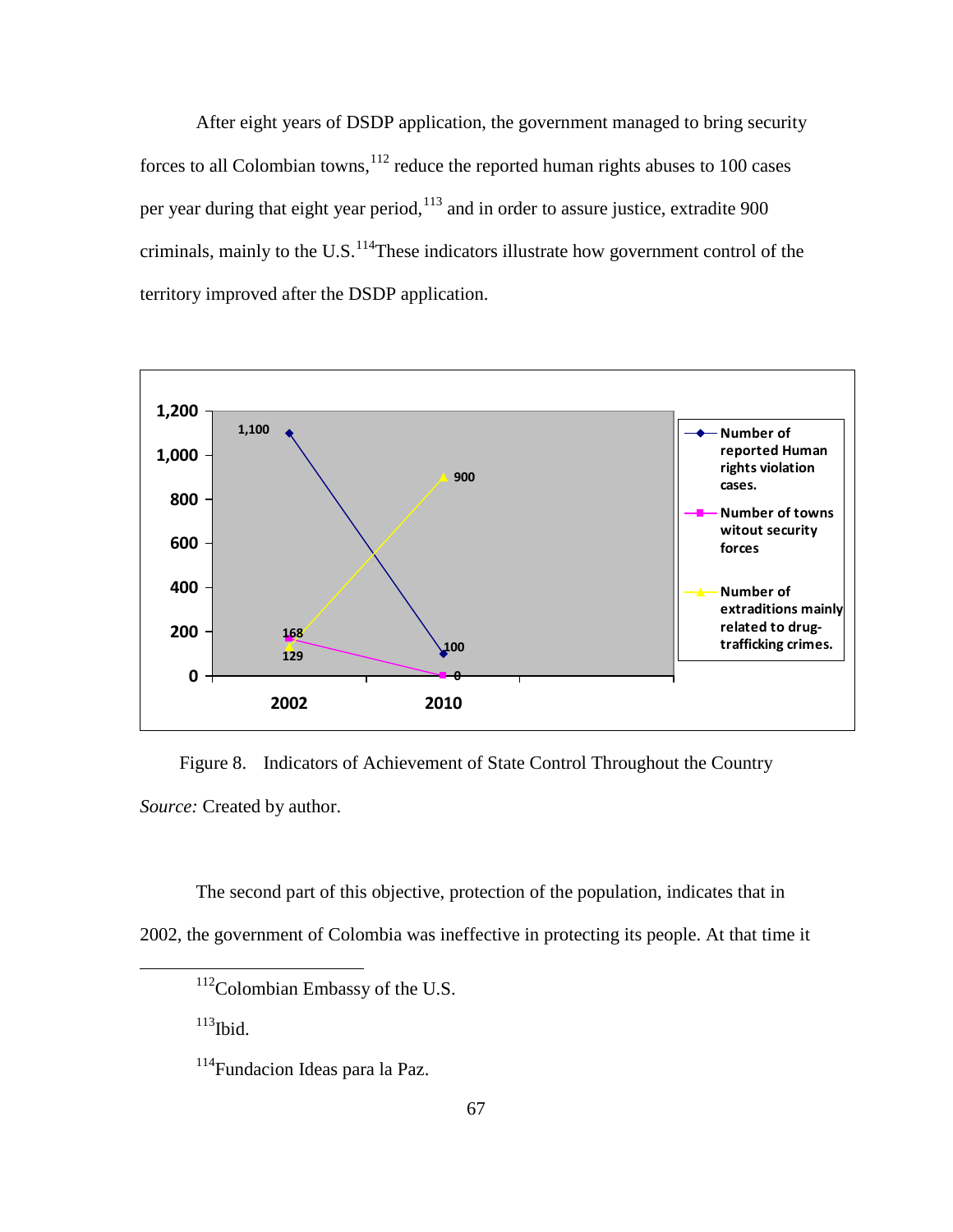After eight years of DSDP application, the government managed to bring security forces to all Colombian towns,[112] reduce the reported human rights abuses to 100 cases per year during that eight year period,[113] and in order to assure justice, extradite 900 criminals, mainly to the U.S.[114] These indicators illustrate how government control of the territory improved after the DSDP application.

| | 2002 | 2010 |
|---|---|---|
| Number of reported Human rights violation cases. | 1,100 | 100 |
| Number of towns witout security forces | 168 | 0 |
| Number of extraditions mainly related to drug-trafficking crimes. | 129 | 900 |

Figure 8. Indicators of Achievement of State Control Throughout the Country

*Source:* Created by author.

The second part of this objective, protection of the population, indicates that in 2002, the government of Colombia was ineffective in protecting its people. At that time it

[112]Colombian Embassy of the U.S.

[113]Ibid.

[114]Fundacion Ideas para la Paz.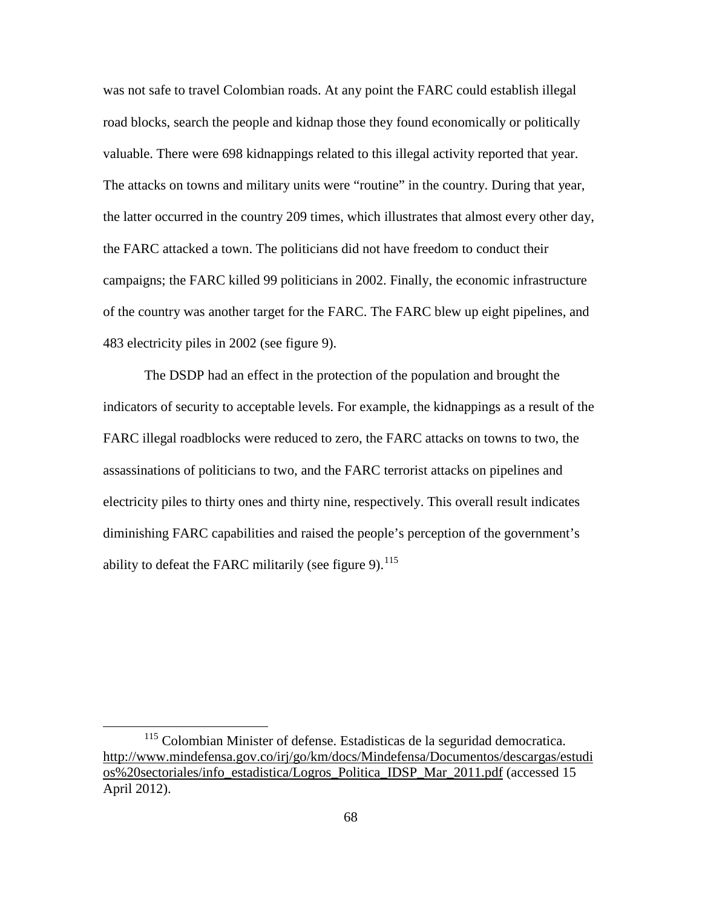was not safe to travel Colombian roads. At any point the FARC could establish illegal road blocks, search the people and kidnap those they found economically or politically valuable. There were 698 kidnappings related to this illegal activity reported that year. The attacks on towns and military units were "routine" in the country. During that year, the latter occurred in the country 209 times, which illustrates that almost every other day, the FARC attacked a town. The politicians did not have freedom to conduct their campaigns; the FARC killed 99 politicians in 2002. Finally, the economic infrastructure of the country was another target for the FARC. The FARC blew up eight pipelines, and 483 electricity piles in 2002 (see figure 9).

The DSDP had an effect in the protection of the population and brought the indicators of security to acceptable levels. For example, the kidnappings as a result of the FARC illegal roadblocks were reduced to zero, the FARC attacks on towns to two, the assassinations of politicians to two, and the FARC terrorist attacks on pipelines and electricity piles to thirty ones and thirty nine, respectively. This overall result indicates diminishing FARC capabilities and raised the people's perception of the government's ability to defeat the FARC militarily (see figure 9).[115]

---

[115] Colombian Minister of defense. Estadisticas de la seguridad democratica. http://www.mindefensa.gov.co/irj/go/km/docs/Mindefensa/Documentos/descargas/estudios%20sectoriales/info_estadistica/Logros_Politica_IDSP_Mar_2011.pdf (accessed 15 April 2012).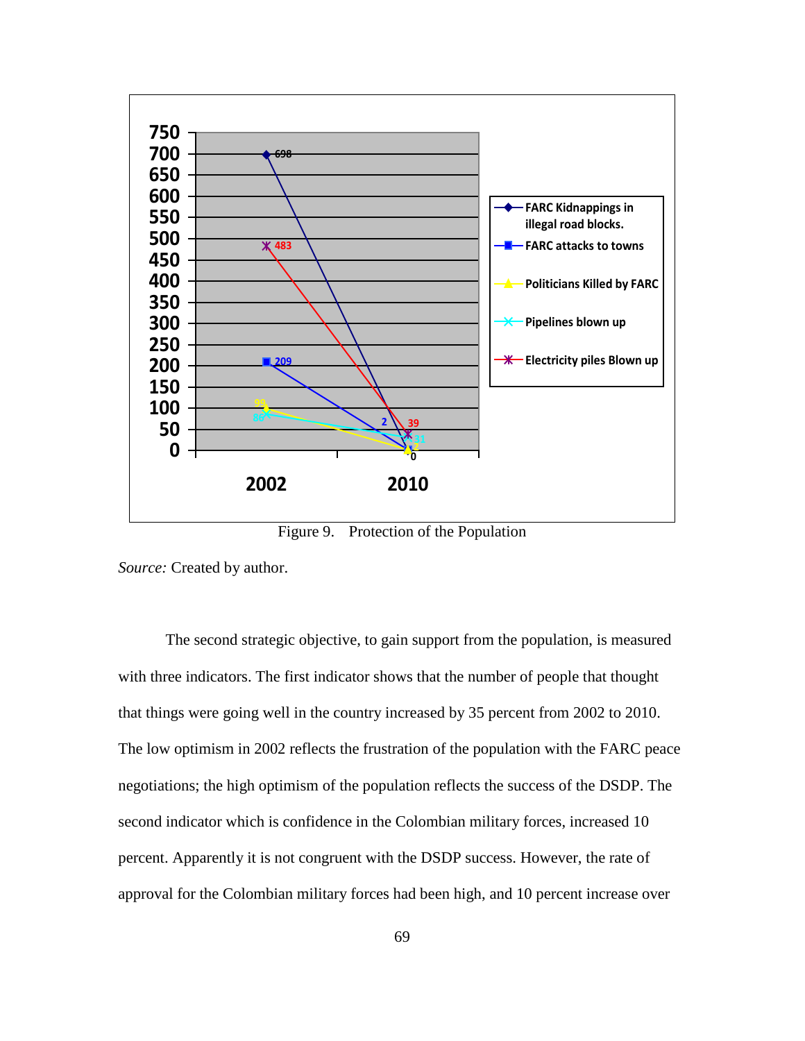Figure 9. Protection of the Population

*Source:* Created by author.

The second strategic objective, to gain support from the population, is measured with three indicators. The first indicator shows that the number of people that thought that things were going well in the country increased by 35 percent from 2002 to 2010. The low optimism in 2002 reflects the frustration of the population with the FARC peace negotiations; the high optimism of the population reflects the success of the DSDP. The second indicator which is confidence in the Colombian military forces, increased 10 percent. Apparently it is not congruent with the DSDP success. However, the rate of approval for the Colombian military forces had been high, and 10 percent increase over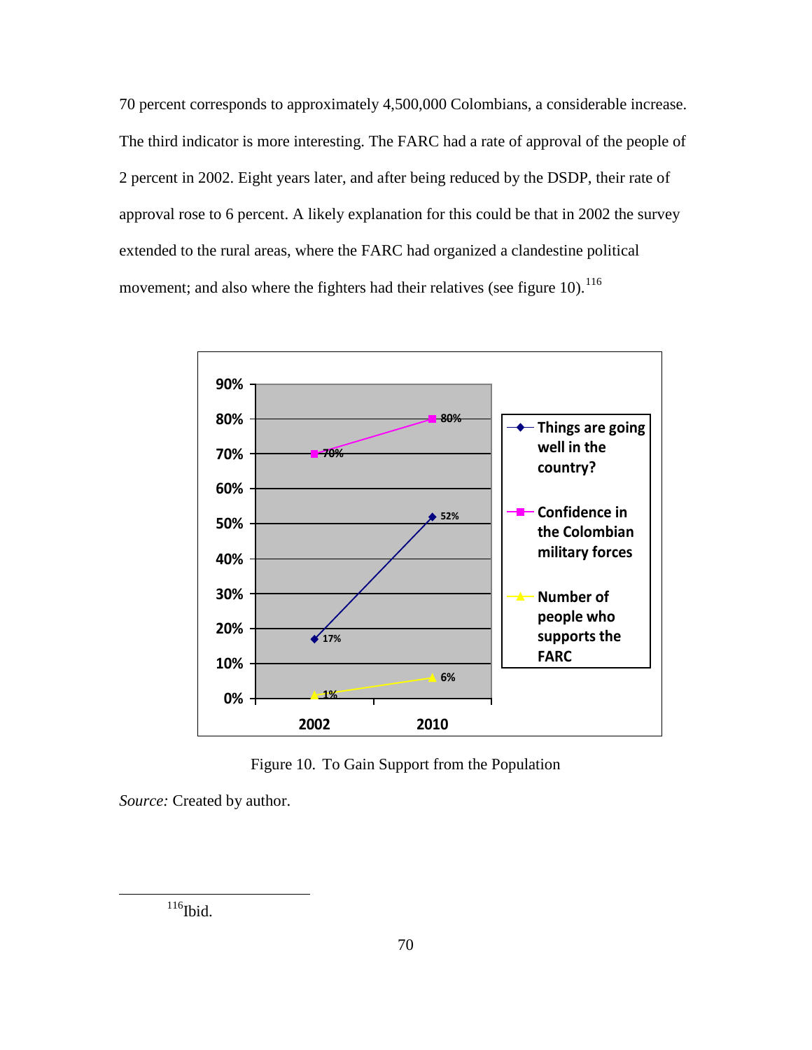70 percent corresponds to approximately 4,500,000 Colombians, a considerable increase. The third indicator is more interesting. The FARC had a rate of approval of the people of 2 percent in 2002. Eight years later, and after being reduced by the DSDP, their rate of approval rose to 6 percent. A likely explanation for this could be that in 2002 the survey extended to the rural areas, where the FARC had organized a clandestine political movement; and also where the fighters had their relatives (see figure 10).[116]

Figure 10. To Gain Support from the Population

*Source:* Created by author.

[116]Ibid.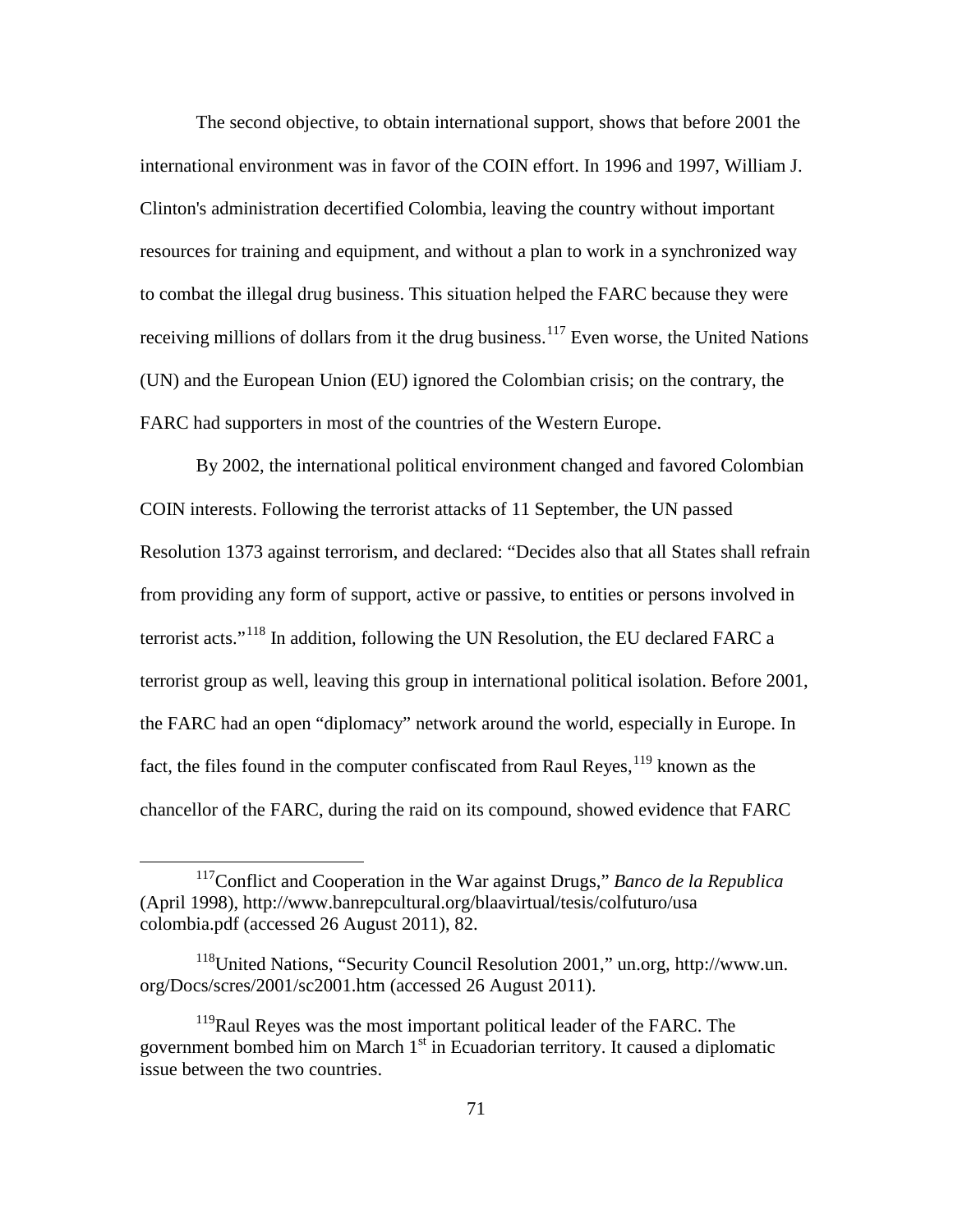The second objective, to obtain international support, shows that before 2001 the international environment was in favor of the COIN effort. In 1996 and 1997, William J. Clinton's administration decertified Colombia, leaving the country without important resources for training and equipment, and without a plan to work in a synchronized way to combat the illegal drug business. This situation helped the FARC because they were receiving millions of dollars from it the drug business.[117] Even worse, the United Nations (UN) and the European Union (EU) ignored the Colombian crisis; on the contrary, the FARC had supporters in most of the countries of the Western Europe.

By 2002, the international political environment changed and favored Colombian COIN interests. Following the terrorist attacks of 11 September, the UN passed Resolution 1373 against terrorism, and declared: "Decides also that all States shall refrain from providing any form of support, active or passive, to entities or persons involved in terrorist acts."[118] In addition, following the UN Resolution, the EU declared FARC a terrorist group as well, leaving this group in international political isolation. Before 2001, the FARC had an open "diplomacy" network around the world, especially in Europe. In fact, the files found in the computer confiscated from Raul Reyes,[119] known as the chancellor of the FARC, during the raid on its compound, showed evidence that FARC

---

[117]Conflict and Cooperation in the War against Drugs," *Banco de la Republica* (April 1998), http://www.banrepcultural.org/blaavirtual/tesis/colfuturo/usa colombia.pdf (accessed 26 August 2011), 82.

[118]United Nations, "Security Council Resolution 2001," un.org, http://www.un.org/Docs/scres/2001/sc2001.htm (accessed 26 August 2011).

[119]Raul Reyes was the most important political leader of the FARC. The government bombed him on March 1st in Ecuadorian territory. It caused a diplomatic issue between the two countries.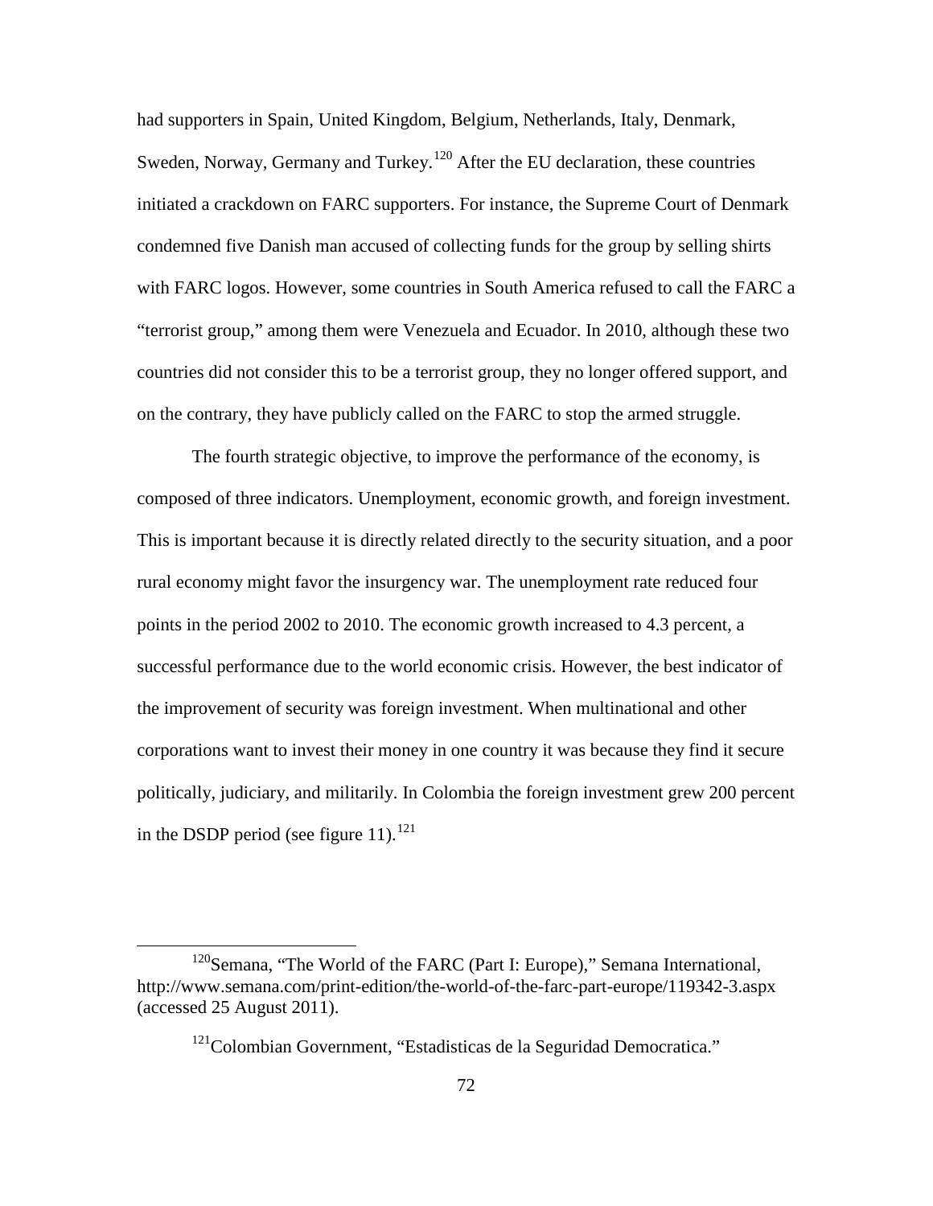had supporters in Spain, United Kingdom, Belgium, Netherlands, Italy, Denmark, Sweden, Norway, Germany and Turkey.[120] After the EU declaration, these countries initiated a crackdown on FARC supporters. For instance, the Supreme Court of Denmark condemned five Danish man accused of collecting funds for the group by selling shirts with FARC logos. However, some countries in South America refused to call the FARC a "terrorist group," among them were Venezuela and Ecuador. In 2010, although these two countries did not consider this to be a terrorist group, they no longer offered support, and on the contrary, they have publicly called on the FARC to stop the armed struggle.

The fourth strategic objective, to improve the performance of the economy, is composed of three indicators. Unemployment, economic growth, and foreign investment. This is important because it is directly related directly to the security situation, and a poor rural economy might favor the insurgency war. The unemployment rate reduced four points in the period 2002 to 2010. The economic growth increased to 4.3 percent, a successful performance due to the world economic crisis. However, the best indicator of the improvement of security was foreign investment. When multinational and other corporations want to invest their money in one country it was because they find it secure politically, judiciary, and militarily. In Colombia the foreign investment grew 200 percent in the DSDP period (see figure 11).[121]

---

[120] Semana, "The World of the FARC (Part I: Europe)," Semana International, http://www.semana.com/print-edition/the-world-of-the-farc-part-europe/119342-3.aspx (accessed 25 August 2011).

[121] Colombian Government, "Estadisticas de la Seguridad Democratica."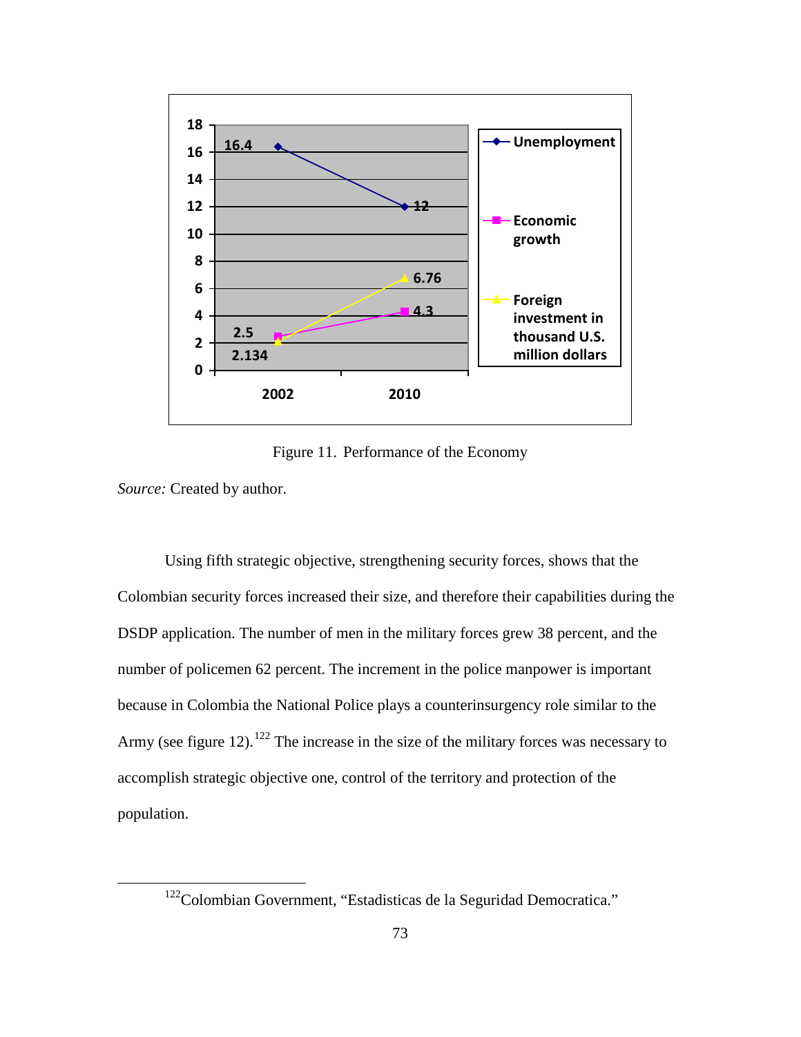Figure 11. Performance of the Economy

*Source:* Created by author.

Using fifth strategic objective, strengthening security forces, shows that the Colombian security forces increased their size, and therefore their capabilities during the DSDP application. The number of men in the military forces grew 38 percent, and the number of policemen 62 percent. The increment in the police manpower is important because in Colombia the National Police plays a counterinsurgency role similar to the Army (see figure 12).[122] The increase in the size of the military forces was necessary to accomplish strategic objective one, control of the territory and protection of the population.

[122]Colombian Government, "Estadisticas de la Seguridad Democratica."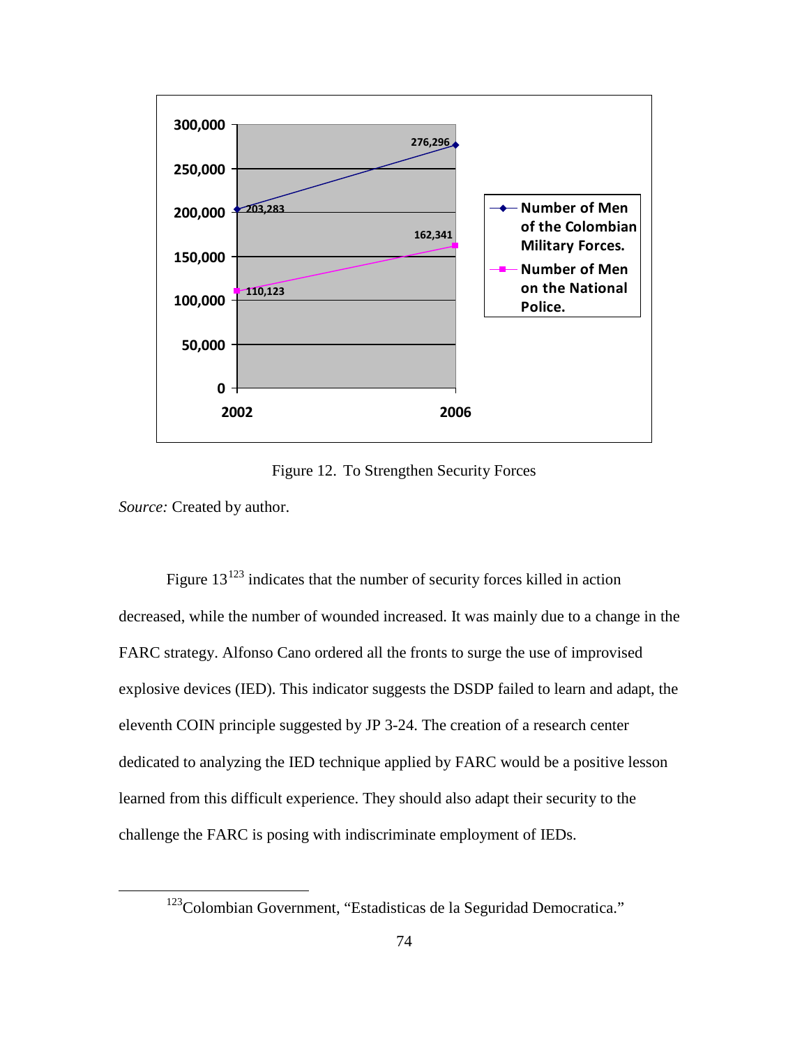Figure 12. To Strengthen Security Forces

*Source:* Created by author.

Figure 13[123] indicates that the number of security forces killed in action decreased, while the number of wounded increased. It was mainly due to a change in the FARC strategy. Alfonso Cano ordered all the fronts to surge the use of improvised explosive devices (IED). This indicator suggests the DSDP failed to learn and adapt, the eleventh COIN principle suggested by JP 3-24. The creation of a research center dedicated to analyzing the IED technique applied by FARC would be a positive lesson learned from this difficult experience. They should also adapt their security to the challenge the FARC is posing with indiscriminate employment of IEDs.

[123] Colombian Government, "Estadisticas de la Seguridad Democratica."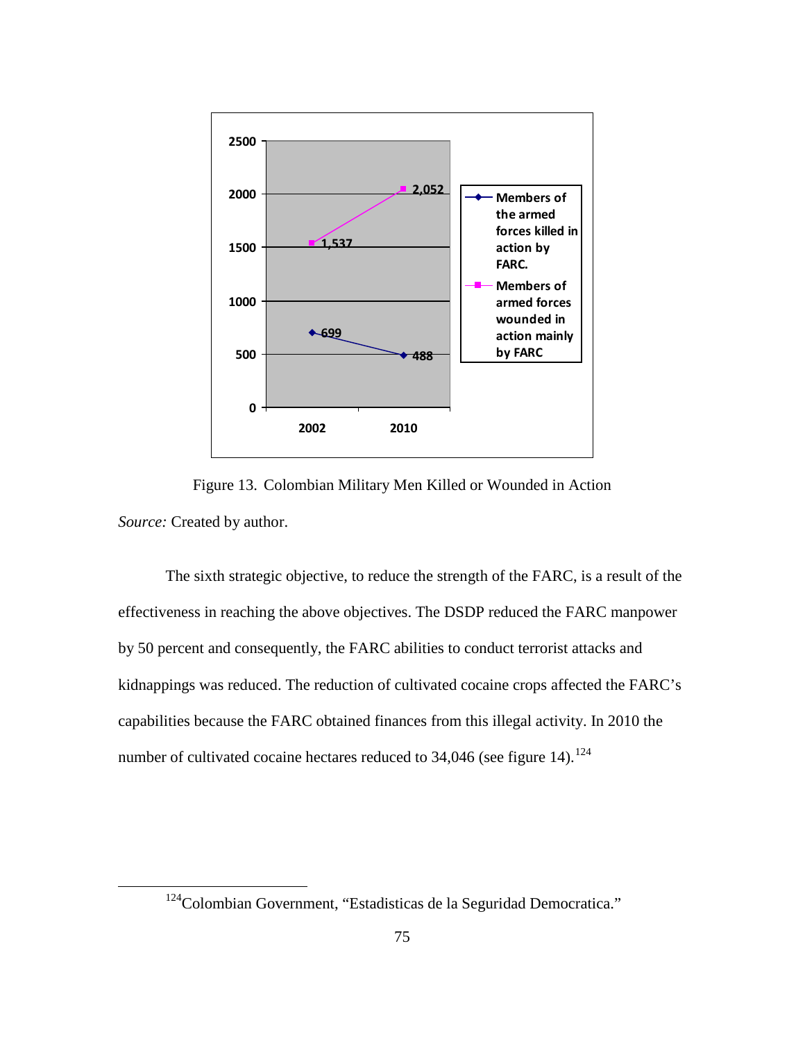Figure 13. Colombian Military Men Killed or Wounded in Action

*Source:* Created by author.

The sixth strategic objective, to reduce the strength of the FARC, is a result of the effectiveness in reaching the above objectives. The DSDP reduced the FARC manpower by 50 percent and consequently, the FARC abilities to conduct terrorist attacks and kidnappings was reduced. The reduction of cultivated cocaine crops affected the FARC's capabilities because the FARC obtained finances from this illegal activity. In 2010 the number of cultivated cocaine hectares reduced to 34,046 (see figure 14).[124]

[124]Colombian Government, "Estadisticas de la Seguridad Democratica."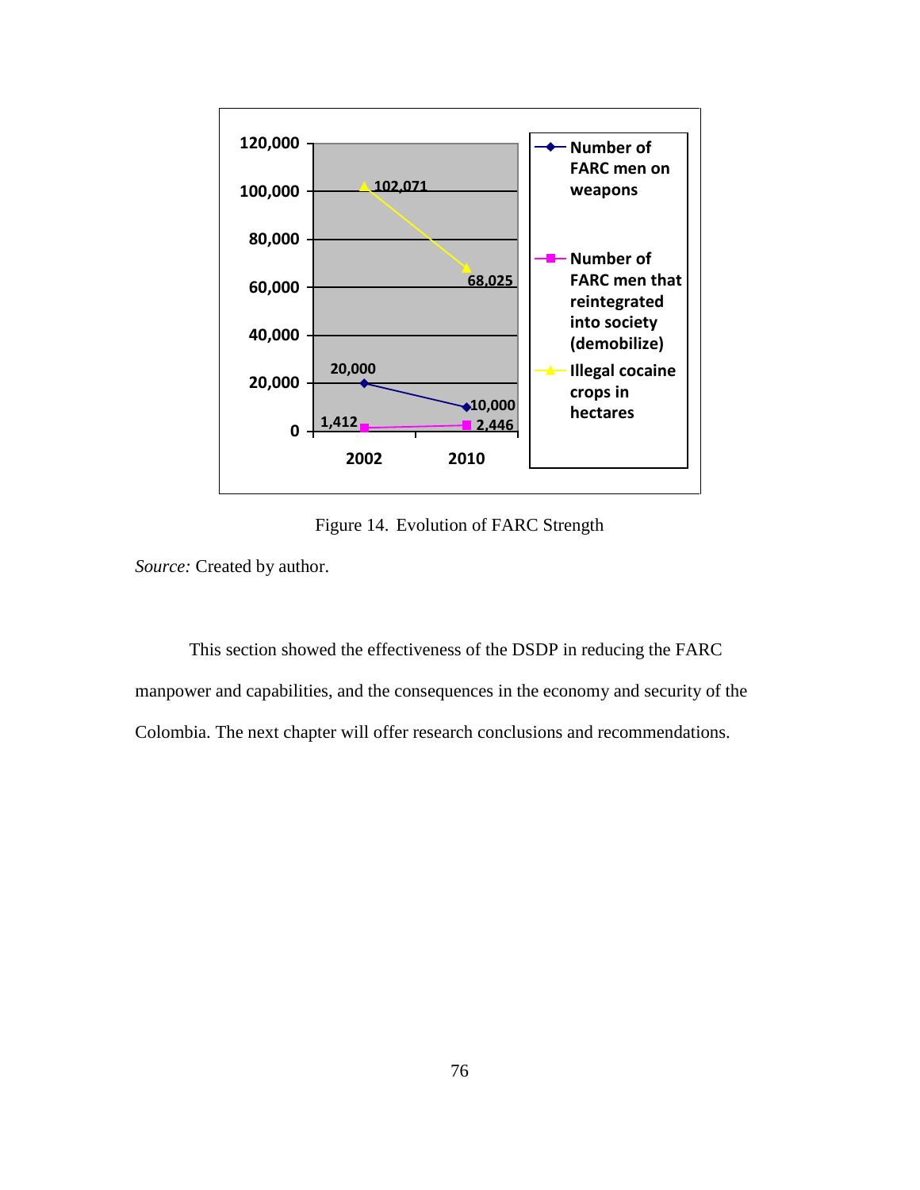Figure 14. Evolution of FARC Strength

*Source:* Created by author.

This section showed the effectiveness of the DSDP in reducing the FARC manpower and capabilities, and the consequences in the economy and security of the Colombia. The next chapter will offer research conclusions and recommendations.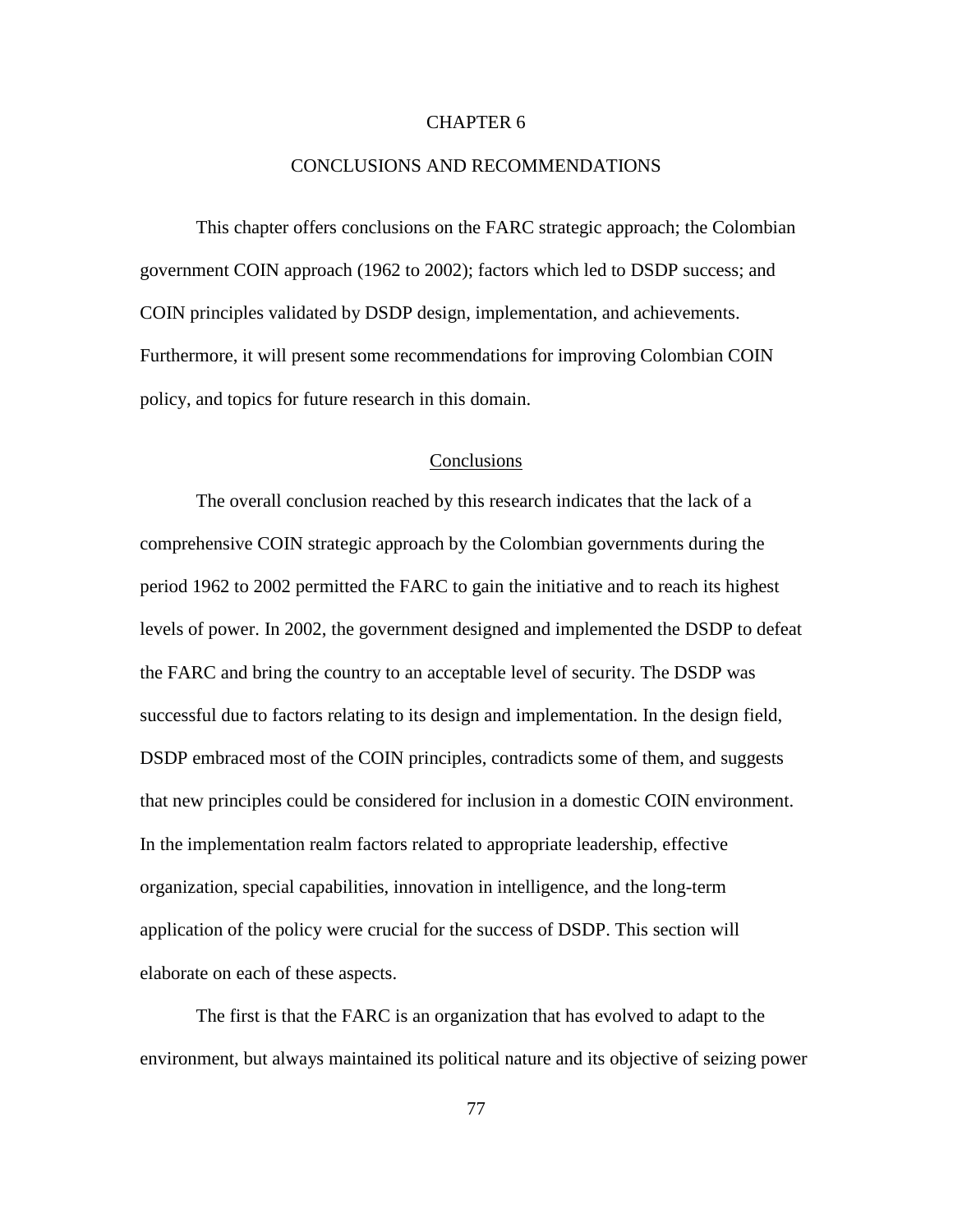# CHAPTER 6

# CONCLUSIONS AND RECOMMENDATIONS

This chapter offers conclusions on the FARC strategic approach; the Colombian government COIN approach (1962 to 2002); factors which led to DSDP success; and COIN principles validated by DSDP design, implementation, and achievements. Furthermore, it will present some recommendations for improving Colombian COIN policy, and topics for future research in this domain.

## Conclusions

The overall conclusion reached by this research indicates that the lack of a comprehensive COIN strategic approach by the Colombian governments during the period 1962 to 2002 permitted the FARC to gain the initiative and to reach its highest levels of power. In 2002, the government designed and implemented the DSDP to defeat the FARC and bring the country to an acceptable level of security. The DSDP was successful due to factors relating to its design and implementation. In the design field, DSDP embraced most of the COIN principles, contradicts some of them, and suggests that new principles could be considered for inclusion in a domestic COIN environment. In the implementation realm factors related to appropriate leadership, effective organization, special capabilities, innovation in intelligence, and the long-term application of the policy were crucial for the success of DSDP. This section will elaborate on each of these aspects.

The first is that the FARC is an organization that has evolved to adapt to the environment, but always maintained its political nature and its objective of seizing power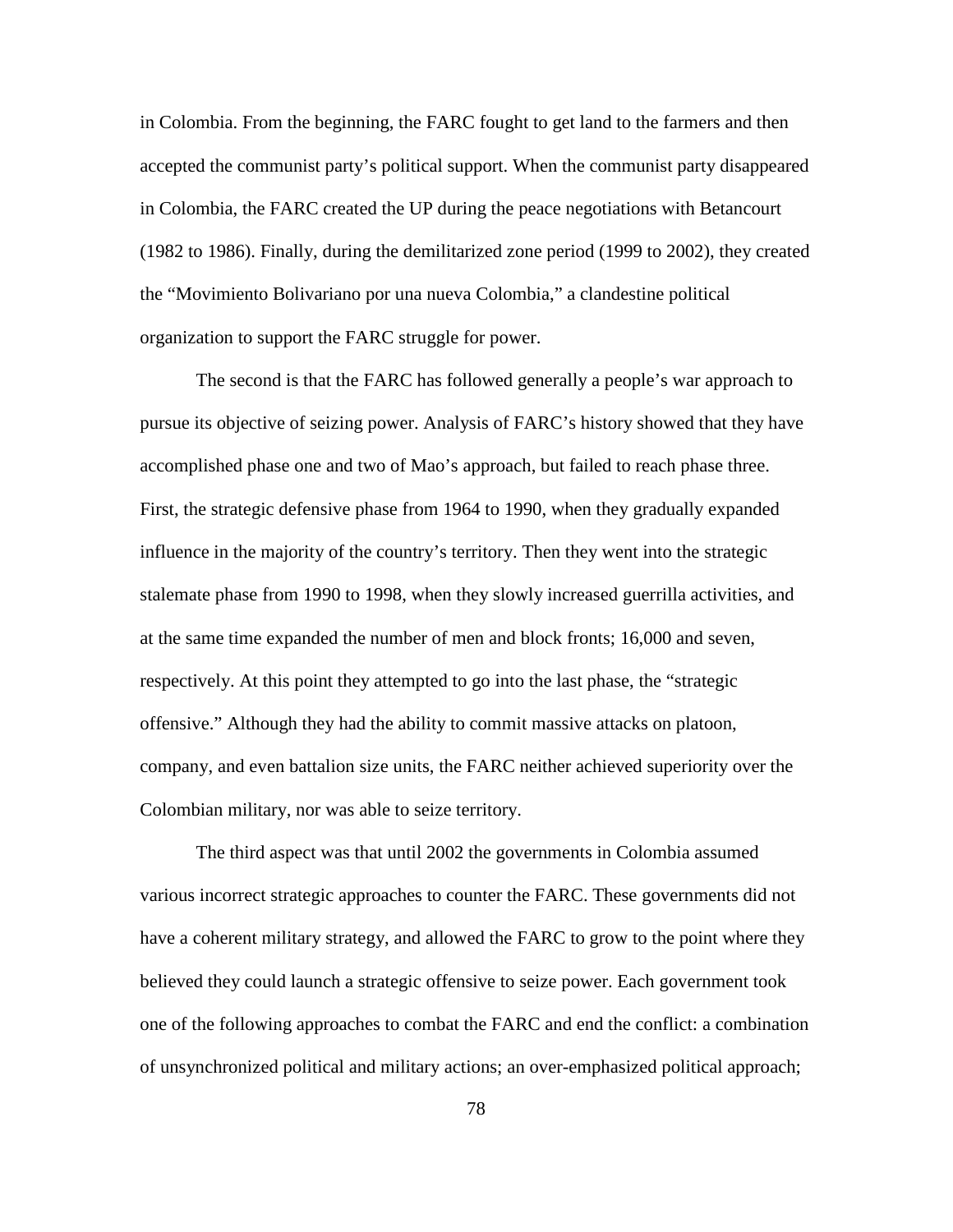in Colombia. From the beginning, the FARC fought to get land to the farmers and then accepted the communist party's political support. When the communist party disappeared in Colombia, the FARC created the UP during the peace negotiations with Betancourt (1982 to 1986). Finally, during the demilitarized zone period (1999 to 2002), they created the "Movimiento Bolivariano por una nueva Colombia," a clandestine political organization to support the FARC struggle for power.

The second is that the FARC has followed generally a people's war approach to pursue its objective of seizing power. Analysis of FARC's history showed that they have accomplished phase one and two of Mao's approach, but failed to reach phase three. First, the strategic defensive phase from 1964 to 1990, when they gradually expanded influence in the majority of the country's territory. Then they went into the strategic stalemate phase from 1990 to 1998, when they slowly increased guerrilla activities, and at the same time expanded the number of men and block fronts; 16,000 and seven, respectively. At this point they attempted to go into the last phase, the "strategic offensive." Although they had the ability to commit massive attacks on platoon, company, and even battalion size units, the FARC neither achieved superiority over the Colombian military, nor was able to seize territory.

The third aspect was that until 2002 the governments in Colombia assumed various incorrect strategic approaches to counter the FARC. These governments did not have a coherent military strategy, and allowed the FARC to grow to the point where they believed they could launch a strategic offensive to seize power. Each government took one of the following approaches to combat the FARC and end the conflict: a combination of unsynchronized political and military actions; an over-emphasized political approach;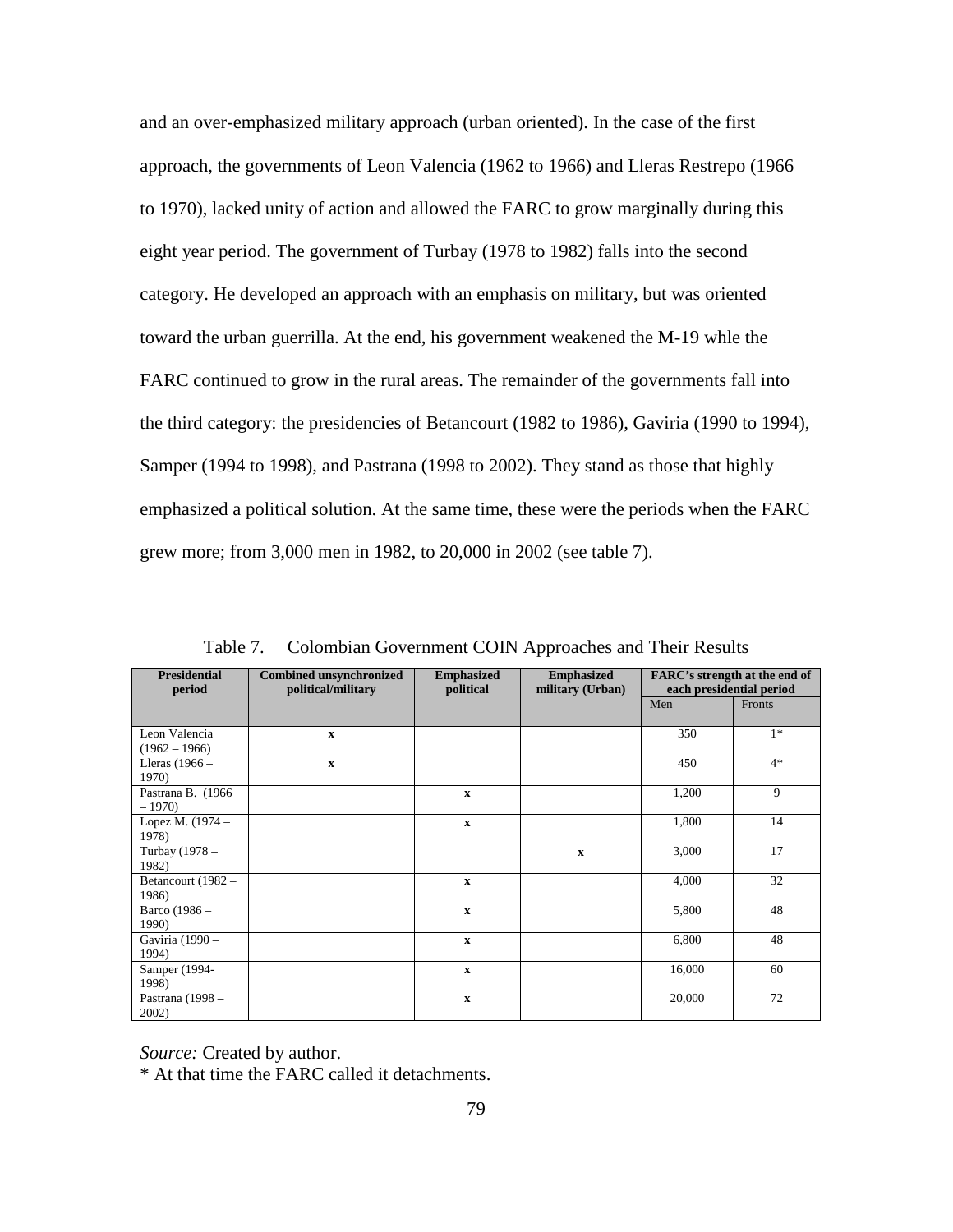and an over-emphasized military approach (urban oriented). In the case of the first approach, the governments of Leon Valencia (1962 to 1966) and Lleras Restrepo (1966 to 1970), lacked unity of action and allowed the FARC to grow marginally during this eight year period. The government of Turbay (1978 to 1982) falls into the second category. He developed an approach with an emphasis on military, but was oriented toward the urban guerrilla. At the end, his government weakened the M-19 whle the FARC continued to grow in the rural areas. The remainder of the governments fall into the third category: the presidencies of Betancourt (1982 to 1986), Gaviria (1990 to 1994), Samper (1994 to 1998), and Pastrana (1998 to 2002). They stand as those that highly emphasized a political solution. At the same time, these were the periods when the FARC grew more; from 3,000 men in 1982, to 20,000 in 2002 (see table 7).

Table 7. Colombian Government COIN Approaches and Their Results

| Presidential period | Combined unsynchronized political/military | Emphasized political | Emphasized military (Urban) | FARC's strength at the end of each presidential period | |
|---|---|---|---|---|---|
| | | | | Men | Fronts |
| Leon Valencia (1962 – 1966) | x | | | 350 | 1* |
| Lleras (1966 – 1970) | x | | | 450 | 4* |
| Pastrana B. (1966 – 1970) | | x | | 1,200 | 9 |
| Lopez M. (1974 – 1978) | | x | | 1,800 | 14 |
| Turbay (1978 – 1982) | | | x | 3,000 | 17 |
| Betancourt (1982 – 1986) | | x | | 4,000 | 32 |
| Barco (1986 – 1990) | | x | | 5,800 | 48 |
| Gaviria (1990 – 1994) | | x | | 6,800 | 48 |
| Samper (1994- 1998) | | x | | 16,000 | 60 |
| Pastrana (1998 – 2002) | | x | | 20,000 | 72 |

*Source:* Created by author.

* At that time the FARC called it detachments.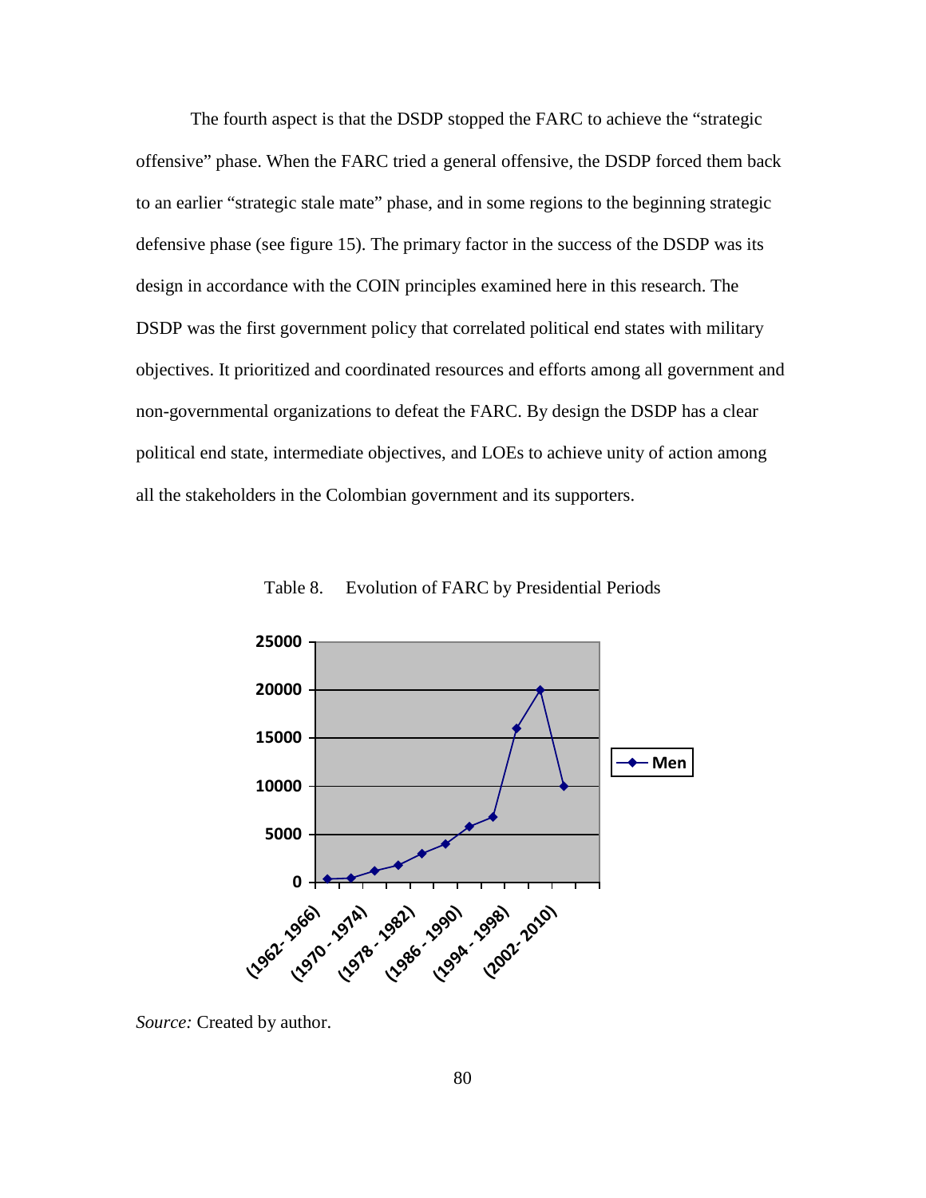The fourth aspect is that the DSDP stopped the FARC to achieve the "strategic offensive" phase. When the FARC tried a general offensive, the DSDP forced them back to an earlier "strategic stale mate" phase, and in some regions to the beginning strategic defensive phase (see figure 15). The primary factor in the success of the DSDP was its design in accordance with the COIN principles examined here in this research. The DSDP was the first government policy that correlated political end states with military objectives. It prioritized and coordinated resources and efforts among all government and non-governmental organizations to defeat the FARC. By design the DSDP has a clear political end state, intermediate objectives, and LOEs to achieve unity of action among all the stakeholders in the Colombian government and its supporters.

Table 8. Evolution of FARC by Presidential Periods

*Source:* Created by author.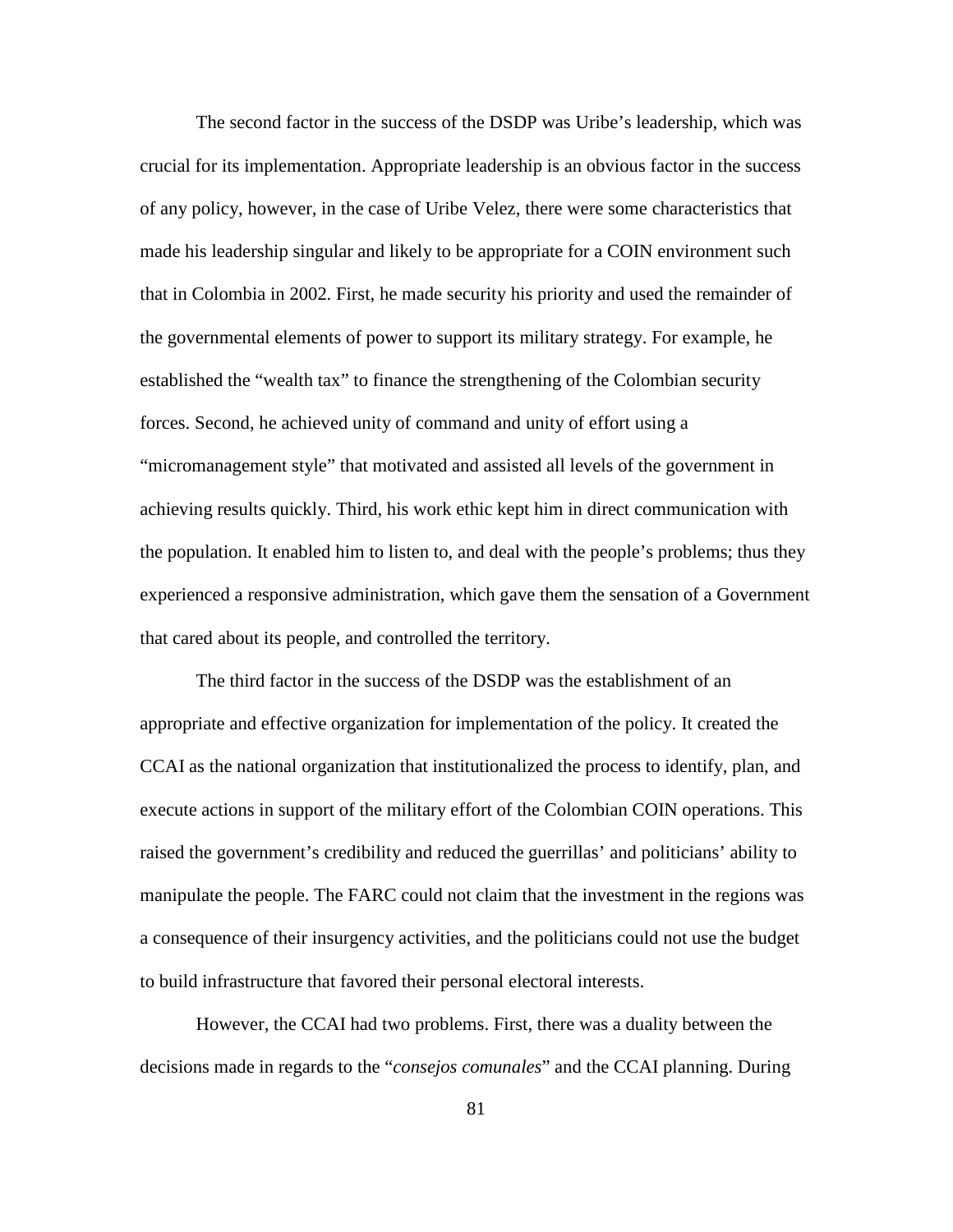The second factor in the success of the DSDP was Uribe's leadership, which was crucial for its implementation. Appropriate leadership is an obvious factor in the success of any policy, however, in the case of Uribe Velez, there were some characteristics that made his leadership singular and likely to be appropriate for a COIN environment such that in Colombia in 2002. First, he made security his priority and used the remainder of the governmental elements of power to support its military strategy. For example, he established the "wealth tax" to finance the strengthening of the Colombian security forces. Second, he achieved unity of command and unity of effort using a "micromanagement style" that motivated and assisted all levels of the government in achieving results quickly. Third, his work ethic kept him in direct communication with the population. It enabled him to listen to, and deal with the people's problems; thus they experienced a responsive administration, which gave them the sensation of a Government that cared about its people, and controlled the territory.

The third factor in the success of the DSDP was the establishment of an appropriate and effective organization for implementation of the policy. It created the CCAI as the national organization that institutionalized the process to identify, plan, and execute actions in support of the military effort of the Colombian COIN operations. This raised the government's credibility and reduced the guerrillas' and politicians' ability to manipulate the people. The FARC could not claim that the investment in the regions was a consequence of their insurgency activities, and the politicians could not use the budget to build infrastructure that favored their personal electoral interests.

However, the CCAI had two problems. First, there was a duality between the decisions made in regards to the "*consejos comunales*" and the CCAI planning. During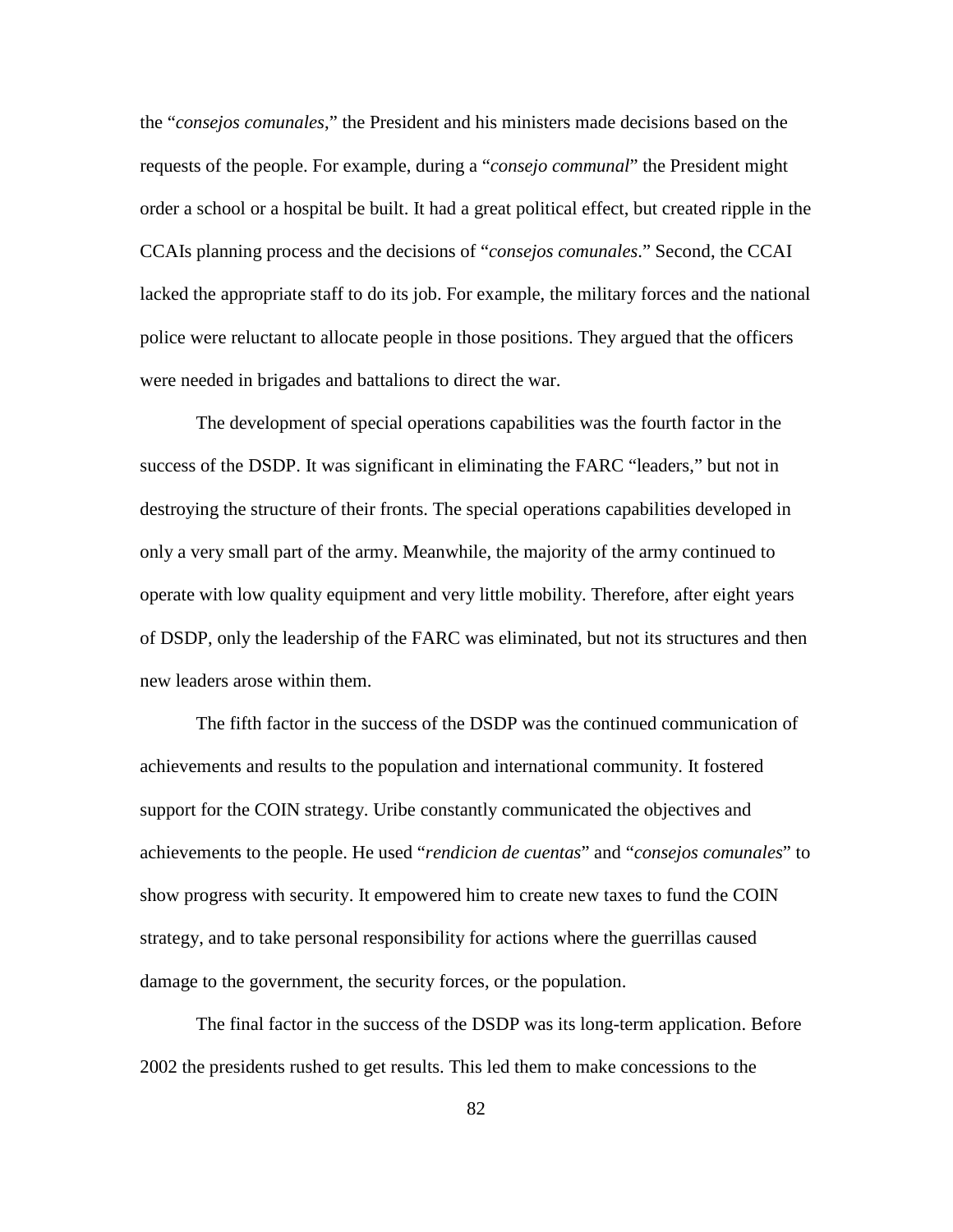the "*consejos comunales*," the President and his ministers made decisions based on the requests of the people. For example, during a "*consejo communal*" the President might order a school or a hospital be built. It had a great political effect, but created ripple in the CCAIs planning process and the decisions of "*consejos comunales*." Second, the CCAI lacked the appropriate staff to do its job. For example, the military forces and the national police were reluctant to allocate people in those positions. They argued that the officers were needed in brigades and battalions to direct the war.

The development of special operations capabilities was the fourth factor in the success of the DSDP. It was significant in eliminating the FARC "leaders," but not in destroying the structure of their fronts. The special operations capabilities developed in only a very small part of the army. Meanwhile, the majority of the army continued to operate with low quality equipment and very little mobility. Therefore, after eight years of DSDP, only the leadership of the FARC was eliminated, but not its structures and then new leaders arose within them.

The fifth factor in the success of the DSDP was the continued communication of achievements and results to the population and international community. It fostered support for the COIN strategy. Uribe constantly communicated the objectives and achievements to the people. He used "*rendicion de cuentas*" and "*consejos comunales*" to show progress with security. It empowered him to create new taxes to fund the COIN strategy, and to take personal responsibility for actions where the guerrillas caused damage to the government, the security forces, or the population.

The final factor in the success of the DSDP was its long-term application. Before 2002 the presidents rushed to get results. This led them to make concessions to the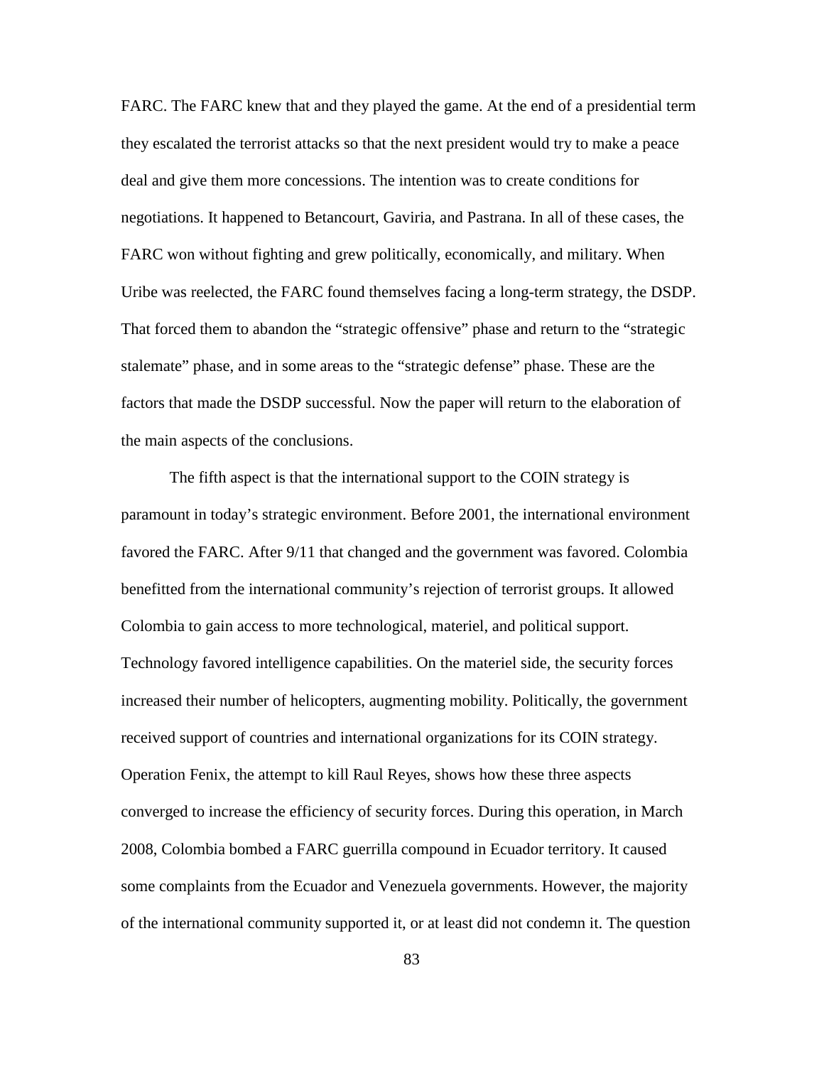FARC. The FARC knew that and they played the game. At the end of a presidential term they escalated the terrorist attacks so that the next president would try to make a peace deal and give them more concessions. The intention was to create conditions for negotiations. It happened to Betancourt, Gaviria, and Pastrana. In all of these cases, the FARC won without fighting and grew politically, economically, and military. When Uribe was reelected, the FARC found themselves facing a long-term strategy, the DSDP. That forced them to abandon the "strategic offensive" phase and return to the "strategic stalemate" phase, and in some areas to the "strategic defense" phase. These are the factors that made the DSDP successful. Now the paper will return to the elaboration of the main aspects of the conclusions.

The fifth aspect is that the international support to the COIN strategy is paramount in today's strategic environment. Before 2001, the international environment favored the FARC. After 9/11 that changed and the government was favored. Colombia benefitted from the international community's rejection of terrorist groups. It allowed Colombia to gain access to more technological, materiel, and political support. Technology favored intelligence capabilities. On the materiel side, the security forces increased their number of helicopters, augmenting mobility. Politically, the government received support of countries and international organizations for its COIN strategy. Operation Fenix, the attempt to kill Raul Reyes, shows how these three aspects converged to increase the efficiency of security forces. During this operation, in March 2008, Colombia bombed a FARC guerrilla compound in Ecuador territory. It caused some complaints from the Ecuador and Venezuela governments. However, the majority of the international community supported it, or at least did not condemn it. The question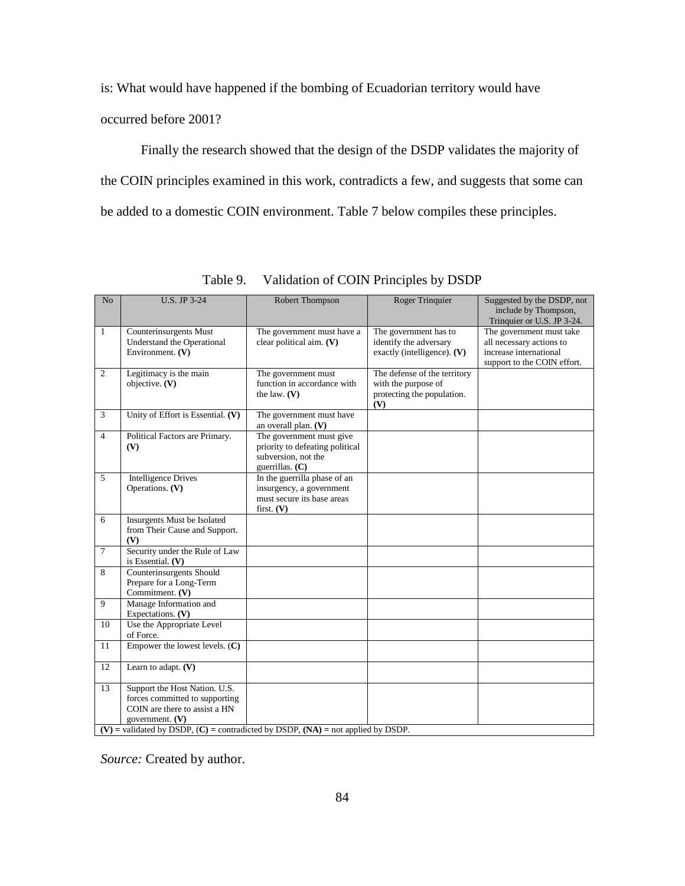is: What would have happened if the bombing of Ecuadorian territory would have occurred before 2001?

Finally the research showed that the design of the DSDP validates the majority of the COIN principles examined in this work, contradicts a few, and suggests that some can be added to a domestic COIN environment. Table 7 below compiles these principles.

Table 9. Validation of COIN Principles by DSDP

| No | U.S. JP 3-24 | Robert Thompson | Roger Trinquier | Suggested by the DSDP, not include by Thompson, Trinquier or U.S. JP 3-24. |
|---|---|---|---|---|
| 1 | Counterinsurgents Must Understand the Operational Environment. **(V)** | The government must have a clear political aim. **(V)** | The government has to identify the adversary exactly (intelligence). **(V)** | The government must take all necessary actions to increase international support to the COIN effort. |
| 2 | Legitimacy is the main objective. **(V)** | The government must function in accordance with the law. **(V)** | The defense of the territory with the purpose of protecting the population. **(V)** | |
| 3 | Unity of Effort is Essential. **(V)** | The government must have an overall plan. **(V)** | | |
| 4 | Political Factors are Primary. **(V)** | The government must give priority to defeating political subversion, not the guerrillas. **(C)** | | |
| 5 | Intelligence Drives Operations. **(V)** | In the guerrilla phase of an insurgency, a government must secure its base areas first. **(V)** | | |
| 6 | Insurgents Must be Isolated from Their Cause and Support. **(V)** | | | |
| 7 | Security under the Rule of Law is Essential. **(V)** | | | |
| 8 | Counterinsurgents Should Prepare for a Long-Term Commitment. **(V)** | | | |
| 9 | Manage Information and Expectations. **(V)** | | | |
| 10 | Use the Appropriate Level of Force. | | | |
| 11 | Empower the lowest levels. (**C**) | | | |
| 12 | Learn to adapt. **(V)** | | | |
| 13 | Support the Host Nation. U.S. forces committed to supporting COIN are there to assist a HN government. **(V)** | | | |

**(V)** = validated by DSDP, (**C**) = contradicted by DSDP, **(NA)** = not applied by DSDP.

*Source:* Created by author.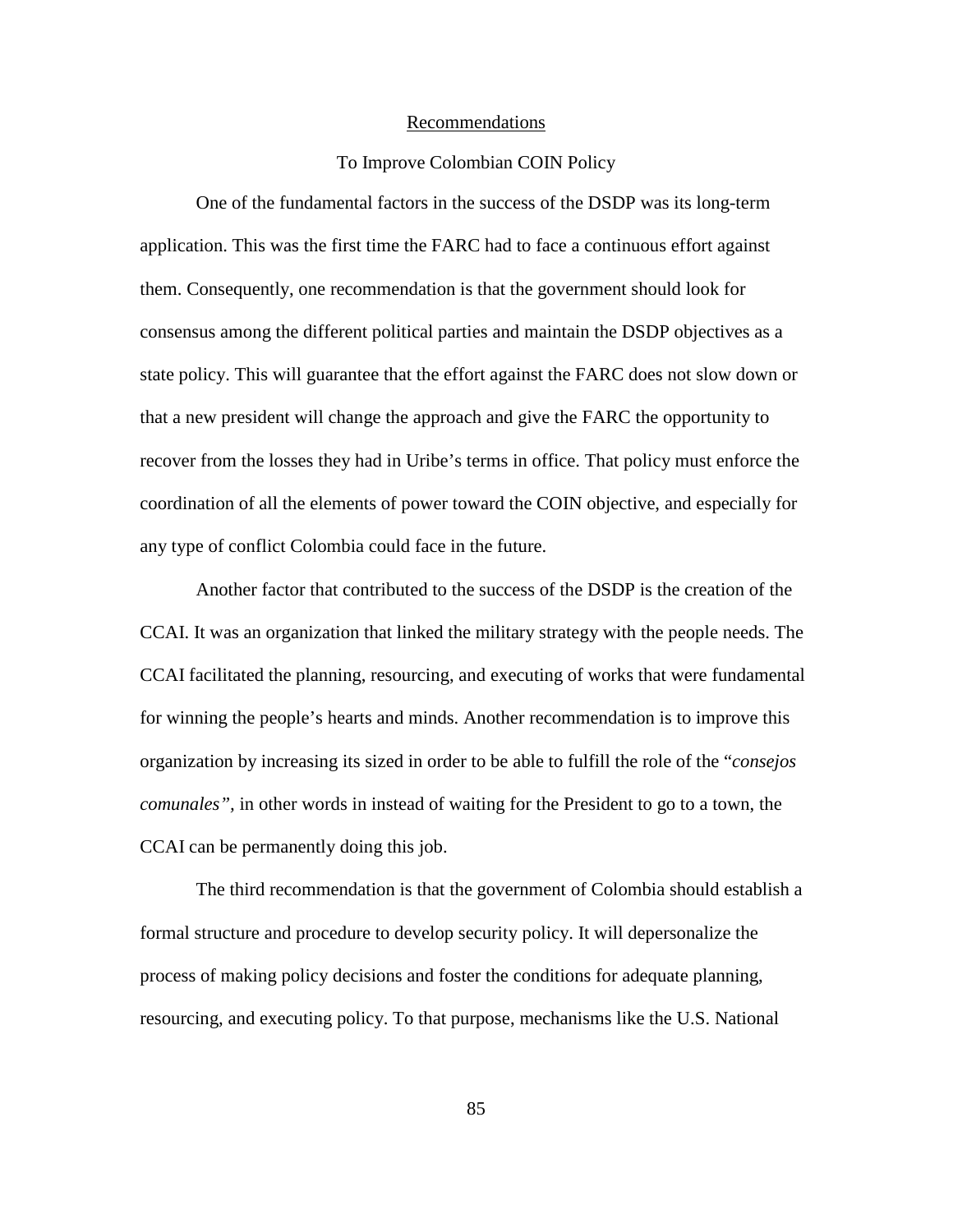## Recommendations

### To Improve Colombian COIN Policy

One of the fundamental factors in the success of the DSDP was its long-term application. This was the first time the FARC had to face a continuous effort against them. Consequently, one recommendation is that the government should look for consensus among the different political parties and maintain the DSDP objectives as a state policy. This will guarantee that the effort against the FARC does not slow down or that a new president will change the approach and give the FARC the opportunity to recover from the losses they had in Uribe's terms in office. That policy must enforce the coordination of all the elements of power toward the COIN objective, and especially for any type of conflict Colombia could face in the future.

Another factor that contributed to the success of the DSDP is the creation of the CCAI. It was an organization that linked the military strategy with the people needs. The CCAI facilitated the planning, resourcing, and executing of works that were fundamental for winning the people's hearts and minds. Another recommendation is to improve this organization by increasing its sized in order to be able to fulfill the role of the "*consejos comunales",* in other words in instead of waiting for the President to go to a town, the CCAI can be permanently doing this job.

The third recommendation is that the government of Colombia should establish a formal structure and procedure to develop security policy. It will depersonalize the process of making policy decisions and foster the conditions for adequate planning, resourcing, and executing policy. To that purpose, mechanisms like the U.S. National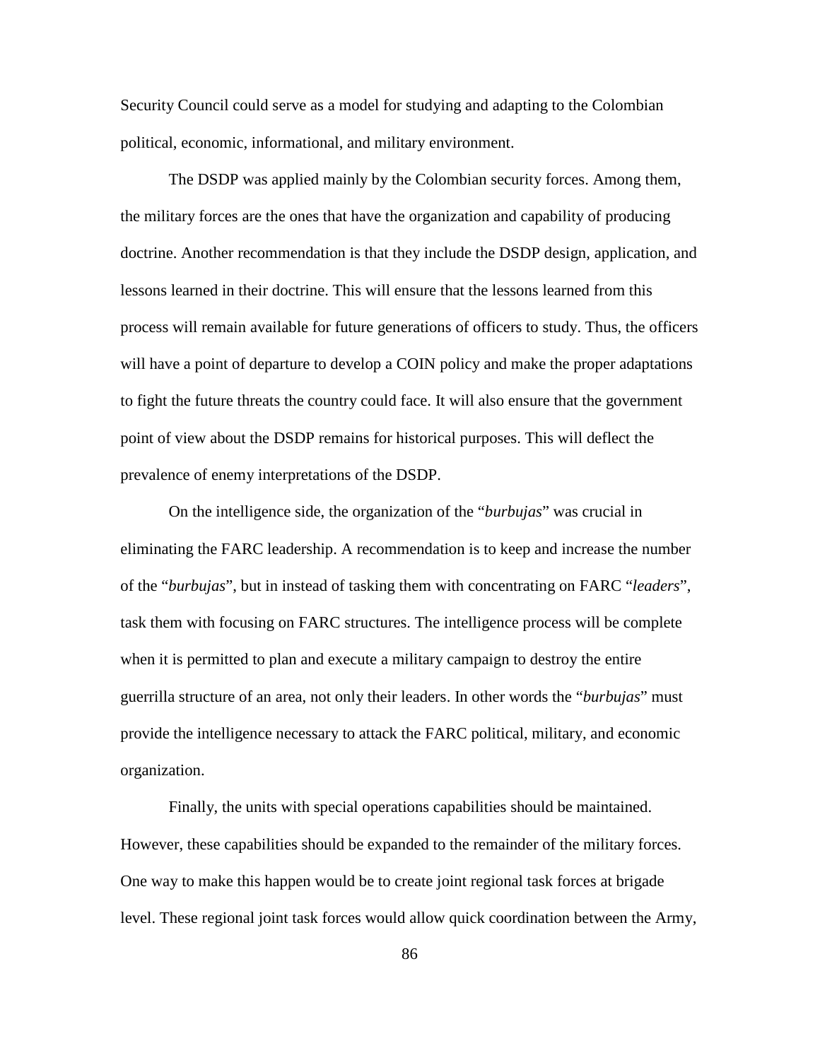Security Council could serve as a model for studying and adapting to the Colombian political, economic, informational, and military environment.

The DSDP was applied mainly by the Colombian security forces. Among them, the military forces are the ones that have the organization and capability of producing doctrine. Another recommendation is that they include the DSDP design, application, and lessons learned in their doctrine. This will ensure that the lessons learned from this process will remain available for future generations of officers to study. Thus, the officers will have a point of departure to develop a COIN policy and make the proper adaptations to fight the future threats the country could face. It will also ensure that the government point of view about the DSDP remains for historical purposes. This will deflect the prevalence of enemy interpretations of the DSDP.

On the intelligence side, the organization of the "*burbujas*" was crucial in eliminating the FARC leadership. A recommendation is to keep and increase the number of the "*burbujas*", but in instead of tasking them with concentrating on FARC "*leaders*", task them with focusing on FARC structures. The intelligence process will be complete when it is permitted to plan and execute a military campaign to destroy the entire guerrilla structure of an area, not only their leaders. In other words the "*burbujas*" must provide the intelligence necessary to attack the FARC political, military, and economic organization.

Finally, the units with special operations capabilities should be maintained. However, these capabilities should be expanded to the remainder of the military forces. One way to make this happen would be to create joint regional task forces at brigade level. These regional joint task forces would allow quick coordination between the Army,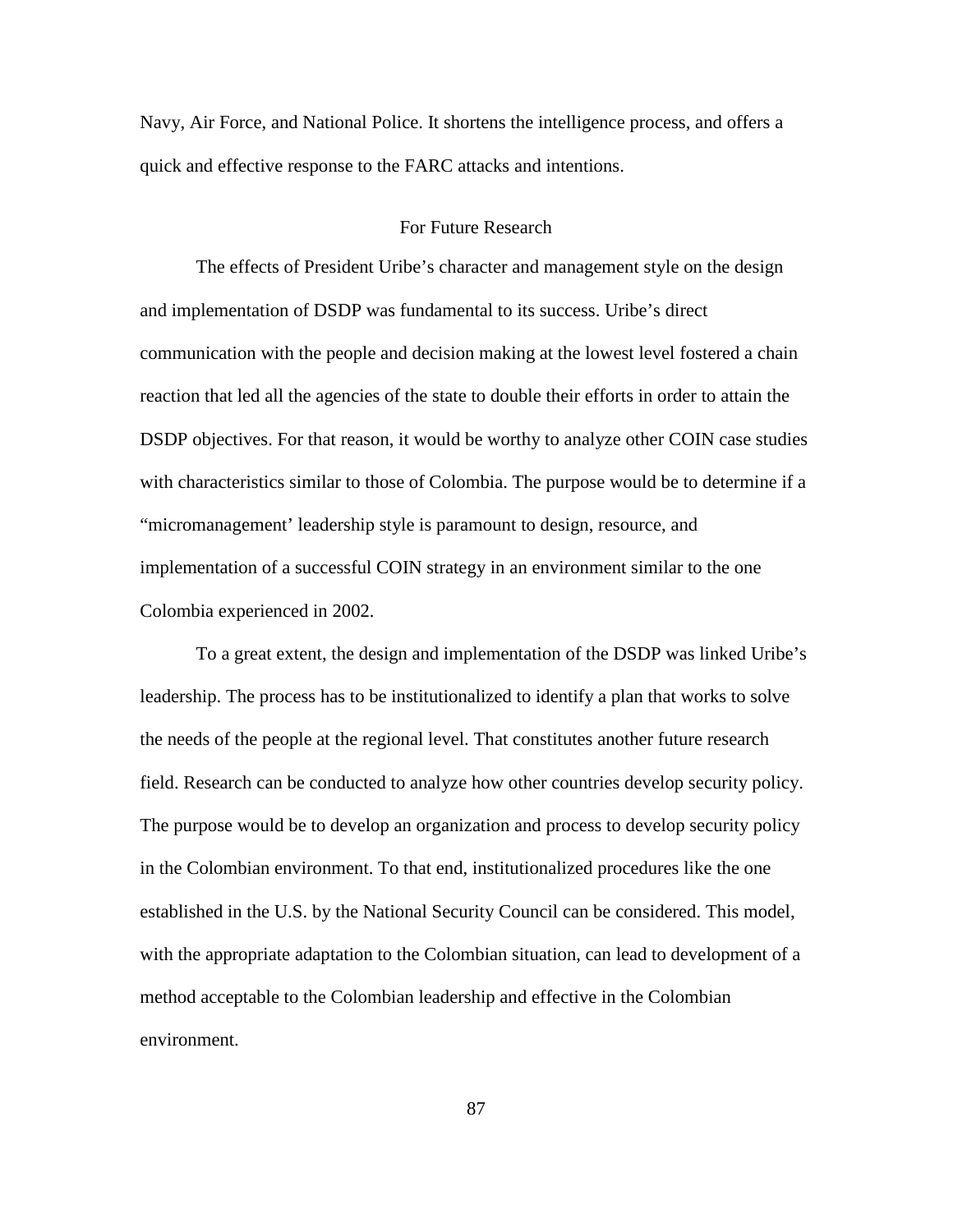Navy, Air Force, and National Police. It shortens the intelligence process, and offers a quick and effective response to the FARC attacks and intentions.

## For Future Research

The effects of President Uribe's character and management style on the design and implementation of DSDP was fundamental to its success. Uribe's direct communication with the people and decision making at the lowest level fostered a chain reaction that led all the agencies of the state to double their efforts in order to attain the DSDP objectives. For that reason, it would be worthy to analyze other COIN case studies with characteristics similar to those of Colombia. The purpose would be to determine if a "micromanagement' leadership style is paramount to design, resource, and implementation of a successful COIN strategy in an environment similar to the one Colombia experienced in 2002.

To a great extent, the design and implementation of the DSDP was linked Uribe's leadership. The process has to be institutionalized to identify a plan that works to solve the needs of the people at the regional level. That constitutes another future research field. Research can be conducted to analyze how other countries develop security policy. The purpose would be to develop an organization and process to develop security policy in the Colombian environment. To that end, institutionalized procedures like the one established in the U.S. by the National Security Council can be considered. This model, with the appropriate adaptation to the Colombian situation, can lead to development of a method acceptable to the Colombian leadership and effective in the Colombian environment.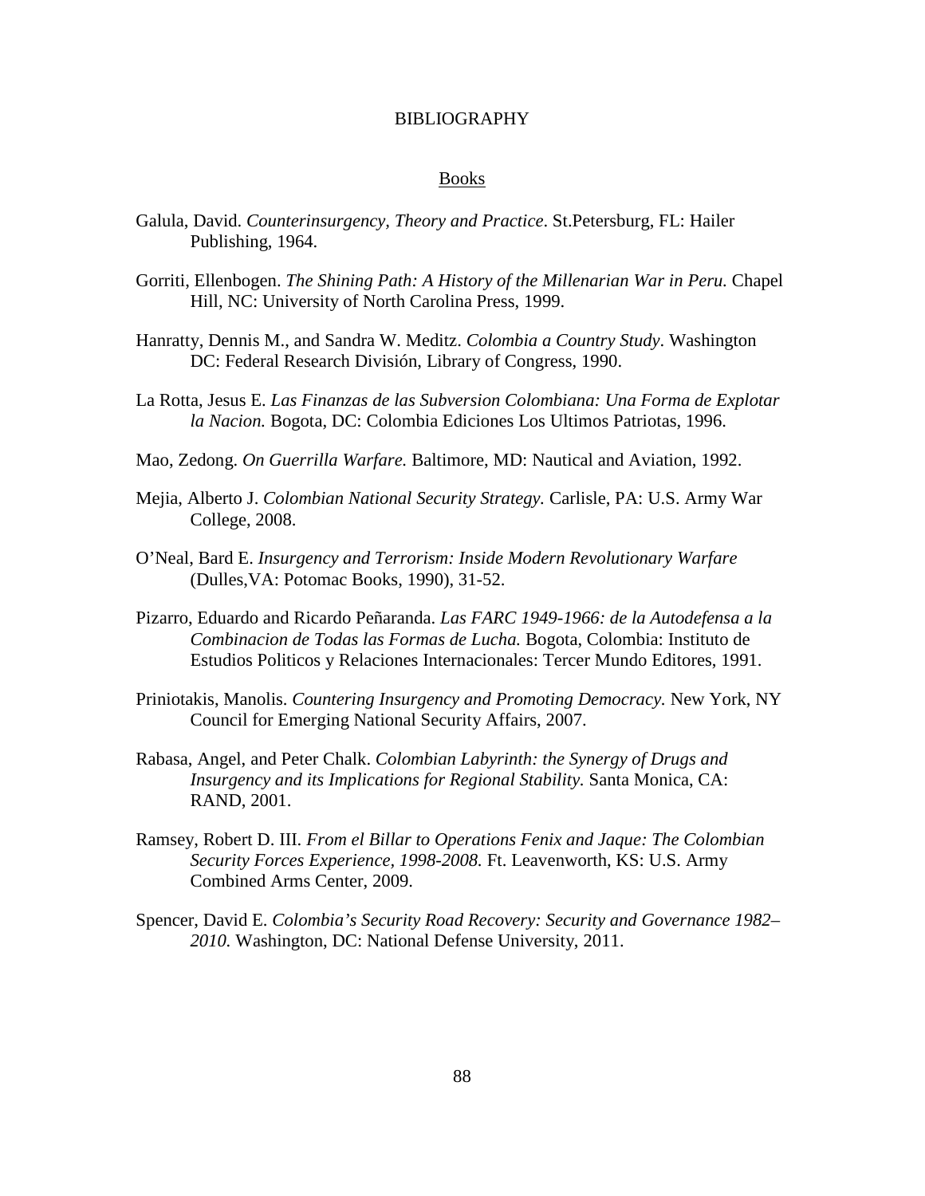# BIBLIOGRAPHY

## Books

Galula, David. *Counterinsurgency, Theory and Practice*. St.Petersburg, FL: Hailer Publishing, 1964.

Gorriti, Ellenbogen. *The Shining Path: A History of the Millenarian War in Peru.* Chapel Hill, NC: University of North Carolina Press, 1999.

Hanratty, Dennis M., and Sandra W. Meditz. *Colombia a Country Study*. Washington DC: Federal Research División, Library of Congress, 1990.

La Rotta, Jesus E. *Las Finanzas de las Subversion Colombiana: Una Forma de Explotar la Nacion.* Bogota, DC: Colombia Ediciones Los Ultimos Patriotas, 1996.

Mao, Zedong. *On Guerrilla Warfare.* Baltimore, MD: Nautical and Aviation, 1992.

Mejia, Alberto J. *Colombian National Security Strategy.* Carlisle, PA: U.S. Army War College, 2008.

O'Neal, Bard E. *Insurgency and Terrorism: Inside Modern Revolutionary Warfare* (Dulles,VA: Potomac Books, 1990), 31-52.

Pizarro, Eduardo and Ricardo Peñaranda. *Las FARC 1949-1966: de la Autodefensa a la Combinacion de Todas las Formas de Lucha.* Bogota, Colombia: Instituto de Estudios Politicos y Relaciones Internacionales: Tercer Mundo Editores, 1991.

Priniotakis, Manolis. *Countering Insurgency and Promoting Democracy.* New York, NY Council for Emerging National Security Affairs, 2007.

Rabasa, Angel, and Peter Chalk. *Colombian Labyrinth: the Synergy of Drugs and Insurgency and its Implications for Regional Stability.* Santa Monica, CA: RAND, 2001.

Ramsey, Robert D. III. *From el Billar to Operations Fenix and Jaque: The Colombian Security Forces Experience, 1998-2008.* Ft. Leavenworth, KS: U.S. Army Combined Arms Center, 2009.

Spencer, David E. *Colombia's Security Road Recovery: Security and Governance 1982–2010.* Washington, DC: National Defense University, 2011.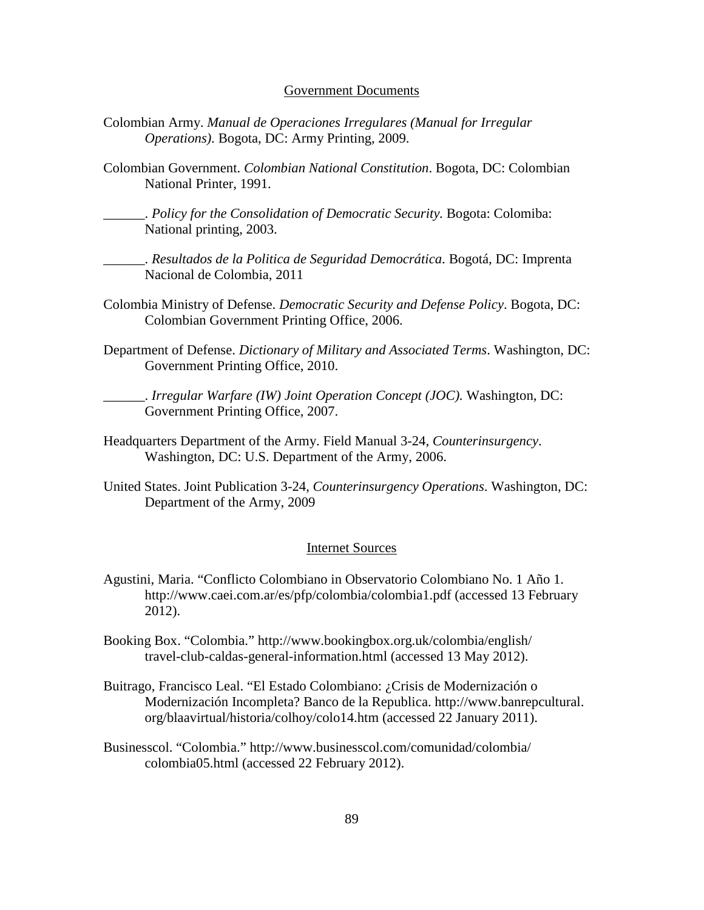## Government Documents

Colombian Army. *Manual de Operaciones Irregulares (Manual for Irregular Operations).* Bogota, DC: Army Printing, 2009.

Colombian Government. *Colombian National Constitution*. Bogota, DC: Colombian National Printer, 1991.

______. *Policy for the Consolidation of Democratic Security.* Bogota: Colomiba: National printing, 2003.

______. *Resultados de la Politica de Seguridad Democrática*. Bogotá, DC: Imprenta Nacional de Colombia, 2011

Colombia Ministry of Defense. *Democratic Security and Defense Policy*. Bogota, DC: Colombian Government Printing Office, 2006.

Department of Defense. *Dictionary of Military and Associated Terms*. Washington, DC: Government Printing Office, 2010.

______. *Irregular Warfare (IW) Joint Operation Concept (JOC).* Washington, DC: Government Printing Office, 2007.

Headquarters Department of the Army. Field Manual 3-24, *Counterinsurgency*. Washington, DC: U.S. Department of the Army, 2006.

United States. Joint Publication 3-24, *Counterinsurgency Operations*. Washington, DC: Department of the Army, 2009

## Internet Sources

Agustini, Maria. "Conflicto Colombiano in Observatorio Colombiano No. 1 Año 1. http://www.caei.com.ar/es/pfp/colombia/colombia1.pdf (accessed 13 February 2012).

Booking Box. "Colombia." http://www.bookingbox.org.uk/colombia/english/travel-club-caldas-general-information.html (accessed 13 May 2012).

Buitrago, Francisco Leal. "El Estado Colombiano: ¿Crisis de Modernización o Modernización Incompleta? Banco de la Republica. http://www.banrepcultural.org/blaavirtual/historia/colhoy/colo14.htm (accessed 22 January 2011).

Businesscol. "Colombia." http://www.businesscol.com/comunidad/colombia/colombia05.html (accessed 22 February 2012).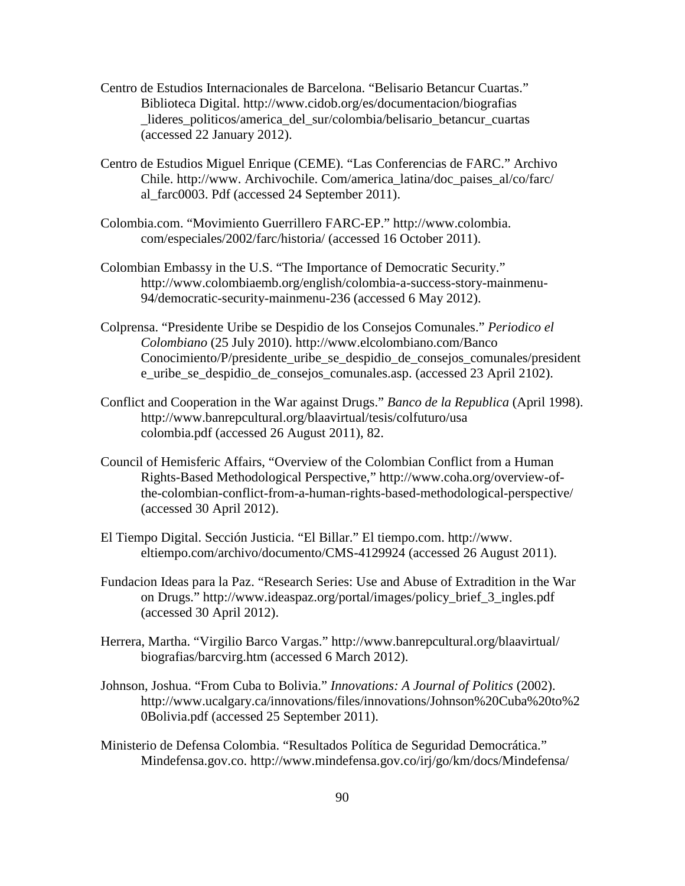Centro de Estudios Internacionales de Barcelona. "Belisario Betancur Cuartas." Biblioteca Digital. http://www.cidob.org/es/documentacion/biografias _lideres_politicos/america_del_sur/colombia/belisario_betancur_cuartas (accessed 22 January 2012).

Centro de Estudios Miguel Enrique (CEME). "Las Conferencias de FARC." Archivo Chile. http://www. Archivochile. Com/america_latina/doc_paises_al/co/farc/ al_farc0003. Pdf (accessed 24 September 2011).

Colombia.com. "Movimiento Guerrillero FARC-EP." http://www.colombia. com/especiales/2002/farc/historia/ (accessed 16 October 2011).

Colombian Embassy in the U.S. "The Importance of Democratic Security." http://www.colombiaemb.org/english/colombia-a-success-story-mainmenu-94/democratic-security-mainmenu-236 (accessed 6 May 2012).

Colprensa. "Presidente Uribe se Despidio de los Consejos Comunales." *Periodico el Colombiano* (25 July 2010). http://www.elcolombiano.com/Banco Conocimiento/P/presidente_uribe_se_despidio_de_consejos_comunales/presidente_uribe_se_despidio_de_consejos_comunales.asp. (accessed 23 April 2102).

Conflict and Cooperation in the War against Drugs." *Banco de la Republica* (April 1998). http://www.banrepcultural.org/blaavirtual/tesis/colfuturo/usa colombia.pdf (accessed 26 August 2011), 82.

Council of Hemisferic Affairs, "Overview of the Colombian Conflict from a Human Rights-Based Methodological Perspective," http://www.coha.org/overview-of-the-colombian-conflict-from-a-human-rights-based-methodological-perspective/ (accessed 30 April 2012).

El Tiempo Digital. Sección Justicia. "El Billar." El tiempo.com. http://www. eltiempo.com/archivo/documento/CMS-4129924 (accessed 26 August 2011).

Fundacion Ideas para la Paz. "Research Series: Use and Abuse of Extradition in the War on Drugs." http://www.ideaspaz.org/portal/images/policy_brief_3_ingles.pdf (accessed 30 April 2012).

Herrera, Martha. "Virgilio Barco Vargas." http://www.banrepcultural.org/blaavirtual/ biografias/barcvirg.htm (accessed 6 March 2012).

Johnson, Joshua. "From Cuba to Bolivia." *Innovations: A Journal of Politics* (2002). http://www.ucalgary.ca/innovations/files/innovations/Johnson%20Cuba%20to%20Bolivia.pdf (accessed 25 September 2011).

Ministerio de Defensa Colombia. "Resultados Política de Seguridad Democrática." Mindefensa.gov.co. http://www.mindefensa.gov.co/irj/go/km/docs/Mindefensa/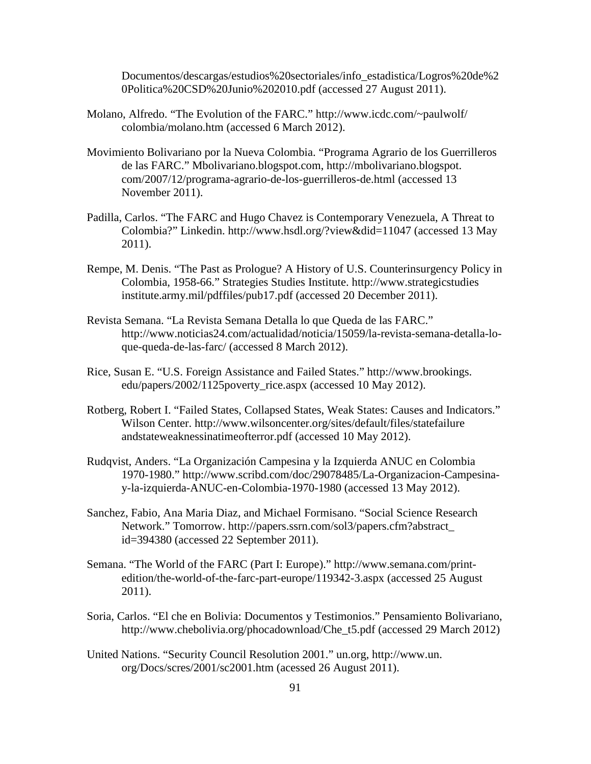Documentos/descargas/estudios%20sectoriales/info_estadistica/Logros%20de%20Politica%20CSD%20Junio%202010.pdf (accessed 27 August 2011).

Molano, Alfredo. "The Evolution of the FARC." http://www.icdc.com/~paulwolf/colombia/molano.htm (accessed 6 March 2012).

Movimiento Bolivariano por la Nueva Colombia. "Programa Agrario de los Guerrilleros de las FARC." Mbolivariano.blogspot.com, http://mbolivariano.blogspot.com/2007/12/programa-agrario-de-los-guerrilleros-de.html (accessed 13 November 2011).

Padilla, Carlos. "The FARC and Hugo Chavez is Contemporary Venezuela, A Threat to Colombia?" Linkedin. http://www.hsdl.org/?view&did=11047 (accessed 13 May 2011).

Rempe, M. Denis. "The Past as Prologue? A History of U.S. Counterinsurgency Policy in Colombia, 1958-66." Strategies Studies Institute. http://www.strategicstudiesinstitute.army.mil/pdffiles/pub17.pdf (accessed 20 December 2011).

Revista Semana. "La Revista Semana Detalla lo que Queda de las FARC." http://www.noticias24.com/actualidad/noticia/15059/la-revista-semana-detalla-lo-que-queda-de-las-farc/ (accessed 8 March 2012).

Rice, Susan E. "U.S. Foreign Assistance and Failed States." http://www.brookings.edu/papers/2002/1125poverty_rice.aspx (accessed 10 May 2012).

Rotberg, Robert I. "Failed States, Collapsed States, Weak States: Causes and Indicators." Wilson Center. http://www.wilsoncenter.org/sites/default/files/statefailureandstateweaknessinatimeofterror.pdf (accessed 10 May 2012).

Rudqvist, Anders. "La Organización Campesina y la Izquierda ANUC en Colombia 1970-1980." http://www.scribd.com/doc/29078485/La-Organizacion-Campesina-y-la-izquierda-ANUC-en-Colombia-1970-1980 (accessed 13 May 2012).

Sanchez, Fabio, Ana Maria Diaz, and Michael Formisano. "Social Science Research Network." Tomorrow. http://papers.ssrn.com/sol3/papers.cfm?abstract_id=394380 (accessed 22 September 2011).

Semana. "The World of the FARC (Part I: Europe)." http://www.semana.com/print-edition/the-world-of-the-farc-part-europe/119342-3.aspx (accessed 25 August 2011).

Soria, Carlos. "El che en Bolivia: Documentos y Testimonios." Pensamiento Bolivariano, http://www.chebolivia.org/phocadownload/Che_t5.pdf (accessed 29 March 2012)

United Nations. "Security Council Resolution 2001." un.org, http://www.un.org/Docs/scres/2001/sc2001.htm (acessed 26 August 2011).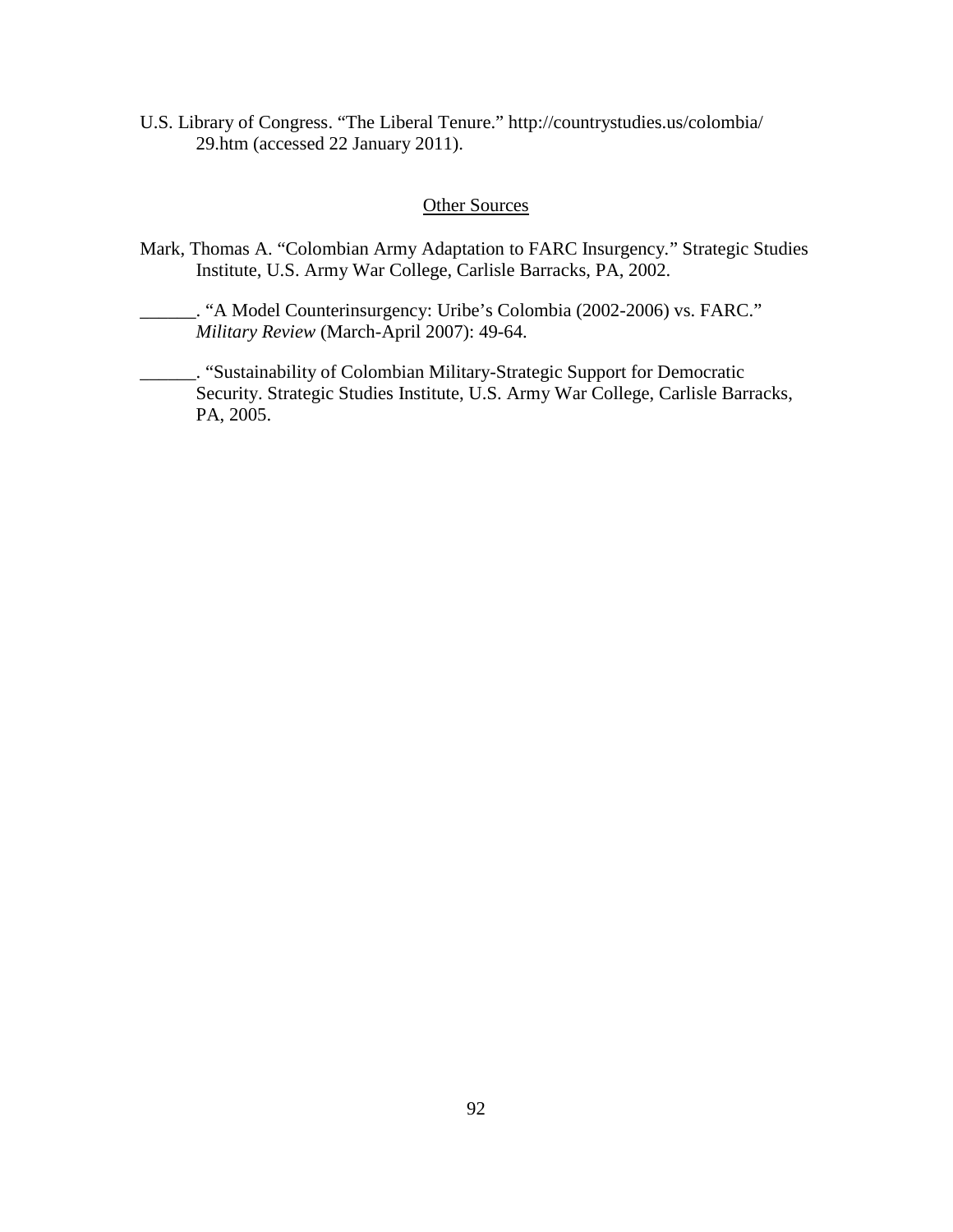U.S. Library of Congress. "The Liberal Tenure." http://countrystudies.us/colombia/29.htm (accessed 22 January 2011).

## Other Sources

Mark, Thomas A. "Colombian Army Adaptation to FARC Insurgency." Strategic Studies Institute, U.S. Army War College, Carlisle Barracks, PA, 2002.

______. "A Model Counterinsurgency: Uribe's Colombia (2002-2006) vs. FARC." *Military Review* (March-April 2007): 49-64.

______. "Sustainability of Colombian Military-Strategic Support for Democratic Security. Strategic Studies Institute, U.S. Army War College, Carlisle Barracks, PA, 2005.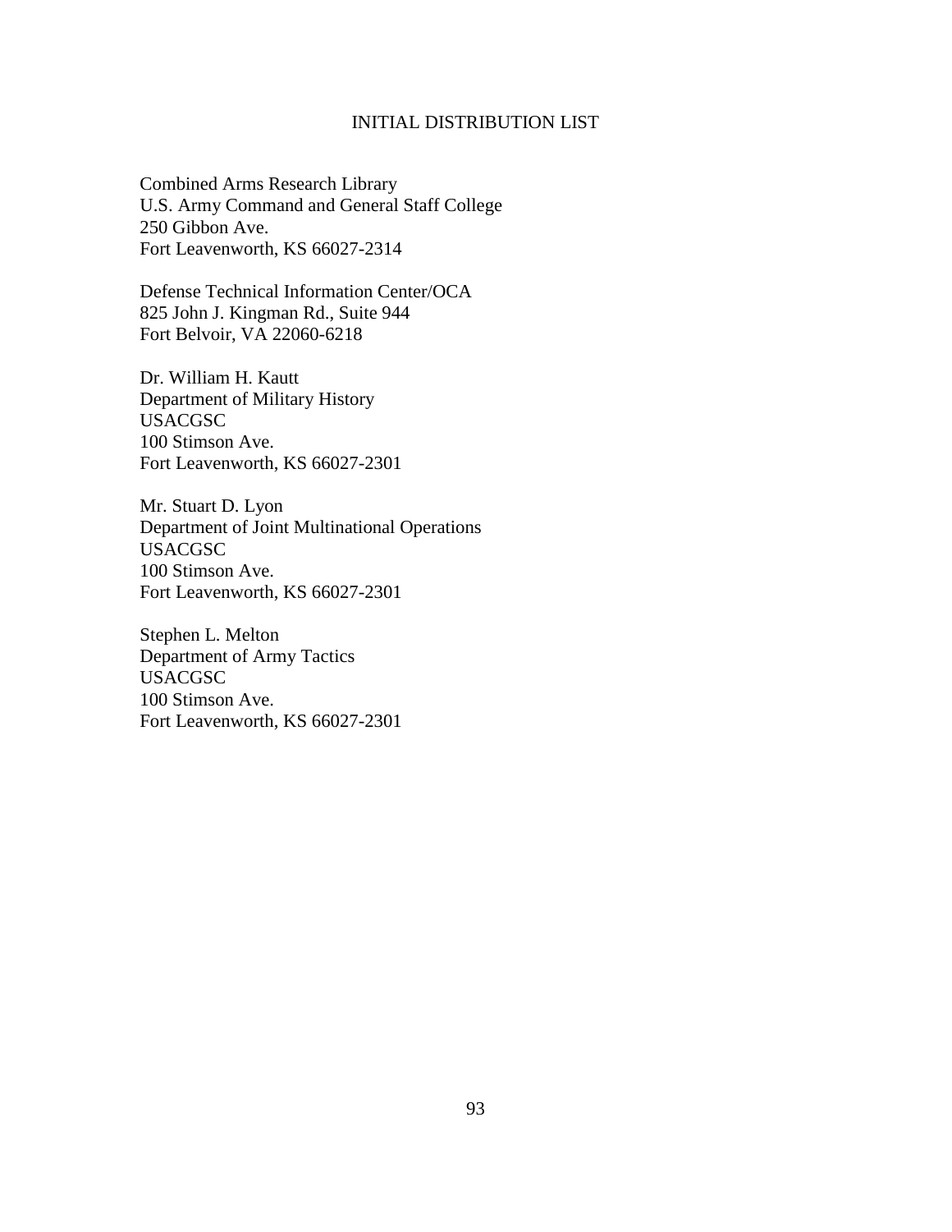# INITIAL DISTRIBUTION LIST

Combined Arms Research Library
U.S. Army Command and General Staff College
250 Gibbon Ave.
Fort Leavenworth, KS 66027-2314

Defense Technical Information Center/OCA
825 John J. Kingman Rd., Suite 944
Fort Belvoir, VA 22060-6218

Dr. William H. Kautt
Department of Military History
USACGSC
100 Stimson Ave.
Fort Leavenworth, KS 66027-2301

Mr. Stuart D. Lyon
Department of Joint Multinational Operations
USACGSC
100 Stimson Ave.
Fort Leavenworth, KS 66027-2301

Stephen L. Melton
Department of Army Tactics
USACGSC
100 Stimson Ave.
Fort Leavenworth, KS 66027-2301